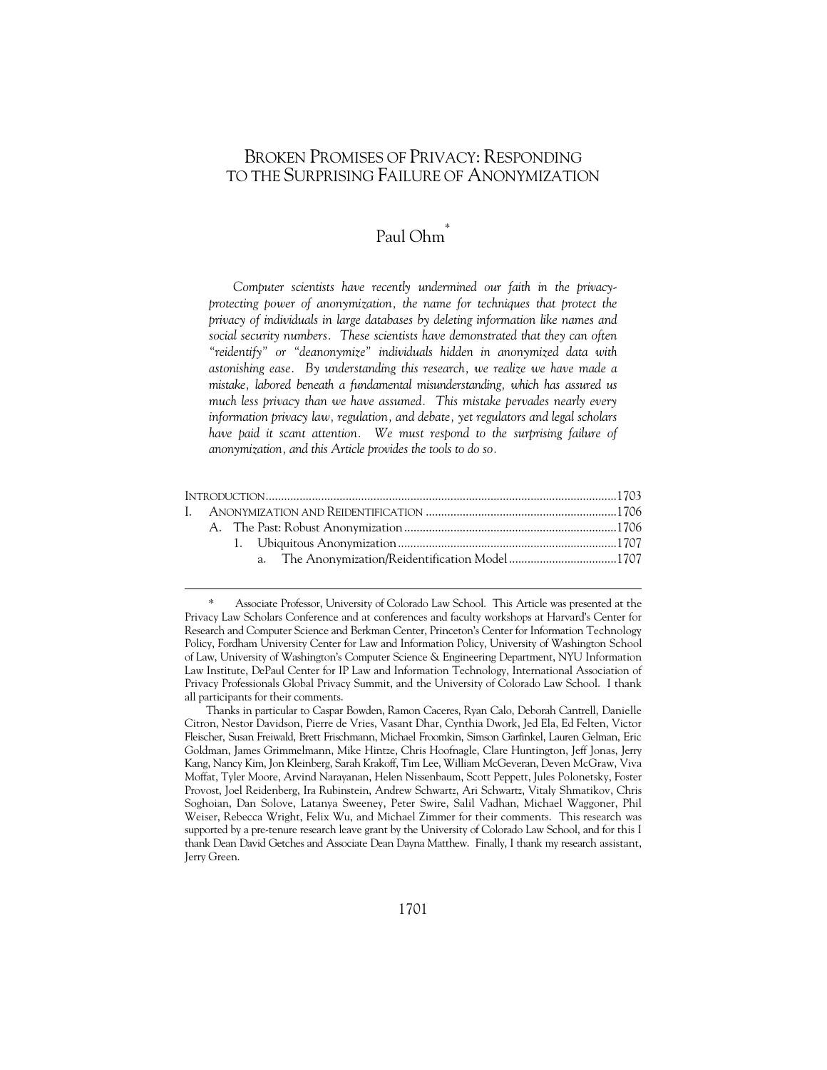# BROKEN PROMISES OF PRIVACY: RESPONDING TO THE SURPRISING FAILURE OF ANONYMIZATION

## Paul Ohm[*]

*Computer scientists have recently undermined our faith in the privacy-protecting power of anonymization, the name for techniques that protect the privacy of individuals in large databases by deleting information like names and social security numbers. These scientists have demonstrated that they can often "reidentify" or "deanonymize" individuals hidden in anonymized data with astonishing ease. By understanding this research, we realize we have made a mistake, labored beneath a fundamental misunderstanding, which has assured us much less privacy than we have assumed. This mistake pervades nearly every information privacy law, regulation, and debate, yet regulators and legal scholars have paid it scant attention. We must respond to the surprising failure of anonymization, and this Article provides the tools to do so.*

| | |
|---|---|
| INTRODUCTION | 1703 |
| I. ANONYMIZATION AND REIDENTIFICATION | 1706 |
| A. The Past: Robust Anonymization | 1706 |
| 1. Ubiquitous Anonymization | 1707 |
| a. The Anonymization/Reidentification Model | 1707 |

---

\* Associate Professor, University of Colorado Law School. This Article was presented at the Privacy Law Scholars Conference and at conferences and faculty workshops at Harvard's Center for Research and Computer Science and Berkman Center, Princeton's Center for Information Technology Policy, Fordham University Center for Law and Information Policy, University of Washington School of Law, University of Washington's Computer Science & Engineering Department, NYU Information Law Institute, DePaul Center for IP Law and Information Technology, International Association of Privacy Professionals Global Privacy Summit, and the University of Colorado Law School. I thank all participants for their comments.

Thanks in particular to Caspar Bowden, Ramon Caceres, Ryan Calo, Deborah Cantrell, Danielle Citron, Nestor Davidson, Pierre de Vries, Vasant Dhar, Cynthia Dwork, Jed Ela, Ed Felten, Victor Fleischer, Susan Freiwald, Brett Frischmann, Michael Froomkin, Simson Garfinkel, Lauren Gelman, Eric Goldman, James Grimmelmann, Mike Hintze, Chris Hoofnagle, Clare Huntington, Jeff Jonas, Jerry Kang, Nancy Kim, Jon Kleinberg, Sarah Krakoff, Tim Lee, William McGeveran, Deven McGraw, Viva Moffat, Tyler Moore, Arvind Narayanan, Helen Nissenbaum, Scott Peppett, Jules Polonetsky, Foster Provost, Joel Reidenberg, Ira Rubinstein, Andrew Schwartz, Ari Schwartz, Vitaly Shmatikov, Chris Soghoian, Dan Solove, Latanya Sweeney, Peter Swire, Salil Vadhan, Michael Waggoner, Phil Weiser, Rebecca Wright, Felix Wu, and Michael Zimmer for their comments. This research was supported by a pre-tenure research leave grant by the University of Colorado Law School, and for this I thank Dean David Getches and Associate Dean Dayna Matthew. Finally, I thank my research assistant, Jerry Green.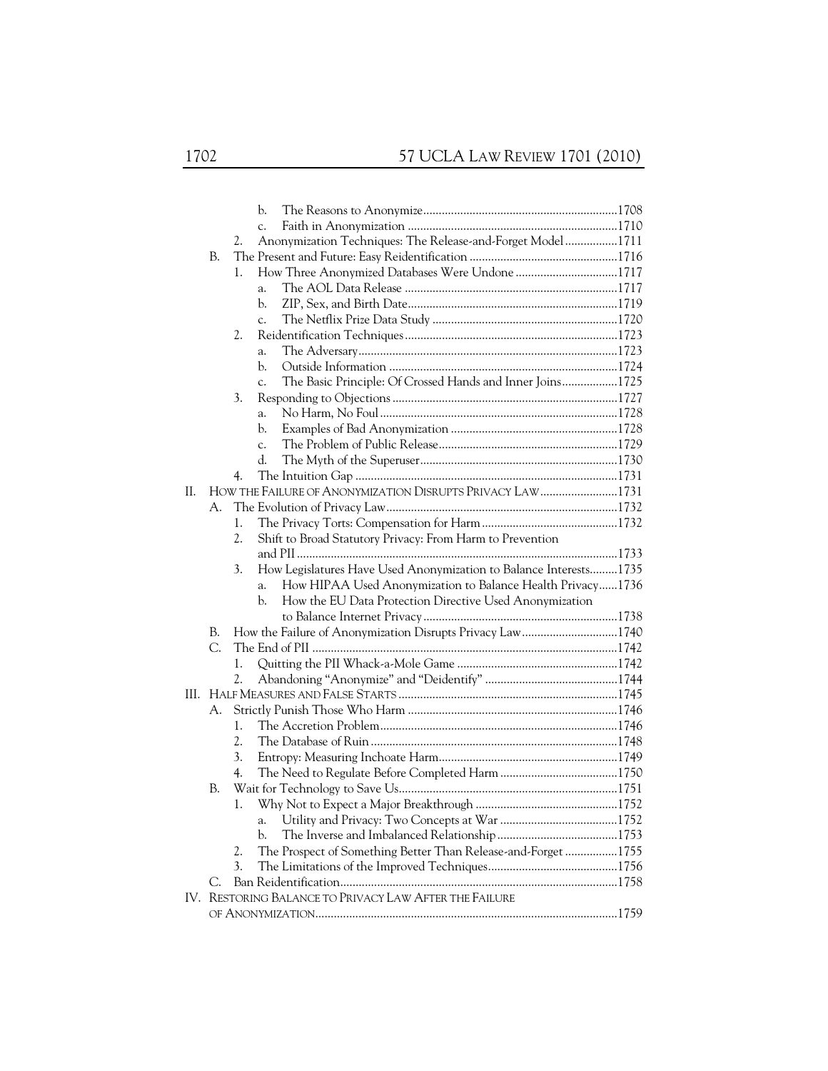- b. The Reasons to Anonymize ....1708
- c. Faith in Anonymization ....1710
- 2. Anonymization Techniques: The Release-and-Forget Model ....1711

B. The Present and Future: Easy Reidentification ....1716

- 1. How Three Anonymized Databases Were Undone ....1717
  - a. The AOL Data Release ....1717
  - b. ZIP, Sex, and Birth Date ....1719
  - c. The Netflix Prize Data Study ....1720
- 2. Reidentification Techniques ....1723
  - a. The Adversary ....1723
  - b. Outside Information ....1724
  - c. The Basic Principle: Of Crossed Hands and Inner Joins ....1725
- 3. Responding to Objections ....1727
  - a. No Harm, No Foul ....1728
  - b. Examples of Bad Anonymization ....1728
  - c. The Problem of Public Release ....1729
  - d. The Myth of the Superuser ....1730
- 4. The Intuition Gap ....1731

II. HOW THE FAILURE OF ANONYMIZATION DISRUPTS PRIVACY LAW ....1731

A. The Evolution of Privacy Law ....1732

- 1. The Privacy Torts: Compensation for Harm ....1732
- 2. Shift to Broad Statutory Privacy: From Harm to Prevention and PII ....1733
- 3. How Legislatures Have Used Anonymization to Balance Interests ....1735
  - a. How HIPAA Used Anonymization to Balance Health Privacy ....1736
  - b. How the EU Data Protection Directive Used Anonymization to Balance Internet Privacy ....1738

B. How the Failure of Anonymization Disrupts Privacy Law ....1740

C. The End of PII ....1742

- 1. Quitting the PII Whack-a-Mole Game ....1742
- 2. Abandoning "Anonymize" and "Deidentify" ....1744

III. HALF MEASURES AND FALSE STARTS ....1745

A. Strictly Punish Those Who Harm ....1746

- 1. The Accretion Problem ....1746
- 2. The Database of Ruin ....1748
- 3. Entropy: Measuring Inchoate Harm ....1749
- 4. The Need to Regulate Before Completed Harm ....1750

B. Wait for Technology to Save Us ....1751

- 1. Why Not to Expect a Major Breakthrough ....1752
  - a. Utility and Privacy: Two Concepts at War ....1752
  - b. The Inverse and Imbalanced Relationship ....1753
- 2. The Prospect of Something Better Than Release-and-Forget ....1755
- 3. The Limitations of the Improved Techniques ....1756

C. Ban Reidentification ....1758

IV. RESTORING BALANCE TO PRIVACY LAW AFTER THE FAILURE OF ANONYMIZATION ....1759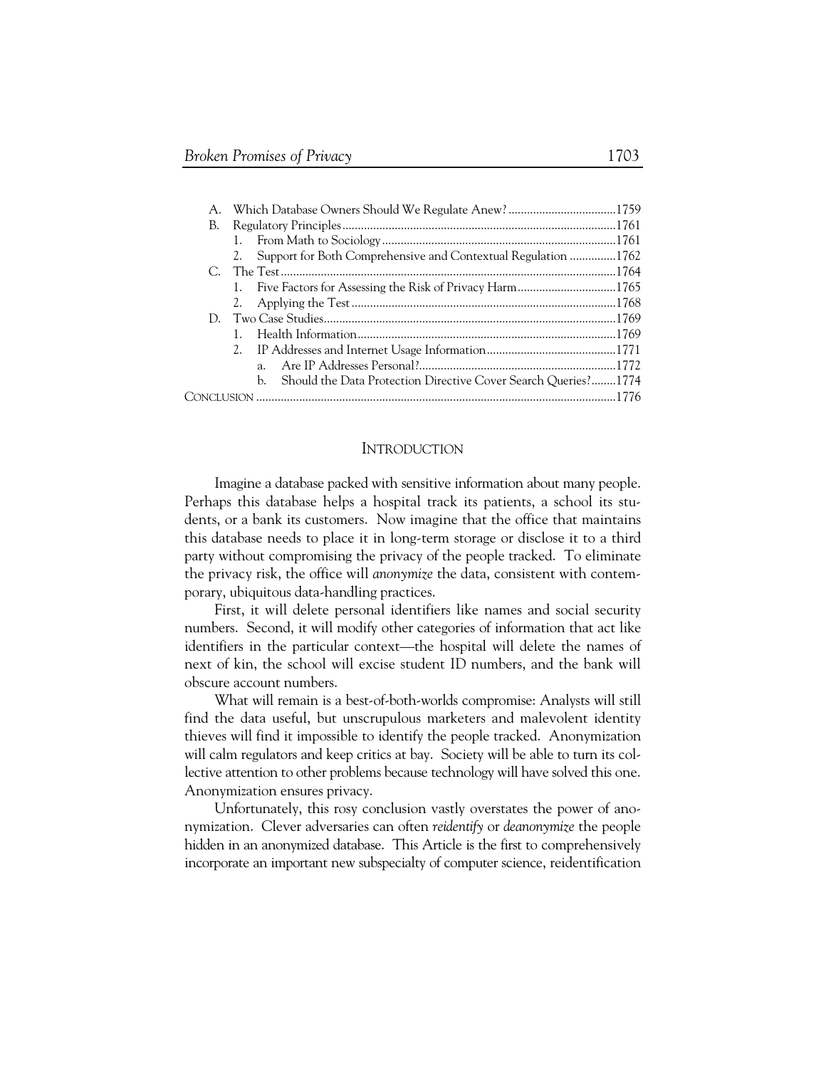A. Which Database Owners Should We Regulate Anew? ....................................1759
B. Regulatory Principles ..........................................................................................1761
   1. From Math to Sociology ..................................................................................1761
   2. Support for Both Comprehensive and Contextual Regulation ...............1762
C. The Test ...............................................................................................................1764
   1. Five Factors for Assessing the Risk of Privacy Harm ................................1765
   2. Applying the Test ..............................................................................................1768
D. Two Case Studies ...............................................................................................1769
   1. Health Information ...........................................................................................1769
   2. IP Addresses and Internet Usage Information ...........................................1771
      a. Are IP Addresses Personal? ........................................................................1772
      b. Should the Data Protection Directive Cover Search Queries? ........1774

CONCLUSION .........................................................................................................1776

## INTRODUCTION

Imagine a database packed with sensitive information about many people. Perhaps this database helps a hospital track its patients, a school its students, or a bank its customers. Now imagine that the office that maintains this database needs to place it in long-term storage or disclose it to a third party without compromising the privacy of the people tracked. To eliminate the privacy risk, the office will *anonymize* the data, consistent with contemporary, ubiquitous data-handling practices.

First, it will delete personal identifiers like names and social security numbers. Second, it will modify other categories of information that act like identifiers in the particular context—the hospital will delete the names of next of kin, the school will excise student ID numbers, and the bank will obscure account numbers.

What will remain is a best-of-both-worlds compromise: Analysts will still find the data useful, but unscrupulous marketers and malevolent identity thieves will find it impossible to identify the people tracked. Anonymization will calm regulators and keep critics at bay. Society will be able to turn its collective attention to other problems because technology will have solved this one. Anonymization ensures privacy.

Unfortunately, this rosy conclusion vastly overstates the power of anonymization. Clever adversaries can often *reidentify* or *deanonymize* the people hidden in an anonymized database. This Article is the first to comprehensively incorporate an important new subspecialty of computer science, reidentification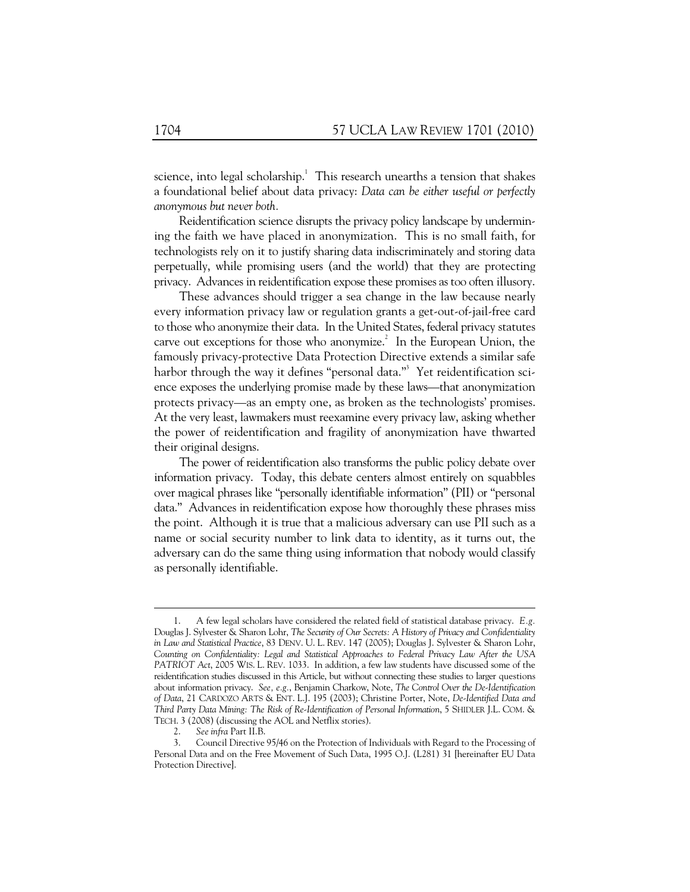science, into legal scholarship.[1] This research unearths a tension that shakes a foundational belief about data privacy: *Data can be either useful or perfectly anonymous but never both.*

Reidentification science disrupts the privacy policy landscape by undermining the faith we have placed in anonymization. This is no small faith, for technologists rely on it to justify sharing data indiscriminately and storing data perpetually, while promising users (and the world) that they are protecting privacy. Advances in reidentification expose these promises as too often illusory.

These advances should trigger a sea change in the law because nearly every information privacy law or regulation grants a get-out-of-jail-free card to those who anonymize their data. In the United States, federal privacy statutes carve out exceptions for those who anonymize.[2] In the European Union, the famously privacy-protective Data Protection Directive extends a similar safe harbor through the way it defines "personal data."[3] Yet reidentification science exposes the underlying promise made by these laws—that anonymization protects privacy—as an empty one, as broken as the technologists' promises. At the very least, lawmakers must reexamine every privacy law, asking whether the power of reidentification and fragility of anonymization have thwarted their original designs.

The power of reidentification also transforms the public policy debate over information privacy. Today, this debate centers almost entirely on squabbles over magical phrases like "personally identifiable information" (PII) or "personal data." Advances in reidentification expose how thoroughly these phrases miss the point. Although it is true that a malicious adversary can use PII such as a name or social security number to link data to identity, as it turns out, the adversary can do the same thing using information that nobody would classify as personally identifiable.

---

1. A few legal scholars have considered the related field of statistical database privacy. *E.g.* Douglas J. Sylvester & Sharon Lohr, *The Security of Our Secrets: A History of Privacy and Confidentiality in Law and Statistical Practice*, 83 DENV. U. L. REV. 147 (2005); Douglas J. Sylvester & Sharon Lohr, *Counting on Confidentiality: Legal and Statistical Approaches to Federal Privacy Law After the USA PATRIOT Act*, 2005 WIS. L. REV. 1033. In addition, a few law students have discussed some of the reidentification studies discussed in this Article, but without connecting these studies to larger questions about information privacy. *See, e.g.*, Benjamin Charkow, Note, *The Control Over the De-Identification of Data*, 21 CARDOZO ARTS & ENT. L.J. 195 (2003); Christine Porter, Note, *De-Identified Data and Third Party Data Mining: The Risk of Re-Identification of Personal Information*, 5 SHIDLER J.L. COM. & TECH. 3 (2008) (discussing the AOL and Netflix stories).

2. *See infra* Part II.B.

3. Council Directive 95/46 on the Protection of Individuals with Regard to the Processing of Personal Data and on the Free Movement of Such Data, 1995 O.J. (L281) 31 [hereinafter EU Data Protection Directive].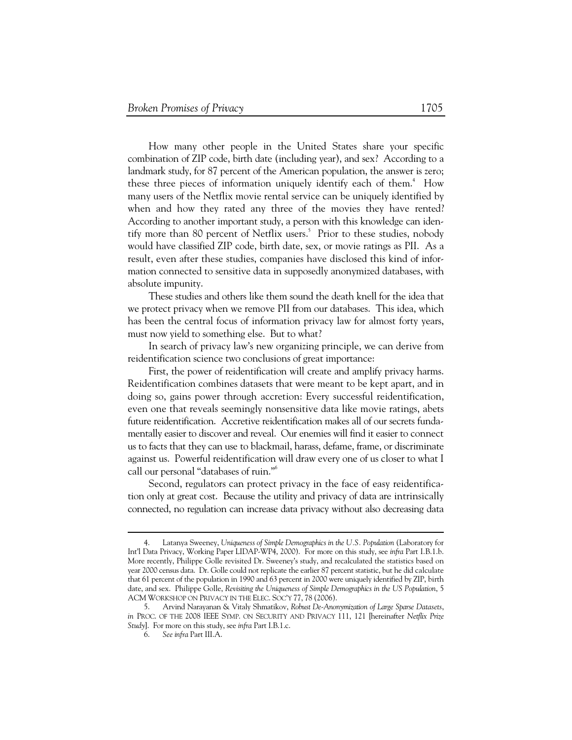How many other people in the United States share your specific combination of ZIP code, birth date (including year), and sex? According to a landmark study, for 87 percent of the American population, the answer is zero; these three pieces of information uniquely identify each of them.[4] How many users of the Netflix movie rental service can be uniquely identified by when and how they rated any three of the movies they have rented? According to another important study, a person with this knowledge can identify more than 80 percent of Netflix users.[5] Prior to these studies, nobody would have classified ZIP code, birth date, sex, or movie ratings as PII. As a result, even after these studies, companies have disclosed this kind of information connected to sensitive data in supposedly anonymized databases, with absolute impunity.

These studies and others like them sound the death knell for the idea that we protect privacy when we remove PII from our databases. This idea, which has been the central focus of information privacy law for almost forty years, must now yield to something else. But to what?

In search of privacy law's new organizing principle, we can derive from reidentification science two conclusions of great importance:

First, the power of reidentification will create and amplify privacy harms. Reidentification combines datasets that were meant to be kept apart, and in doing so, gains power through accretion: Every successful reidentification, even one that reveals seemingly nonsensitive data like movie ratings, abets future reidentification. Accretive reidentification makes all of our secrets fundamentally easier to discover and reveal. Our enemies will find it easier to connect us to facts that they can use to blackmail, harass, defame, frame, or discriminate against us. Powerful reidentification will draw every one of us closer to what I call our personal "databases of ruin."[6]

Second, regulators can protect privacy in the face of easy reidentification only at great cost. Because the utility and privacy of data are intrinsically connected, no regulation can increase data privacy without also decreasing data

---

4. Latanya Sweeney, *Uniqueness of Simple Demographics in the U.S. Population* (Laboratory for Int'l Data Privacy, Working Paper LIDAP-WP4, 2000). For more on this study, see *infra* Part I.B.1.b. More recently, Philippe Golle revisited Dr. Sweeney's study, and recalculated the statistics based on year 2000 census data. Dr. Golle could not replicate the earlier 87 percent statistic, but he did calculate that 61 percent of the population in 1990 and 63 percent in 2000 were uniquely identified by ZIP, birth date, and sex. Philippe Golle, *Revisiting the Uniqueness of Simple Demographics in the US Population*, 5 ACM WORKSHOP ON PRIVACY IN THE ELEC. SOC'Y 77, 78 (2006).

5. Arvind Narayanan & Vitaly Shmatikov, *Robust De-Anonymization of Large Sparse Datasets*, *in* PROC. OF THE 2008 IEEE SYMP. ON SECURITY AND PRIVACY 111, 121 [hereinafter *Netflix Prize Study*]. For more on this study, see *infra* Part I.B.1.c.

6. *See infra* Part III.A.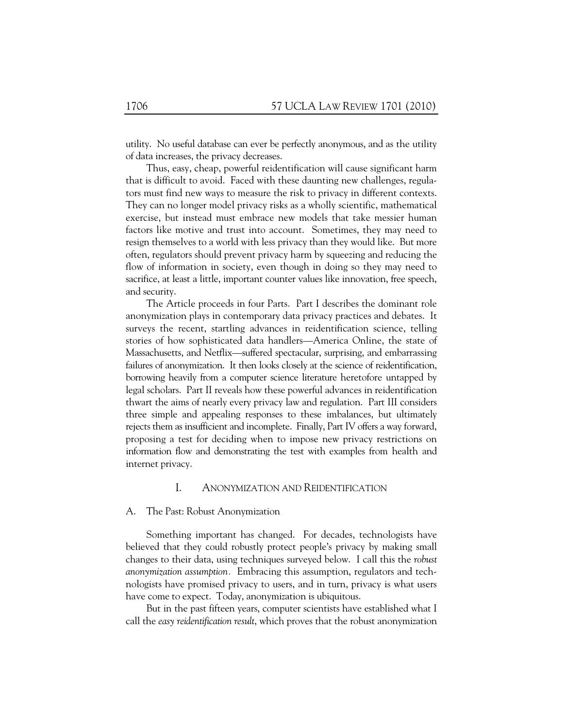utility. No useful database can ever be perfectly anonymous, and as the utility of data increases, the privacy decreases.

Thus, easy, cheap, powerful reidentification will cause significant harm that is difficult to avoid. Faced with these daunting new challenges, regulators must find new ways to measure the risk to privacy in different contexts. They can no longer model privacy risks as a wholly scientific, mathematical exercise, but instead must embrace new models that take messier human factors like motive and trust into account. Sometimes, they may need to resign themselves to a world with less privacy than they would like. But more often, regulators should prevent privacy harm by squeezing and reducing the flow of information in society, even though in doing so they may need to sacrifice, at least a little, important counter values like innovation, free speech, and security.

The Article proceeds in four Parts. Part I describes the dominant role anonymization plays in contemporary data privacy practices and debates. It surveys the recent, startling advances in reidentification science, telling stories of how sophisticated data handlers—America Online, the state of Massachusetts, and Netflix—suffered spectacular, surprising, and embarrassing failures of anonymization. It then looks closely at the science of reidentification, borrowing heavily from a computer science literature heretofore untapped by legal scholars. Part II reveals how these powerful advances in reidentification thwart the aims of nearly every privacy law and regulation. Part III considers three simple and appealing responses to these imbalances, but ultimately rejects them as insufficient and incomplete. Finally, Part IV offers a way forward, proposing a test for deciding when to impose new privacy restrictions on information flow and demonstrating the test with examples from health and internet privacy.

## I. Anonymization and Reidentification

### A. The Past: Robust Anonymization

Something important has changed. For decades, technologists have believed that they could robustly protect people's privacy by making small changes to their data, using techniques surveyed below. I call this the *robust anonymization assumption*. Embracing this assumption, regulators and technologists have promised privacy to users, and in turn, privacy is what users have come to expect. Today, anonymization is ubiquitous.

But in the past fifteen years, computer scientists have established what I call the *easy reidentification result*, which proves that the robust anonymization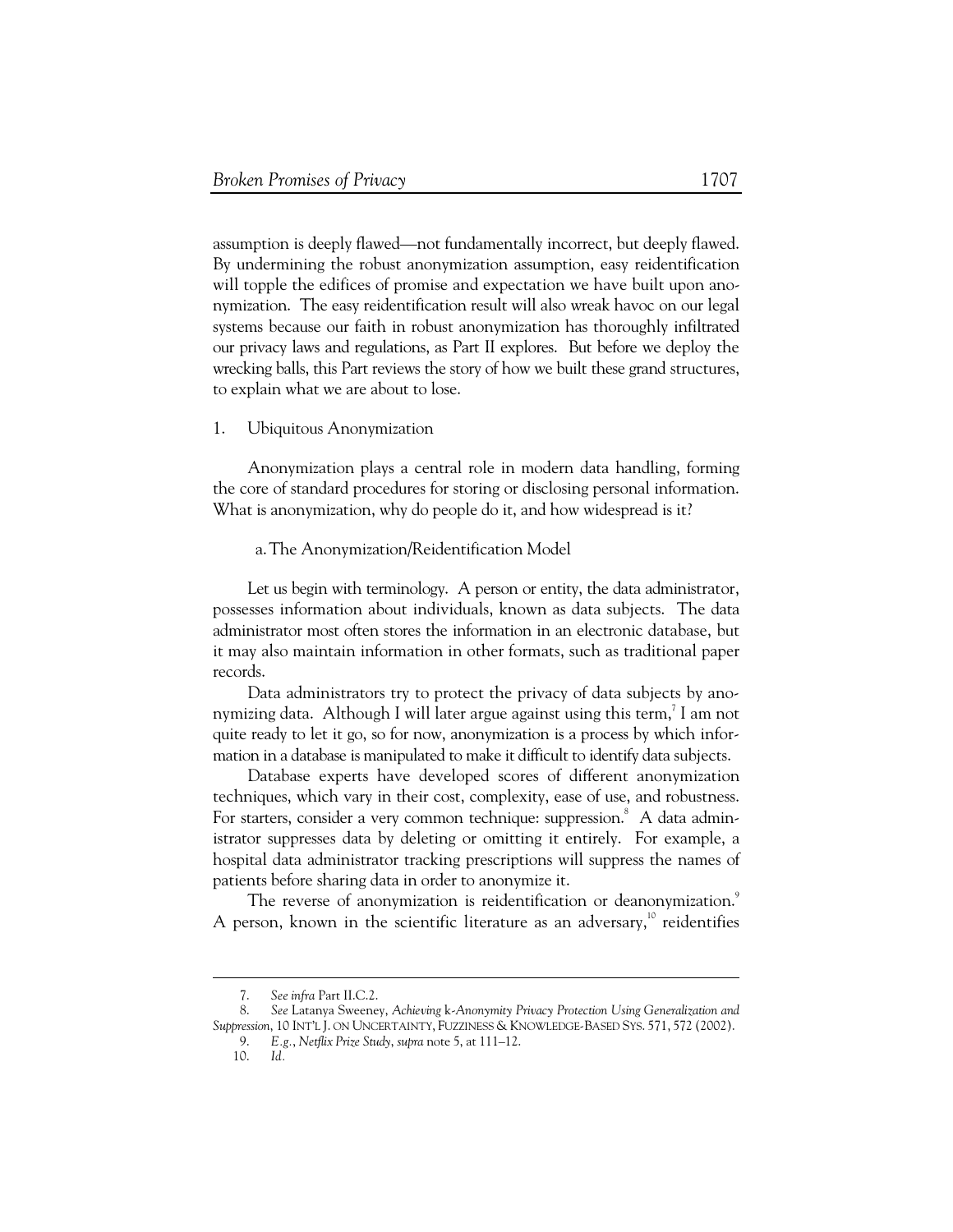assumption is deeply flawed—not fundamentally incorrect, but deeply flawed. By undermining the robust anonymization assumption, easy reidentification will topple the edifices of promise and expectation we have built upon anonymization. The easy reidentification result will also wreak havoc on our legal systems because our faith in robust anonymization has thoroughly infiltrated our privacy laws and regulations, as Part II explores. But before we deploy the wrecking balls, this Part reviews the story of how we built these grand structures, to explain what we are about to lose.

### 1. Ubiquitous Anonymization

Anonymization plays a central role in modern data handling, forming the core of standard procedures for storing or disclosing personal information. What is anonymization, why do people do it, and how widespread is it?

#### a. The Anonymization/Reidentification Model

Let us begin with terminology. A person or entity, the data administrator, possesses information about individuals, known as data subjects. The data administrator most often stores the information in an electronic database, but it may also maintain information in other formats, such as traditional paper records.

Data administrators try to protect the privacy of data subjects by anonymizing data. Although I will later argue against using this term,[7] I am not quite ready to let it go, so for now, anonymization is a process by which information in a database is manipulated to make it difficult to identify data subjects.

Database experts have developed scores of different anonymization techniques, which vary in their cost, complexity, ease of use, and robustness. For starters, consider a very common technique: suppression.[8] A data administrator suppresses data by deleting or omitting it entirely. For example, a hospital data administrator tracking prescriptions will suppress the names of patients before sharing data in order to anonymize it.

The reverse of anonymization is reidentification or deanonymization.[9] A person, known in the scientific literature as an adversary,[10] reidentifies

---

7. *See infra* Part II.C.2.

8. *See* Latanya Sweeney, *Achieving* k*-Anonymity Privacy Protection Using Generalization and Suppression*, 10 INT'L J. ON UNCERTAINTY, FUZZINESS & KNOWLEDGE-BASED SYS. 571, 572 (2002).

9. *E.g.*, *Netflix Prize Study*, *supra* note 5, at 111–12.

10. *Id.*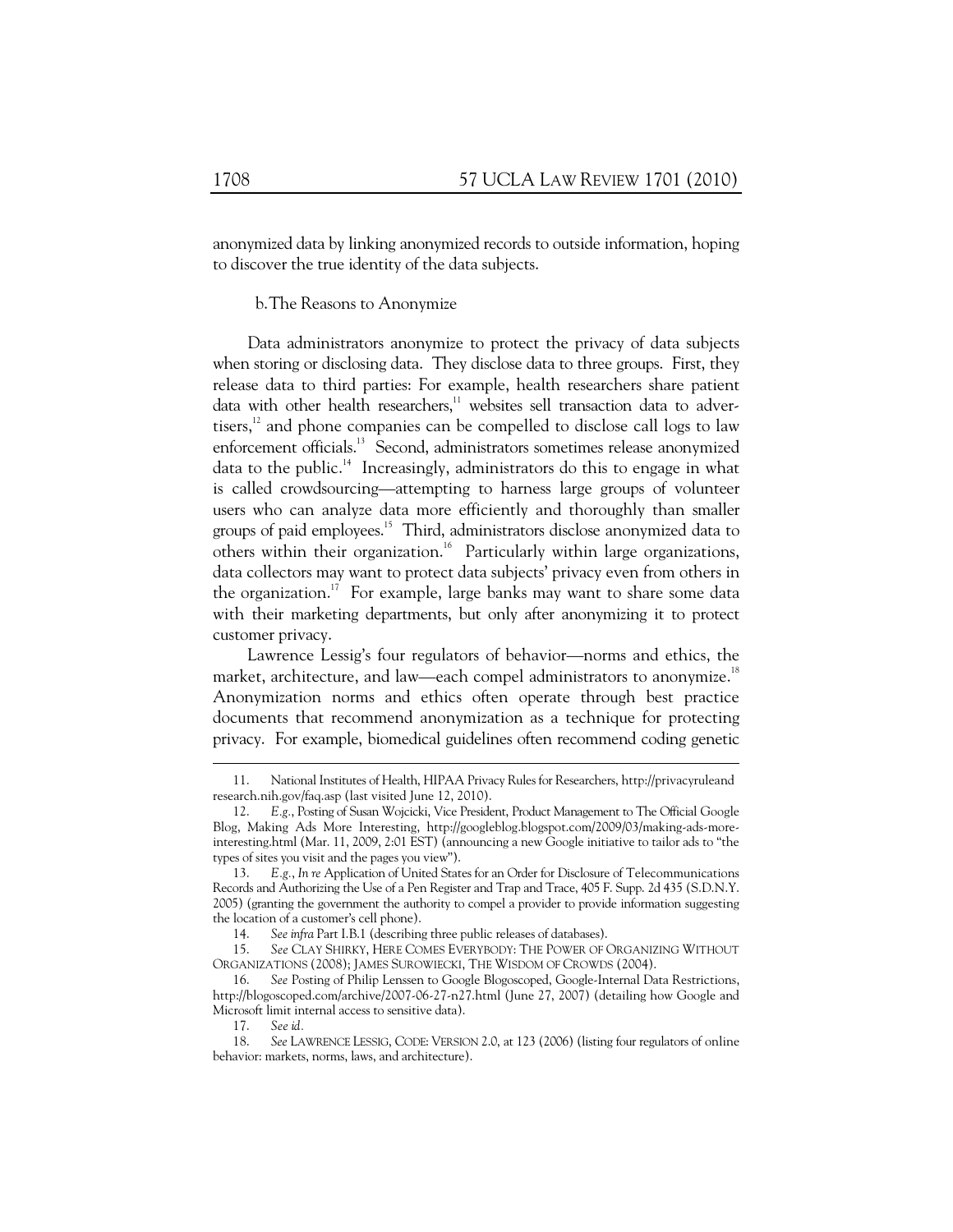anonymized data by linking anonymized records to outside information, hoping to discover the true identity of the data subjects.

#### b. The Reasons to Anonymize

Data administrators anonymize to protect the privacy of data subjects when storing or disclosing data. They disclose data to three groups. First, they release data to third parties: For example, health researchers share patient data with other health researchers,[11] websites sell transaction data to advertisers,[12] and phone companies can be compelled to disclose call logs to law enforcement officials.[13] Second, administrators sometimes release anonymized data to the public.[14] Increasingly, administrators do this to engage in what is called crowdsourcing—attempting to harness large groups of volunteer users who can analyze data more efficiently and thoroughly than smaller groups of paid employees.[15] Third, administrators disclose anonymized data to others within their organization.[16] Particularly within large organizations, data collectors may want to protect data subjects' privacy even from others in the organization.[17] For example, large banks may want to share some data with their marketing departments, but only after anonymizing it to protect customer privacy.

Lawrence Lessig's four regulators of behavior—norms and ethics, the market, architecture, and law—each compel administrators to anonymize.[18] Anonymization norms and ethics often operate through best practice documents that recommend anonymization as a technique for protecting privacy. For example, biomedical guidelines often recommend coding genetic

---

11. National Institutes of Health, HIPAA Privacy Rules for Researchers, http://privacyruleandresearch.nih.gov/faq.asp (last visited June 12, 2010).

12. *E.g.*, Posting of Susan Wojcicki, Vice President, Product Management to The Official Google Blog, Making Ads More Interesting, http://googleblog.blogspot.com/2009/03/making-ads-more-interesting.html (Mar. 11, 2009, 2:01 EST) (announcing a new Google initiative to tailor ads to "the types of sites you visit and the pages you view").

13. *E.g.*, *In re* Application of United States for an Order for Disclosure of Telecommunications Records and Authorizing the Use of a Pen Register and Trap and Trace, 405 F. Supp. 2d 435 (S.D.N.Y. 2005) (granting the government the authority to compel a provider to provide information suggesting the location of a customer's cell phone).

14. *See infra* Part I.B.1 (describing three public releases of databases).

15. *See* CLAY SHIRKY, HERE COMES EVERYBODY: THE POWER OF ORGANIZING WITHOUT ORGANIZATIONS (2008); JAMES SUROWIECKI, THE WISDOM OF CROWDS (2004).

16. *See* Posting of Philip Lenssen to Google Blogoscoped, Google-Internal Data Restrictions, http://blogoscoped.com/archive/2007-06-27-n27.html (June 27, 2007) (detailing how Google and Microsoft limit internal access to sensitive data).

17. *See id.*

18. *See* LAWRENCE LESSIG, CODE: VERSION 2.0, at 123 (2006) (listing four regulators of online behavior: markets, norms, laws, and architecture).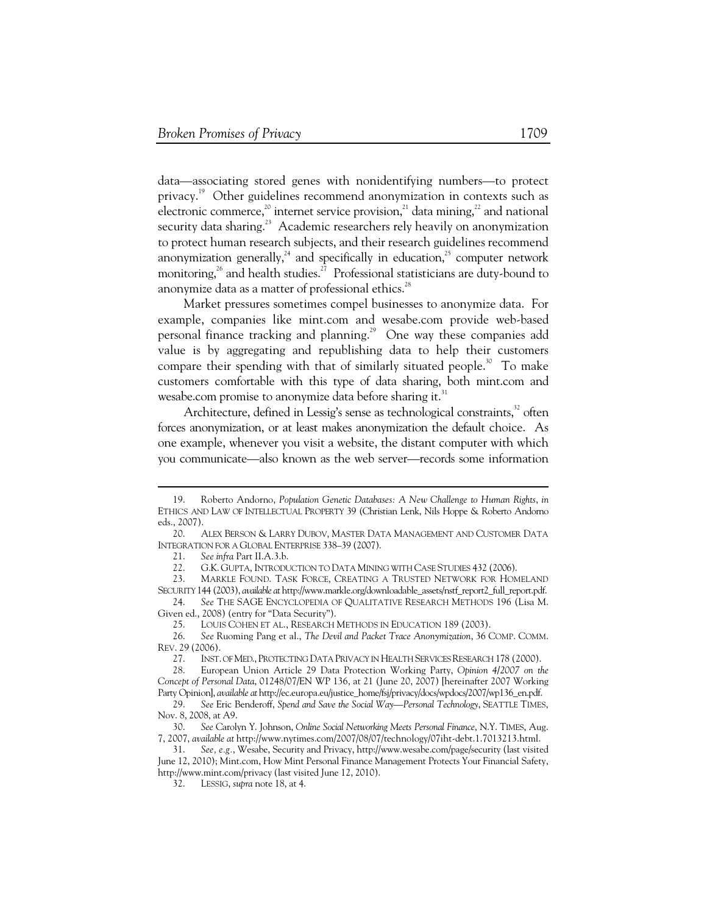data—associating stored genes with nonidentifying numbers—to protect privacy.[19] Other guidelines recommend anonymization in contexts such as electronic commerce,[20] internet service provision,[21] data mining,[22] and national security data sharing.[23] Academic researchers rely heavily on anonymization to protect human research subjects, and their research guidelines recommend anonymization generally,[24] and specifically in education,[25] computer network monitoring,[26] and health studies.[27] Professional statisticians are duty-bound to anonymize data as a matter of professional ethics.[28]

Market pressures sometimes compel businesses to anonymize data. For example, companies like mint.com and wesabe.com provide web-based personal finance tracking and planning.[29] One way these companies add value is by aggregating and republishing data to help their customers compare their spending with that of similarly situated people.[30] To make customers comfortable with this type of data sharing, both mint.com and wesabe.com promise to anonymize data before sharing it.[31]

Architecture, defined in Lessig's sense as technological constraints,[32] often forces anonymization, or at least makes anonymization the default choice. As one example, whenever you visit a website, the distant computer with which you communicate—also known as the web server—records some information

---

19. Roberto Andorno, *Population Genetic Databases: A New Challenge to Human Rights*, *in* ETHICS AND LAW OF INTELLECTUAL PROPERTY 39 (Christian Lenk, Nils Hoppe & Roberto Andorno eds., 2007).

20. ALEX BERSON & LARRY DUBOV, MASTER DATA MANAGEMENT AND CUSTOMER DATA INTEGRATION FOR A GLOBAL ENTERPRISE 338–39 (2007).

21. *See infra* Part II.A.3.b.

22. G.K. GUPTA, INTRODUCTION TO DATA MINING WITH CASE STUDIES 432 (2006).

23. MARKLE FOUND. TASK FORCE, CREATING A TRUSTED NETWORK FOR HOMELAND SECURITY 144 (2003), *available at* http://www.markle.org/downloadable_assets/nstf_report2_full_report.pdf.

24. *See* THE SAGE ENCYCLOPEDIA OF QUALITATIVE RESEARCH METHODS 196 (Lisa M. Given ed., 2008) (entry for "Data Security").

25. LOUIS COHEN ET AL., RESEARCH METHODS IN EDUCATION 189 (2003).

26. *See* Ruoming Pang et al., *The Devil and Packet Trace Anonymization*, 36 COMP. COMM. REV. 29 (2006).

27. INST. OF MED., PROTECTING DATA PRIVACY IN HEALTH SERVICES RESEARCH 178 (2000).

28. European Union Article 29 Data Protection Working Party, *Opinion 4/2007 on the Concept of Personal Data*, 01248/07/EN WP 136, at 21 (June 20, 2007) [hereinafter 2007 Working Party Opinion], *available at* http://ec.europa.eu/justice_home/fsj/privacy/docs/wpdocs/2007/wp136_en.pdf.

29. *See* Eric Benderoff, *Spend and Save the Social Way—Personal Technology*, SEATTLE TIMES, Nov. 8, 2008, at A9.

30. *See* Carolyn Y. Johnson, *Online Social Networking Meets Personal Finance*, N.Y. TIMES, Aug. 7, 2007, *available at* http://www.nytimes.com/2007/08/07/technology/07iht-debt.1.7013213.html.

31. *See, e.g.*, Wesabe, Security and Privacy, http://www.wesabe.com/page/security (last visited June 12, 2010); Mint.com, How Mint Personal Finance Management Protects Your Financial Safety, http://www.mint.com/privacy (last visited June 12, 2010).

32. LESSIG, *supra* note 18, at 4.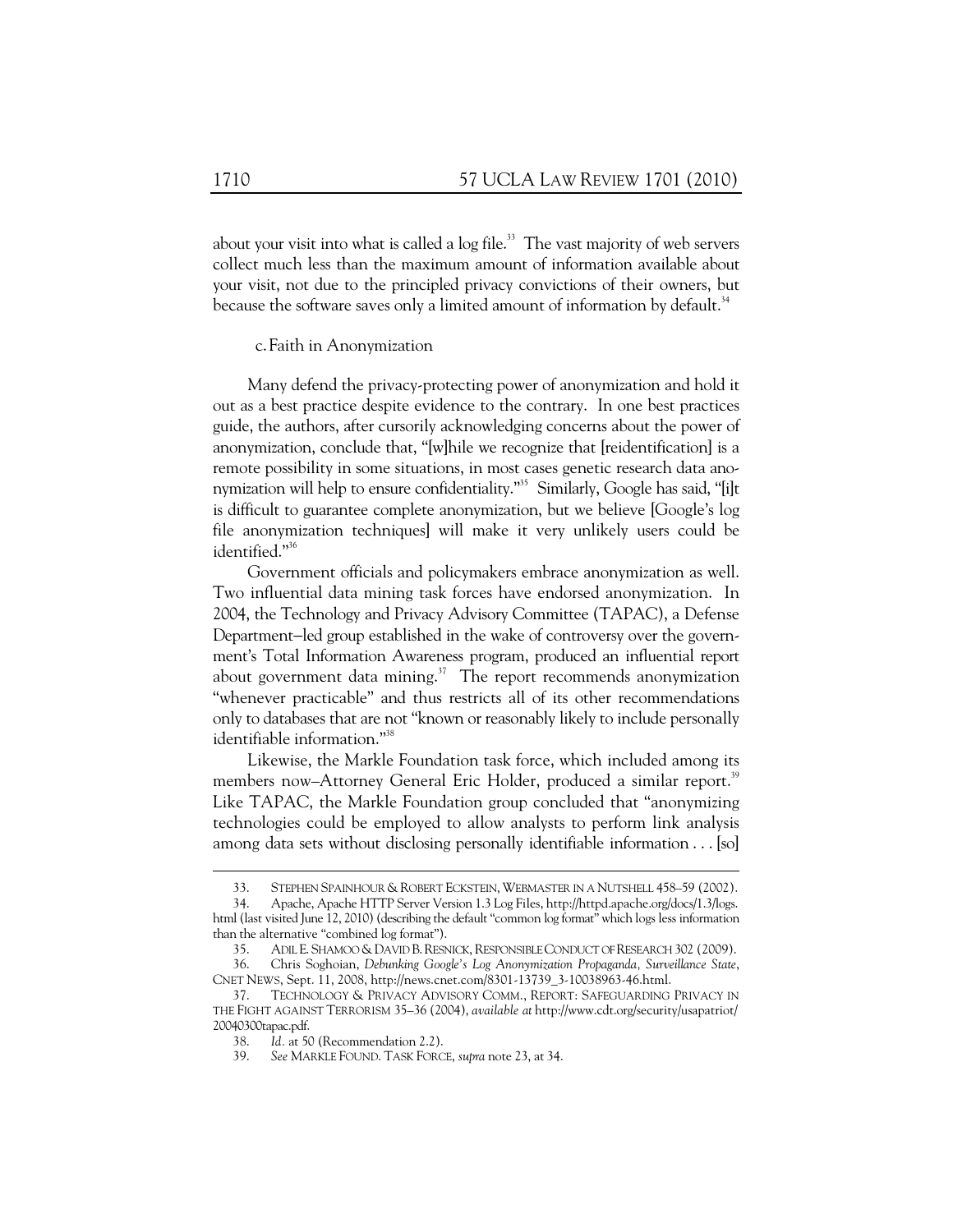about your visit into what is called a log file.[33] The vast majority of web servers collect much less than the maximum amount of information available about your visit, not due to the principled privacy convictions of their owners, but because the software saves only a limited amount of information by default.[34]

### c. Faith in Anonymization

Many defend the privacy-protecting power of anonymization and hold it out as a best practice despite evidence to the contrary. In one best practices guide, the authors, after cursorily acknowledging concerns about the power of anonymization, conclude that, "[w]hile we recognize that [reidentification] is a remote possibility in some situations, in most cases genetic research data anonymization will help to ensure confidentiality."[35] Similarly, Google has said, "[i]t is difficult to guarantee complete anonymization, but we believe [Google's log file anonymization techniques] will make it very unlikely users could be identified."[36]

Government officials and policymakers embrace anonymization as well. Two influential data mining task forces have endorsed anonymization. In 2004, the Technology and Privacy Advisory Committee (TAPAC), a Defense Department–led group established in the wake of controversy over the government's Total Information Awareness program, produced an influential report about government data mining.[37] The report recommends anonymization "whenever practicable" and thus restricts all of its other recommendations only to databases that are not "known or reasonably likely to include personally identifiable information."[38]

Likewise, the Markle Foundation task force, which included among its members now–Attorney General Eric Holder, produced a similar report.[39] Like TAPAC, the Markle Foundation group concluded that "anonymizing technologies could be employed to allow analysts to perform link analysis among data sets without disclosing personally identifiable information . . . [so]

---

33. STEPHEN SPAINHOUR & ROBERT ECKSTEIN, WEBMASTER IN A NUTSHELL 458–59 (2002).

34. Apache, Apache HTTP Server Version 1.3 Log Files, http://httpd.apache.org/docs/1.3/logs.html (last visited June 12, 2010) (describing the default "common log format" which logs less information than the alternative "combined log format").

35. ADIL E. SHAMOO & DAVID B. RESNICK, RESPONSIBLE CONDUCT OF RESEARCH 302 (2009).

36. Chris Soghoian, *Debunking Google's Log Anonymization Propaganda, Surveillance State*, CNET NEWS, Sept. 11, 2008, http://news.cnet.com/8301-13739_3-10038963-46.html.

37. TECHNOLOGY & PRIVACY ADVISORY COMM., REPORT: SAFEGUARDING PRIVACY IN THE FIGHT AGAINST TERRORISM 35–36 (2004), *available at* http://www.cdt.org/security/usapatriot/20040300tapac.pdf.

38. *Id.* at 50 (Recommendation 2.2).

39. *See* MARKLE FOUND. TASK FORCE, *supra* note 23, at 34.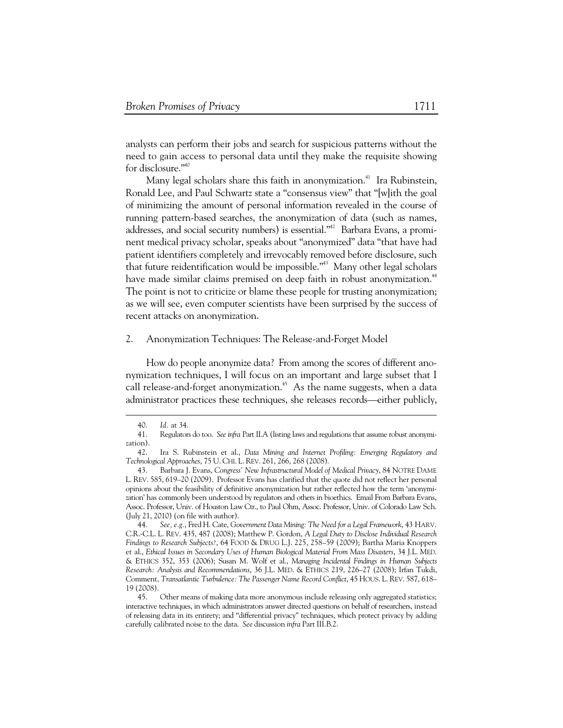analysts can perform their jobs and search for suspicious patterns without the need to gain access to personal data until they make the requisite showing for disclosure."[40]

Many legal scholars share this faith in anonymization.[41] Ira Rubinstein, Ronald Lee, and Paul Schwartz state a "consensus view" that "[w]ith the goal of minimizing the amount of personal information revealed in the course of running pattern-based searches, the anonymization of data (such as names, addresses, and social security numbers) is essential."[42] Barbara Evans, a prominent medical privacy scholar, speaks about "anonymized" data "that have had patient identifiers completely and irrevocably removed before disclosure, such that future reidentification would be impossible."[43] Many other legal scholars have made similar claims premised on deep faith in robust anonymization.[44] The point is not to criticize or blame these people for trusting anonymization; as we will see, even computer scientists have been surprised by the success of recent attacks on anonymization.

### 2. Anonymization Techniques: The Release-and-Forget Model

How do people anonymize data? From among the scores of different anonymization techniques, I will focus on an important and large subset that I call release-and-forget anonymization.[45] As the name suggests, when a data administrator practices these techniques, she releases records—either publicly,

---

40. *Id.* at 34.

41. Regulators do too. *See infra* Part II.A (listing laws and regulations that assume robust anonymization).

42. Ira S. Rubinstein et al., *Data Mining and Internet Profiling: Emerging Regulatory and Technological Approaches*, 75 U. CHI. L. REV. 261, 266, 268 (2008).

43. Barbara J. Evans, *Congress' New Infrastructural Model of Medical Privacy*, 84 NOTRE DAME L. REV. 585, 619–20 (2009). Professor Evans has clarified that the quote did not reflect her personal opinions about the feasibility of definitive anonymization but rather reflected how the term 'anonymization' has commonly been understood by regulators and others in bioethics. Email From Barbara Evans, Assoc. Professor, Univ. of Houston Law Ctr., to Paul Ohm, Assoc. Professor, Univ. of Colorado Law Sch. (July 21, 2010) (on file with author).

44. *See, e.g.*, Fred H. Cate, *Government Data Mining: The Need for a Legal Framework*, 43 HARV. C.R.-C.L. L. REV. 435, 487 (2008); Matthew P. Gordon, *A Legal Duty to Disclose Individual Research Findings to Research Subjects?*, 64 FOOD & DRUG L.J. 225, 258–59 (2009); Bartha Maria Knoppers et al., *Ethical Issues in Secondary Uses of Human Biological Material From Mass Disasters*, 34 J.L. MED. & ETHICS 352, 353 (2006); Susan M. Wolf et al., *Managing Incidental Findings in Human Subjects Research: Analysis and Recommendations*, 36 J.L. MED. & ETHICS 219, 226–27 (2008); Irfan Tukdi, Comment, *Transatlantic Turbulence: The Passenger Name Record Conflict*, 45 HOUS. L. REV. 587, 618–19 (2008).

45. Other means of making data more anonymous include releasing only aggregated statistics; interactive techniques, in which administrators answer directed questions on behalf of researchers, instead of releasing data in its entirety; and "differential privacy" techniques, which protect privacy by adding carefully calibrated noise to the data. *See* discussion *infra* Part III.B.2.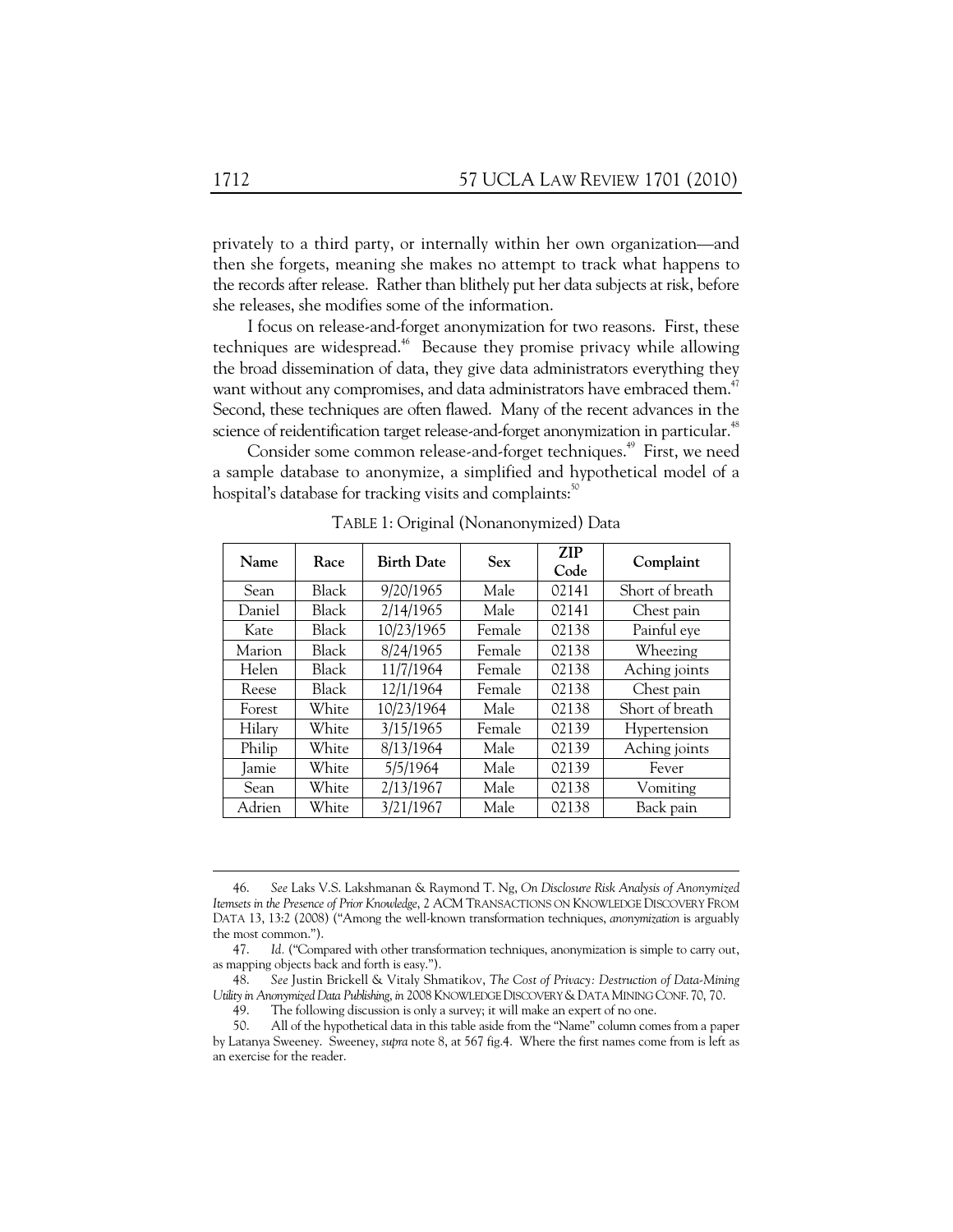privately to a third party, or internally within her own organization—and then she forgets, meaning she makes no attempt to track what happens to the records after release. Rather than blithely put her data subjects at risk, before she releases, she modifies some of the information.

I focus on release-and-forget anonymization for two reasons. First, these techniques are widespread.[46] Because they promise privacy while allowing the broad dissemination of data, they give data administrators everything they want without any compromises, and data administrators have embraced them.[47] Second, these techniques are often flawed. Many of the recent advances in the science of reidentification target release-and-forget anonymization in particular.[48]

Consider some common release-and-forget techniques.[49] First, we need a sample database to anonymize, a simplified and hypothetical model of a hospital's database for tracking visits and complaints:[50]

TABLE 1: Original (Nonanonymized) Data

| Name | Race | Birth Date | Sex | ZIP Code | Complaint |
|---|---|---|---|---|---|
| Sean | Black | 9/20/1965 | Male | 02141 | Short of breath |
| Daniel | Black | 2/14/1965 | Male | 02141 | Chest pain |
| Kate | Black | 10/23/1965 | Female | 02138 | Painful eye |
| Marion | Black | 8/24/1965 | Female | 02138 | Wheezing |
| Helen | Black | 11/7/1964 | Female | 02138 | Aching joints |
| Reese | Black | 12/1/1964 | Female | 02138 | Chest pain |
| Forest | White | 10/23/1964 | Male | 02138 | Short of breath |
| Hilary | White | 3/15/1965 | Female | 02139 | Hypertension |
| Philip | White | 8/13/1964 | Male | 02139 | Aching joints |
| Jamie | White | 5/5/1964 | Male | 02139 | Fever |
| Sean | White | 2/13/1967 | Male | 02138 | Vomiting |
| Adrien | White | 3/21/1967 | Male | 02138 | Back pain |

---

46. *See* Laks V.S. Lakshmanan & Raymond T. Ng, *On Disclosure Risk Analysis of Anonymized Itemsets in the Presence of Prior Knowledge*, 2 ACM TRANSACTIONS ON KNOWLEDGE DISCOVERY FROM DATA 13, 13:2 (2008) ("Among the well-known transformation techniques, *anonymization* is arguably the most common.").

47. *Id.* ("Compared with other transformation techniques, anonymization is simple to carry out, as mapping objects back and forth is easy.").

48. *See* Justin Brickell & Vitaly Shmatikov, *The Cost of Privacy: Destruction of Data-Mining Utility in Anonymized Data Publishing*, *in* 2008 KNOWLEDGE DISCOVERY & DATA MINING CONF. 70, 70.

49. The following discussion is only a survey; it will make an expert of no one.

50. All of the hypothetical data in this table aside from the "Name" column comes from a paper by Latanya Sweeney. Sweeney, *supra* note 8, at 567 fig.4. Where the first names come from is left as an exercise for the reader.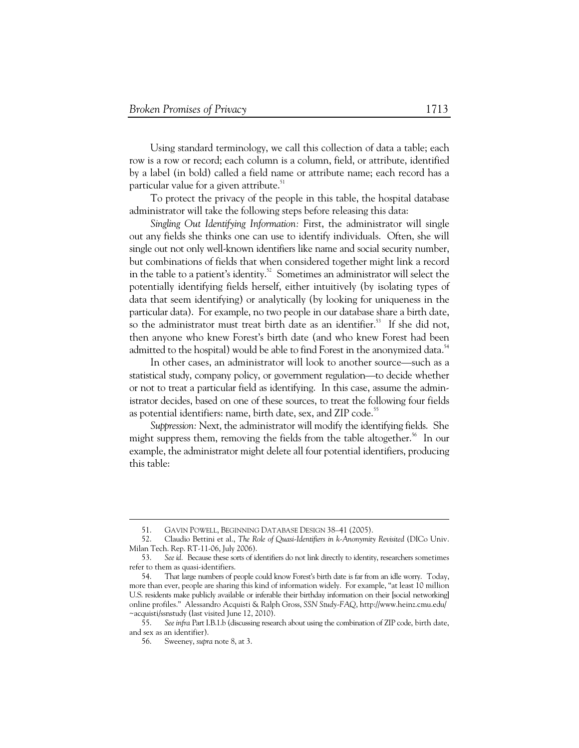Using standard terminology, we call this collection of data a table; each row is a row or record; each column is a column, field, or attribute, identified by a label (in bold) called a field name or attribute name; each record has a particular value for a given attribute.[51]

To protect the privacy of the people in this table, the hospital database administrator will take the following steps before releasing this data:

*Singling Out Identifying Information:* First, the administrator will single out any fields she thinks one can use to identify individuals. Often, she will single out not only well-known identifiers like name and social security number, but combinations of fields that when considered together might link a record in the table to a patient's identity.[52] Sometimes an administrator will select the potentially identifying fields herself, either intuitively (by isolating types of data that seem identifying) or analytically (by looking for uniqueness in the particular data). For example, no two people in our database share a birth date, so the administrator must treat birth date as an identifier.[53] If she did not, then anyone who knew Forest's birth date (and who knew Forest had been admitted to the hospital) would be able to find Forest in the anonymized data.[54]

In other cases, an administrator will look to another source—such as a statistical study, company policy, or government regulation—to decide whether or not to treat a particular field as identifying. In this case, assume the administrator decides, based on one of these sources, to treat the following four fields as potential identifiers: name, birth date, sex, and ZIP code.[55]

*Suppression:* Next, the administrator will modify the identifying fields. She might suppress them, removing the fields from the table altogether.[56] In our example, the administrator might delete all four potential identifiers, producing this table:

---

51. GAVIN POWELL, BEGINNING DATABASE DESIGN 38–41 (2005).

52. Claudio Bettini et al., *The Role of Quasi-Identifiers in k-Anonymity Revisited* (DICo Univ. Milan Tech. Rep. RT-11-06, July 2006).

53. *See id.* Because these sorts of identifiers do not link directly to identity, researchers sometimes refer to them as quasi-identifiers.

54. That large numbers of people could know Forest's birth date is far from an idle worry. Today, more than ever, people are sharing this kind of information widely. For example, "at least 10 million U.S. residents make publicly available or inferable their birthday information on their [social networking] online profiles." Alessandro Acquisti & Ralph Gross, *SSN Study-FAQ*, http://www.heinz.cmu.edu/~acquisti/ssnstudy (last visited June 12, 2010).

55. *See infra* Part I.B.1.b (discussing research about using the combination of ZIP code, birth date, and sex as an identifier).

56. Sweeney, *supra* note 8, at 3.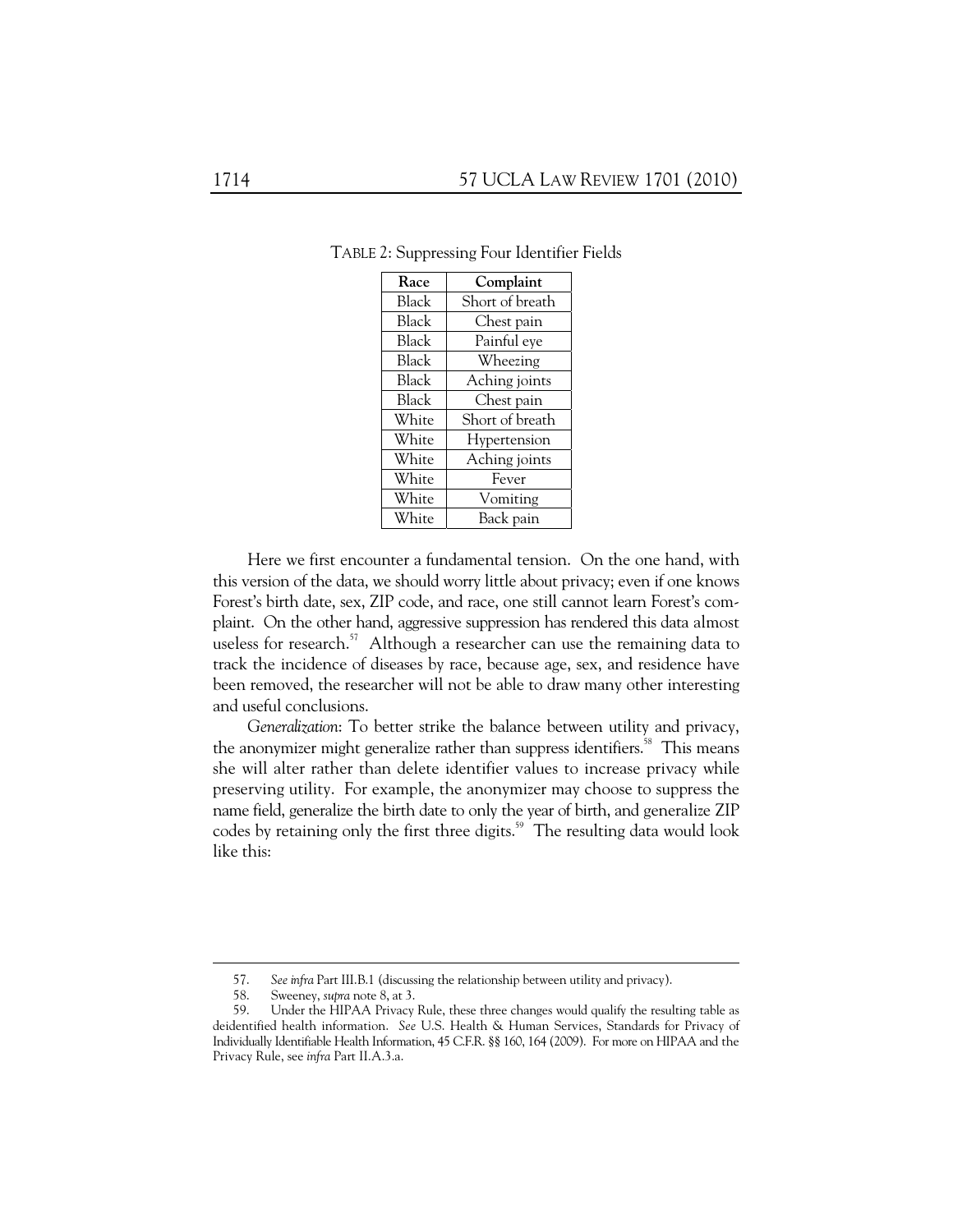TABLE 2: Suppressing Four Identifier Fields

| Race | Complaint |
|---|---|
| Black | Short of breath |
| Black | Chest pain |
| Black | Painful eye |
| Black | Wheezing |
| Black | Aching joints |
| Black | Chest pain |
| White | Short of breath |
| White | Hypertension |
| White | Aching joints |
| White | Fever |
| White | Vomiting |
| White | Back pain |

Here we first encounter a fundamental tension. On the one hand, with this version of the data, we should worry little about privacy; even if one knows Forest's birth date, sex, ZIP code, and race, one still cannot learn Forest's complaint. On the other hand, aggressive suppression has rendered this data almost useless for research.[57] Although a researcher can use the remaining data to track the incidence of diseases by race, because age, sex, and residence have been removed, the researcher will not be able to draw many other interesting and useful conclusions.

*Generalization*: To better strike the balance between utility and privacy, the anonymizer might generalize rather than suppress identifiers.[58] This means she will alter rather than delete identifier values to increase privacy while preserving utility. For example, the anonymizer may choose to suppress the name field, generalize the birth date to only the year of birth, and generalize ZIP codes by retaining only the first three digits.[59] The resulting data would look like this:

---

57. *See infra* Part III.B.1 (discussing the relationship between utility and privacy).

58. Sweeney, *supra* note 8, at 3.

59. Under the HIPAA Privacy Rule, these three changes would qualify the resulting table as deidentified health information. *See* U.S. Health & Human Services, Standards for Privacy of Individually Identifiable Health Information, 45 C.F.R. §§ 160, 164 (2009). For more on HIPAA and the Privacy Rule, see *infra* Part II.A.3.a.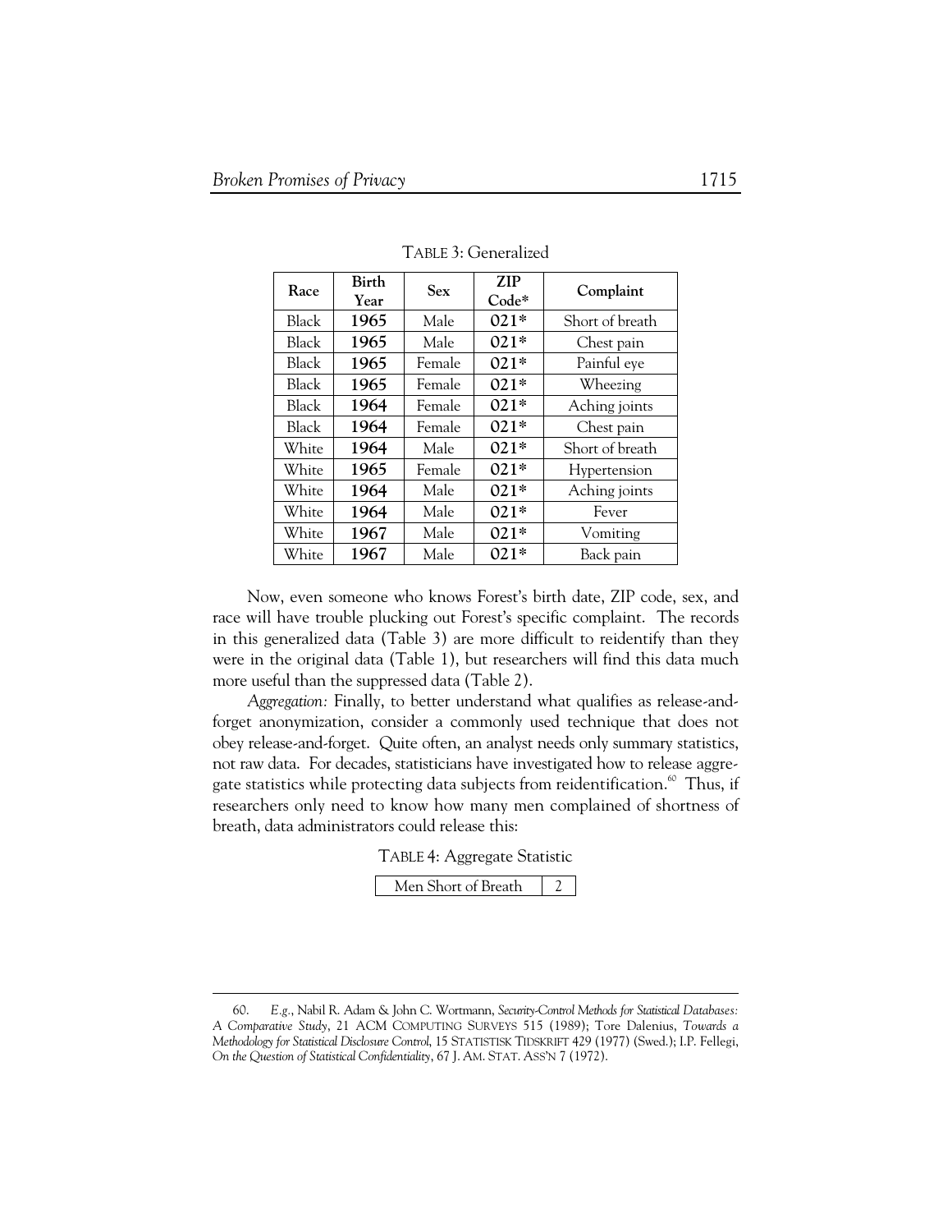TABLE 3: Generalized

| Race | Birth Year | Sex | ZIP Code* | Complaint |
|---|---|---|---|---|
| Black | **1965** | Male | **021*** | Short of breath |
| Black | **1965** | Male | **021*** | Chest pain |
| Black | **1965** | Female | **021*** | Painful eye |
| Black | **1965** | Female | **021*** | Wheezing |
| Black | **1964** | Female | **021*** | Aching joints |
| Black | **1964** | Female | **021*** | Chest pain |
| White | **1964** | Male | **021*** | Short of breath |
| White | **1965** | Female | **021*** | Hypertension |
| White | **1964** | Male | **021*** | Aching joints |
| White | **1964** | Male | **021*** | Fever |
| White | **1967** | Male | **021*** | Vomiting |
| White | **1967** | Male | **021*** | Back pain |

Now, even someone who knows Forest's birth date, ZIP code, sex, and race will have trouble plucking out Forest's specific complaint. The records in this generalized data (Table 3) are more difficult to reidentify than they were in the original data (Table 1), but researchers will find this data much more useful than the suppressed data (Table 2).

*Aggregation:* Finally, to better understand what qualifies as release-and-forget anonymization, consider a commonly used technique that does not obey release-and-forget. Quite often, an analyst needs only summary statistics, not raw data. For decades, statisticians have investigated how to release aggregate statistics while protecting data subjects from reidentification.[60] Thus, if researchers only need to know how many men complained of shortness of breath, data administrators could release this:

TABLE 4: Aggregate Statistic

| Men Short of Breath | 2 |
|---|---|

60. *E.g.*, Nabil R. Adam & John C. Wortmann, *Security-Control Methods for Statistical Databases: A Comparative Study*, 21 ACM COMPUTING SURVEYS 515 (1989); Tore Dalenius, *Towards a Methodology for Statistical Disclosure Control*, 15 STATISTISK TIDSKRIFT 429 (1977) (Swed.); I.P. Fellegi, *On the Question of Statistical Confidentiality*, 67 J. AM. STAT. ASS'N 7 (1972).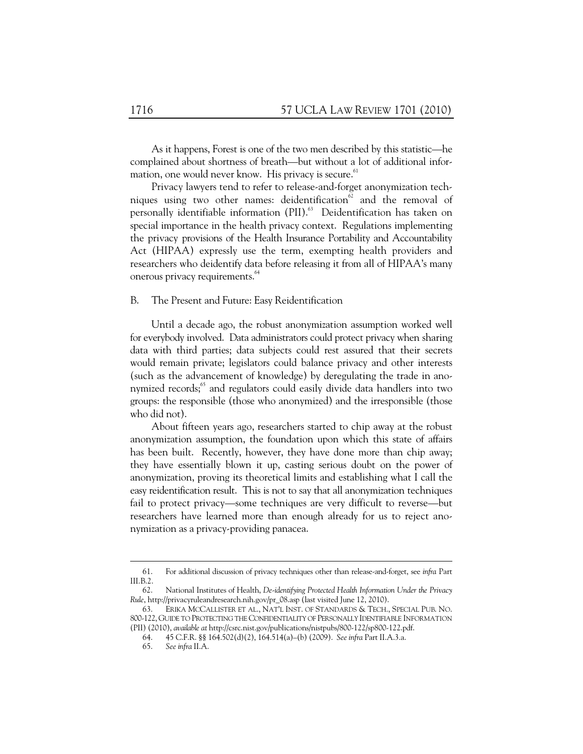As it happens, Forest is one of the two men described by this statistic—he complained about shortness of breath—but without a lot of additional information, one would never know. His privacy is secure.[61]

Privacy lawyers tend to refer to release-and-forget anonymization techniques using two other names: deidentification[62] and the removal of personally identifiable information (PII).[63] Deidentification has taken on special importance in the health privacy context. Regulations implementing the privacy provisions of the Health Insurance Portability and Accountability Act (HIPAA) expressly use the term, exempting health providers and researchers who deidentify data before releasing it from all of HIPAA's many onerous privacy requirements.[64]

### B. The Present and Future: Easy Reidentification

Until a decade ago, the robust anonymization assumption worked well for everybody involved. Data administrators could protect privacy when sharing data with third parties; data subjects could rest assured that their secrets would remain private; legislators could balance privacy and other interests (such as the advancement of knowledge) by deregulating the trade in anonymized records;[65] and regulators could easily divide data handlers into two groups: the responsible (those who anonymized) and the irresponsible (those who did not).

About fifteen years ago, researchers started to chip away at the robust anonymization assumption, the foundation upon which this state of affairs has been built. Recently, however, they have done more than chip away; they have essentially blown it up, casting serious doubt on the power of anonymization, proving its theoretical limits and establishing what I call the easy reidentification result. This is not to say that all anonymization techniques fail to protect privacy—some techniques are very difficult to reverse—but researchers have learned more than enough already for us to reject anonymization as a privacy-providing panacea.

---

61. For additional discussion of privacy techniques other than release-and-forget, see *infra* Part III.B.2.

62. National Institutes of Health, *De-identifying Protected Health Information Under the Privacy Rule*, http://privacyruleandresearch.nih.gov/pr_08.asp (last visited June 12, 2010).

63. ERIKA MCCALLISTER ET AL., NAT'L INST. OF STANDARDS & TECH., SPECIAL PUB. NO. 800-122, GUIDE TO PROTECTING THE CONFIDENTIALITY OF PERSONALLY IDENTIFIABLE INFORMATION (PII) (2010), *available at* http://csrc.nist.gov/publications/nistpubs/800-122/sp800-122.pdf.

64. 45 C.F.R. §§ 164.502(d)(2), 164.514(a)–(b) (2009). *See infra* Part II.A.3.a.

65. *See infra* II.A.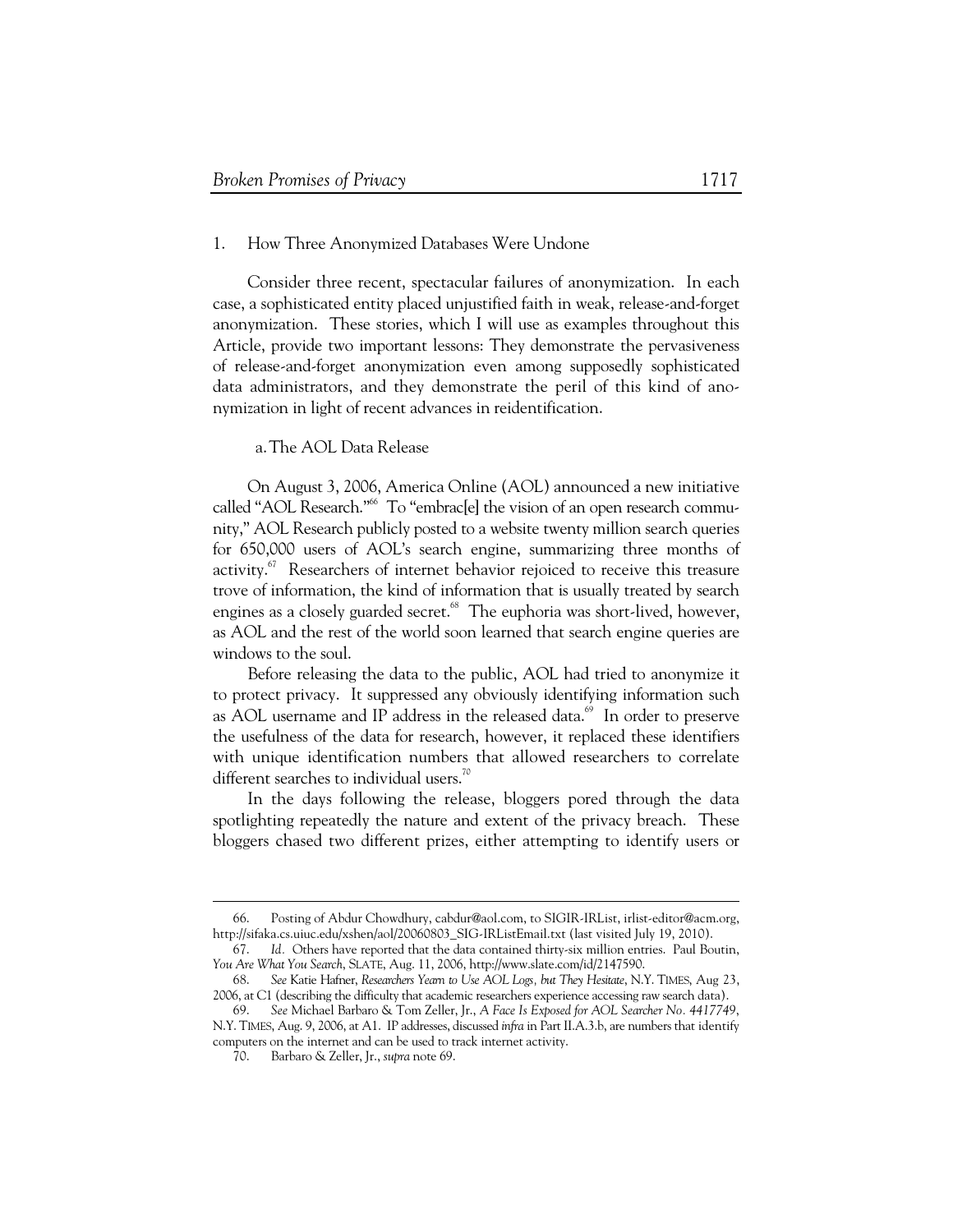### 1. How Three Anonymized Databases Were Undone

Consider three recent, spectacular failures of anonymization. In each case, a sophisticated entity placed unjustified faith in weak, release-and-forget anonymization. These stories, which I will use as examples throughout this Article, provide two important lessons: They demonstrate the pervasiveness of release-and-forget anonymization even among supposedly sophisticated data administrators, and they demonstrate the peril of this kind of anonymization in light of recent advances in reidentification.

#### a. The AOL Data Release

On August 3, 2006, America Online (AOL) announced a new initiative called "AOL Research."[66] To "embrac[e] the vision of an open research community," AOL Research publicly posted to a website twenty million search queries for 650,000 users of AOL's search engine, summarizing three months of activity.[67] Researchers of internet behavior rejoiced to receive this treasure trove of information, the kind of information that is usually treated by search engines as a closely guarded secret.[68] The euphoria was short-lived, however, as AOL and the rest of the world soon learned that search engine queries are windows to the soul.

Before releasing the data to the public, AOL had tried to anonymize it to protect privacy. It suppressed any obviously identifying information such as AOL username and IP address in the released data.[69] In order to preserve the usefulness of the data for research, however, it replaced these identifiers with unique identification numbers that allowed researchers to correlate different searches to individual users.[70]

In the days following the release, bloggers pored through the data spotlighting repeatedly the nature and extent of the privacy breach. These bloggers chased two different prizes, either attempting to identify users or

---

66. Posting of Abdur Chowdhury, cabdur@aol.com, to SIGIR-IRList, irlist-editor@acm.org, http://sifaka.cs.uiuc.edu/xshen/aol/20060803_SIG-IRListEmail.txt (last visited July 19, 2010).

67. *Id.* Others have reported that the data contained thirty-six million entries. Paul Boutin, *You Are What You Search*, SLATE, Aug. 11, 2006, http://www.slate.com/id/2147590.

68. *See* Katie Hafner, *Researchers Yearn to Use AOL Logs, but They Hesitate*, N.Y. TIMES, Aug 23, 2006, at C1 (describing the difficulty that academic researchers experience accessing raw search data).

69. *See* Michael Barbaro & Tom Zeller, Jr., *A Face Is Exposed for AOL Searcher No. 4417749*, N.Y. TIMES, Aug. 9, 2006, at A1. IP addresses, discussed *infra* in Part II.A.3.b, are numbers that identify computers on the internet and can be used to track internet activity.

70. Barbaro & Zeller, Jr., *supra* note 69.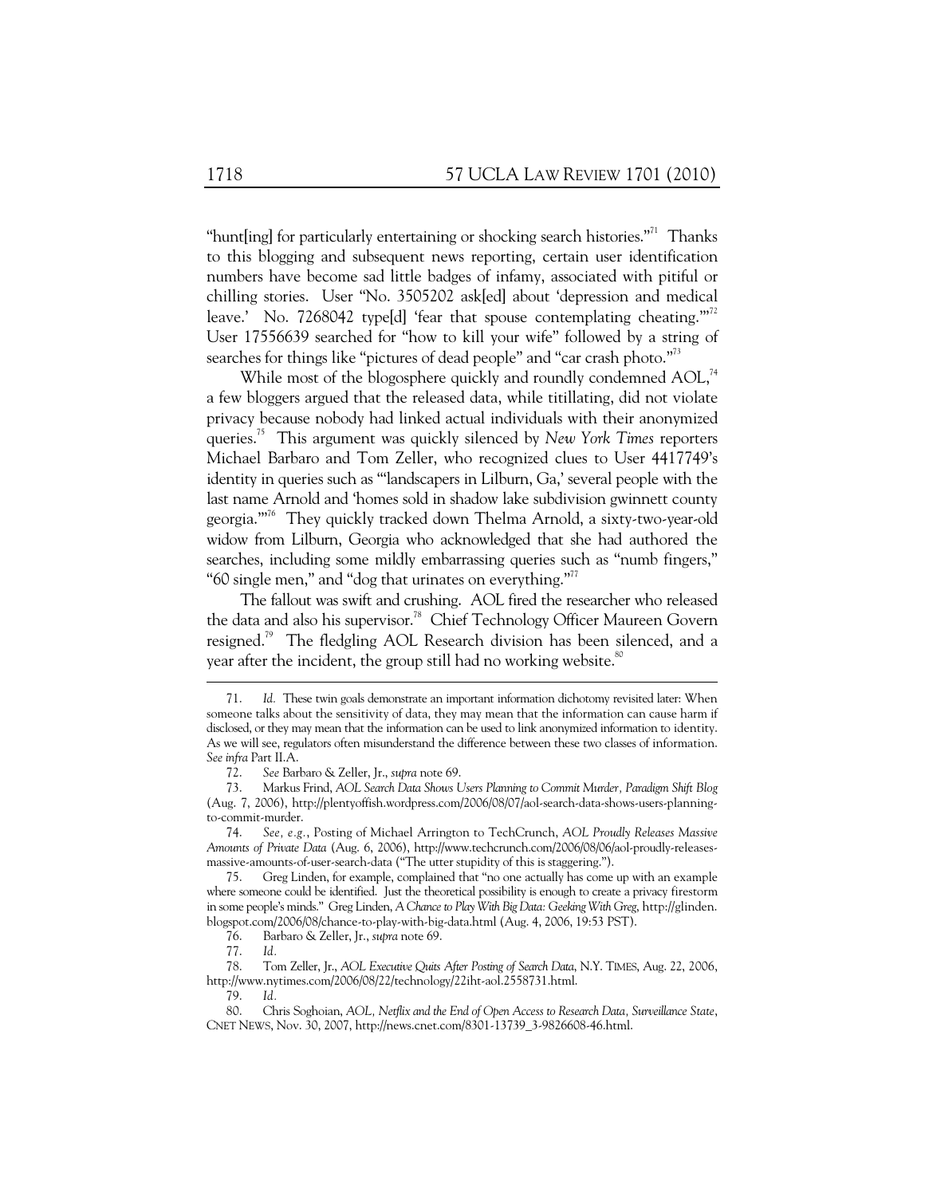"hunt[ing] for particularly entertaining or shocking search histories."[71] Thanks to this blogging and subsequent news reporting, certain user identification numbers have become sad little badges of infamy, associated with pitiful or chilling stories. User "No. 3505202 ask[ed] about 'depression and medical leave.' No. 7268042 type[d] 'fear that spouse contemplating cheating.'"[72] User 17556639 searched for "how to kill your wife" followed by a string of searches for things like "pictures of dead people" and "car crash photo."[73]

While most of the blogosphere quickly and roundly condemned AOL,[74] a few bloggers argued that the released data, while titillating, did not violate privacy because nobody had linked actual individuals with their anonymized queries.[75] This argument was quickly silenced by *New York Times* reporters Michael Barbaro and Tom Zeller, who recognized clues to User 4417749's identity in queries such as "'landscapers in Lilburn, Ga,' several people with the last name Arnold and 'homes sold in shadow lake subdivision gwinnett county georgia.'"[76] They quickly tracked down Thelma Arnold, a sixty-two-year-old widow from Lilburn, Georgia who acknowledged that she had authored the searches, including some mildly embarrassing queries such as "numb fingers," "60 single men," and "dog that urinates on everything."[77]

The fallout was swift and crushing. AOL fired the researcher who released the data and also his supervisor.[78] Chief Technology Officer Maureen Govern resigned.[79] The fledgling AOL Research division has been silenced, and a year after the incident, the group still had no working website.[80]

---

71. *Id.* These twin goals demonstrate an important information dichotomy revisited later: When someone talks about the sensitivity of data, they may mean that the information can cause harm if disclosed, or they may mean that the information can be used to link anonymized information to identity. As we will see, regulators often misunderstand the difference between these two classes of information. *See infra* Part II.A.

72. *See* Barbaro & Zeller, Jr., *supra* note 69.

73. Markus Frind, *AOL Search Data Shows Users Planning to Commit Murder, Paradigm Shift Blog* (Aug. 7, 2006), http://plentyoffish.wordpress.com/2006/08/07/aol-search-data-shows-users-planning-to-commit-murder.

74. *See, e.g.*, Posting of Michael Arrington to TechCrunch, *AOL Proudly Releases Massive Amounts of Private Data* (Aug. 6, 2006), http://www.techcrunch.com/2006/08/06/aol-proudly-releases-massive-amounts-of-user-search-data ("The utter stupidity of this is staggering.").

75. Greg Linden, for example, complained that "no one actually has come up with an example where someone could be identified. Just the theoretical possibility is enough to create a privacy firestorm in some people's minds." Greg Linden, *A Chance to Play With Big Data: Geeking With Greg*, http://glinden.blogspot.com/2006/08/chance-to-play-with-big-data.html (Aug. 4, 2006, 19:53 PST).

76. Barbaro & Zeller, Jr., *supra* note 69.

77. *Id.*

78. Tom Zeller, Jr., *AOL Executive Quits After Posting of Search Data*, N.Y. TIMES, Aug. 22, 2006, http://www.nytimes.com/2006/08/22/technology/22iht-aol.2558731.html.

79. *Id.*

80. Chris Soghoian, *AOL, Netflix and the End of Open Access to Research Data, Surveillance State*, CNET NEWS, Nov. 30, 2007, http://news.cnet.com/8301-13739_3-9826608-46.html.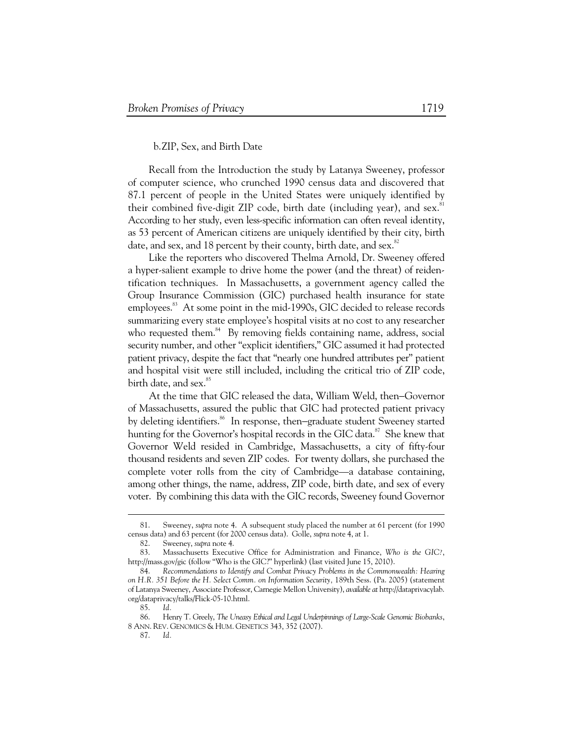#### b. ZIP, Sex, and Birth Date

Recall from the Introduction the study by Latanya Sweeney, professor of computer science, who crunched 1990 census data and discovered that 87.1 percent of people in the United States were uniquely identified by their combined five-digit ZIP code, birth date (including year), and sex.[81] According to her study, even less-specific information can often reveal identity, as 53 percent of American citizens are uniquely identified by their city, birth date, and sex, and 18 percent by their county, birth date, and sex.[82]

Like the reporters who discovered Thelma Arnold, Dr. Sweeney offered a hyper-salient example to drive home the power (and the threat) of reidentification techniques. In Massachusetts, a government agency called the Group Insurance Commission (GIC) purchased health insurance for state employees.[83] At some point in the mid-1990s, GIC decided to release records summarizing every state employee's hospital visits at no cost to any researcher who requested them.[84] By removing fields containing name, address, social security number, and other "explicit identifiers," GIC assumed it had protected patient privacy, despite the fact that "nearly one hundred attributes per" patient and hospital visit were still included, including the critical trio of ZIP code, birth date, and sex.[85]

At the time that GIC released the data, William Weld, then–Governor of Massachusetts, assured the public that GIC had protected patient privacy by deleting identifiers.[86] In response, then–graduate student Sweeney started hunting for the Governor's hospital records in the GIC data.[87] She knew that Governor Weld resided in Cambridge, Massachusetts, a city of fifty-four thousand residents and seven ZIP codes. For twenty dollars, she purchased the complete voter rolls from the city of Cambridge—a database containing, among other things, the name, address, ZIP code, birth date, and sex of every voter. By combining this data with the GIC records, Sweeney found Governor

---

81. Sweeney, *supra* note 4. A subsequent study placed the number at 61 percent (for 1990 census data) and 63 percent (for 2000 census data). Golle, *supra* note 4, at 1.

82. Sweeney, *supra* note 4.

83. Massachusetts Executive Office for Administration and Finance, *Who is the GIC?*, http://mass.gov/gic (follow "Who is the GIC?" hyperlink) (last visited June 15, 2010).

84. *Recommendations to Identify and Combat Privacy Problems in the Commonwealth: Hearing on H.R. 351 Before the H. Select Comm. on Information Security,* 189th Sess. (Pa. 2005) (statement of Latanya Sweeney, Associate Professor, Carnegie Mellon University), *available at* http://dataprivacylab.org/dataprivacy/talks/Flick-05-10.html.

85. *Id.*

86. Henry T. Greely, *The Uneasy Ethical and Legal Underpinnings of Large-Scale Genomic Biobanks*, 8 ANN. REV. GENOMICS & HUM. GENETICS 343, 352 (2007).

87. *Id.*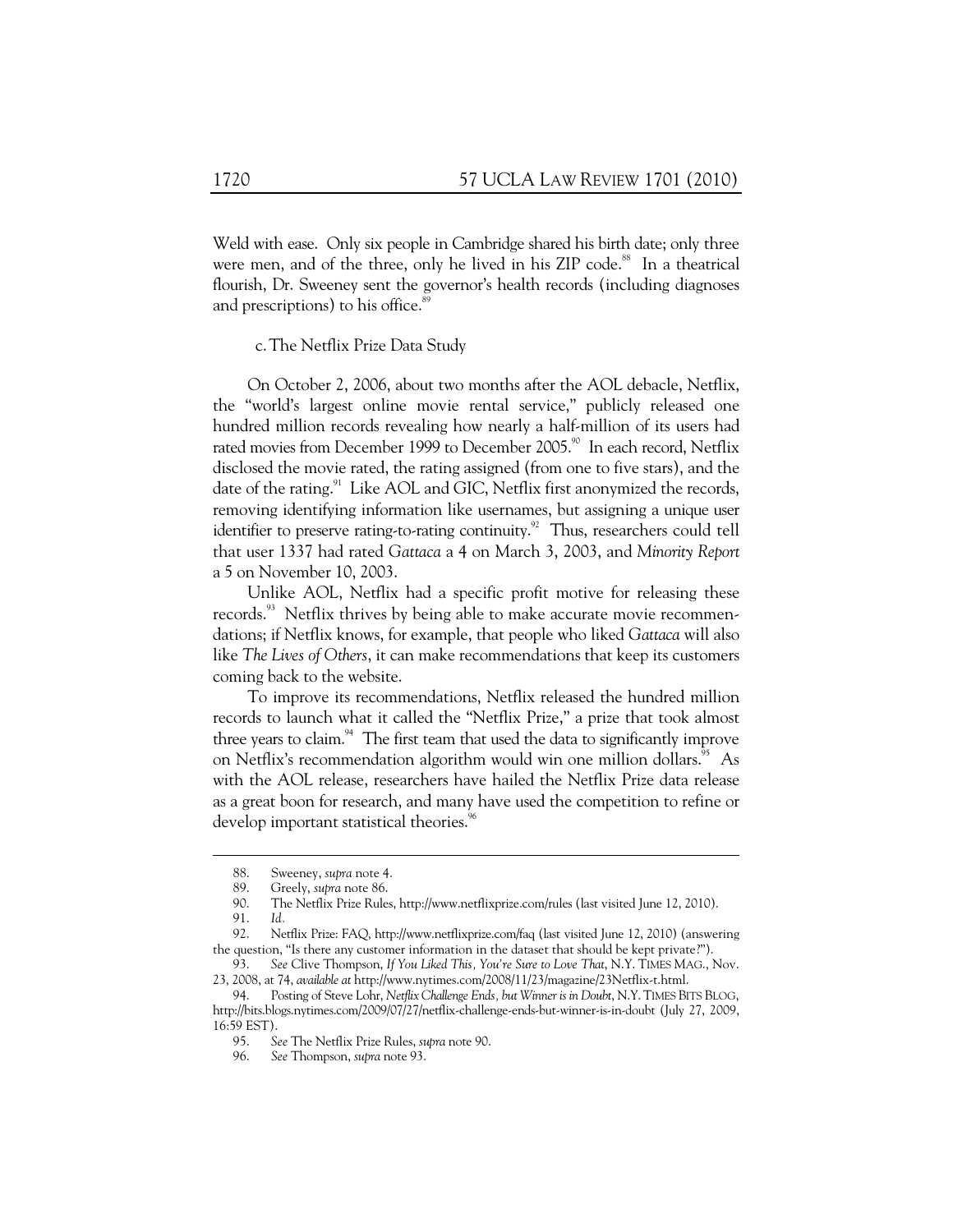Weld with ease. Only six people in Cambridge shared his birth date; only three were men, and of the three, only he lived in his ZIP code.[88] In a theatrical flourish, Dr. Sweeney sent the governor's health records (including diagnoses and prescriptions) to his office.[89]

#### c. The Netflix Prize Data Study

On October 2, 2006, about two months after the AOL debacle, Netflix, the "world's largest online movie rental service," publicly released one hundred million records revealing how nearly a half-million of its users had rated movies from December 1999 to December 2005.[90] In each record, Netflix disclosed the movie rated, the rating assigned (from one to five stars), and the date of the rating.[91] Like AOL and GIC, Netflix first anonymized the records, removing identifying information like usernames, but assigning a unique user identifier to preserve rating-to-rating continuity.[92] Thus, researchers could tell that user 1337 had rated *Gattaca* a 4 on March 3, 2003, and *Minority Report* a 5 on November 10, 2003.

Unlike AOL, Netflix had a specific profit motive for releasing these records.[93] Netflix thrives by being able to make accurate movie recommendations; if Netflix knows, for example, that people who liked *Gattaca* will also like *The Lives of Others*, it can make recommendations that keep its customers coming back to the website.

To improve its recommendations, Netflix released the hundred million records to launch what it called the "Netflix Prize," a prize that took almost three years to claim.[94] The first team that used the data to significantly improve on Netflix's recommendation algorithm would win one million dollars.[95] As with the AOL release, researchers have hailed the Netflix Prize data release as a great boon for research, and many have used the competition to refine or develop important statistical theories.[96]

---

88. Sweeney, *supra* note 4.

89. Greely, *supra* note 86.

90. The Netflix Prize Rules, http://www.netflixprize.com/rules (last visited June 12, 2010).

91. *Id.*

92. Netflix Prize: FAQ, http://www.netflixprize.com/faq (last visited June 12, 2010) (answering the question, "Is there any customer information in the dataset that should be kept private?").

93. *See* Clive Thompson, *If You Liked This, You're Sure to Love That*, N.Y. TIMES MAG., Nov. 23, 2008, at 74, *available at* http://www.nytimes.com/2008/11/23/magazine/23Netflix-t.html.

94. Posting of Steve Lohr, *Netflix Challenge Ends, but Winner is in Doubt*, N.Y. TIMES BITS BLOG, http://bits.blogs.nytimes.com/2009/07/27/netflix-challenge-ends-but-winner-is-in-doubt (July 27, 2009, 16:59 EST).

95. *See* The Netflix Prize Rules, *supra* note 90.

96. *See* Thompson, *supra* note 93.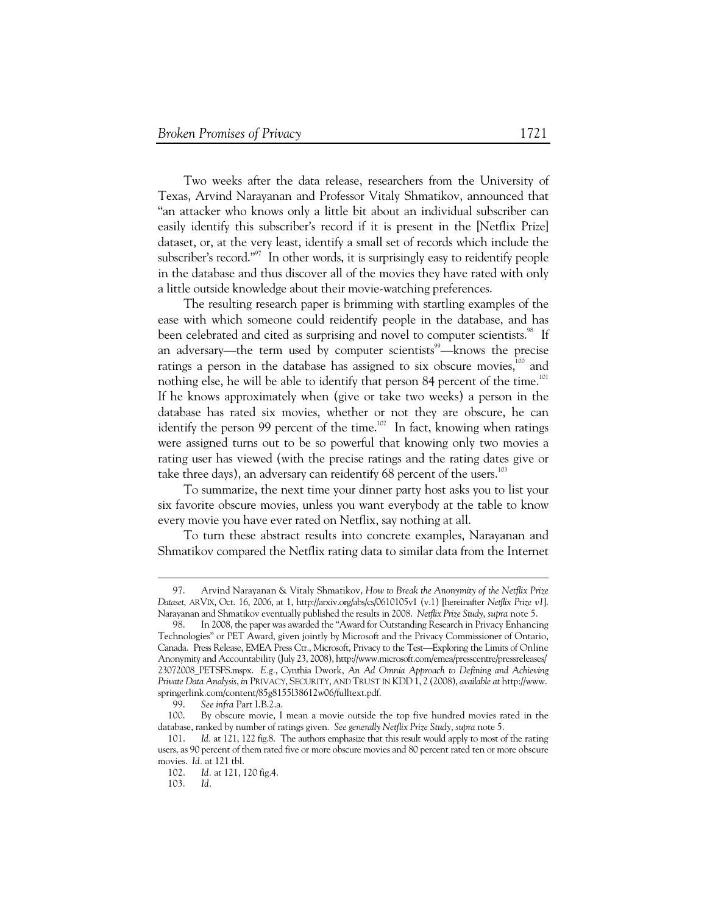Two weeks after the data release, researchers from the University of Texas, Arvind Narayanan and Professor Vitaly Shmatikov, announced that "an attacker who knows only a little bit about an individual subscriber can easily identify this subscriber's record if it is present in the [Netflix Prize] dataset, or, at the very least, identify a small set of records which include the subscriber's record."[97] In other words, it is surprisingly easy to reidentify people in the database and thus discover all of the movies they have rated with only a little outside knowledge about their movie-watching preferences.

The resulting research paper is brimming with startling examples of the ease with which someone could reidentify people in the database, and has been celebrated and cited as surprising and novel to computer scientists.[98] If an adversary—the term used by computer scientists[99]—knows the precise ratings a person in the database has assigned to six obscure movies,[100] and nothing else, he will be able to identify that person 84 percent of the time.[101] If he knows approximately when (give or take two weeks) a person in the database has rated six movies, whether or not they are obscure, he can identify the person 99 percent of the time.[102] In fact, knowing when ratings were assigned turns out to be so powerful that knowing only two movies a rating user has viewed (with the precise ratings and the rating dates give or take three days), an adversary can reidentify 68 percent of the users.[103]

To summarize, the next time your dinner party host asks you to list your six favorite obscure movies, unless you want everybody at the table to know every movie you have ever rated on Netflix, say nothing at all.

To turn these abstract results into concrete examples, Narayanan and Shmatikov compared the Netflix rating data to similar data from the Internet

---

97. Arvind Narayanan & Vitaly Shmatikov, *How to Break the Anonymity of the Netflix Prize Dataset*, ARVIX, Oct. 16, 2006, at 1, http://arxiv.org/abs/cs/0610105v1 (v.1) [hereinafter *Netflix Prize v1*]. Narayanan and Shmatikov eventually published the results in 2008. *Netflix Prize Study*, *supra* note 5.

98. In 2008, the paper was awarded the "Award for Outstanding Research in Privacy Enhancing Technologies" or PET Award, given jointly by Microsoft and the Privacy Commissioner of Ontario, Canada. Press Release, EMEA Press Ctr., Microsoft, Privacy to the Test—Exploring the Limits of Online Anonymity and Accountability (July 23, 2008), http://www.microsoft.com/emea/presscentre/pressreleases/23072008_PETSFS.mspx. *E.g.*, Cynthia Dwork, *An Ad Omnia Approach to Defining and Achieving Private Data Analysis*, *in* PRIVACY, SECURITY, AND TRUST IN KDD 1, 2 (2008), *available at* http://www.springerlink.com/content/85g8155l38612w06/fulltext.pdf.

99. *See infra* Part I.B.2.a.

100. By obscure movie, I mean a movie outside the top five hundred movies rated in the database, ranked by number of ratings given. *See generally Netflix Prize Study*, *supra* note 5.

101. *Id.* at 121, 122 fig.8. The authors emphasize that this result would apply to most of the rating users, as 90 percent of them rated five or more obscure movies and 80 percent rated ten or more obscure movies. *Id.* at 121 tbl.

102. *Id.* at 121, 120 fig.4.

103. *Id.*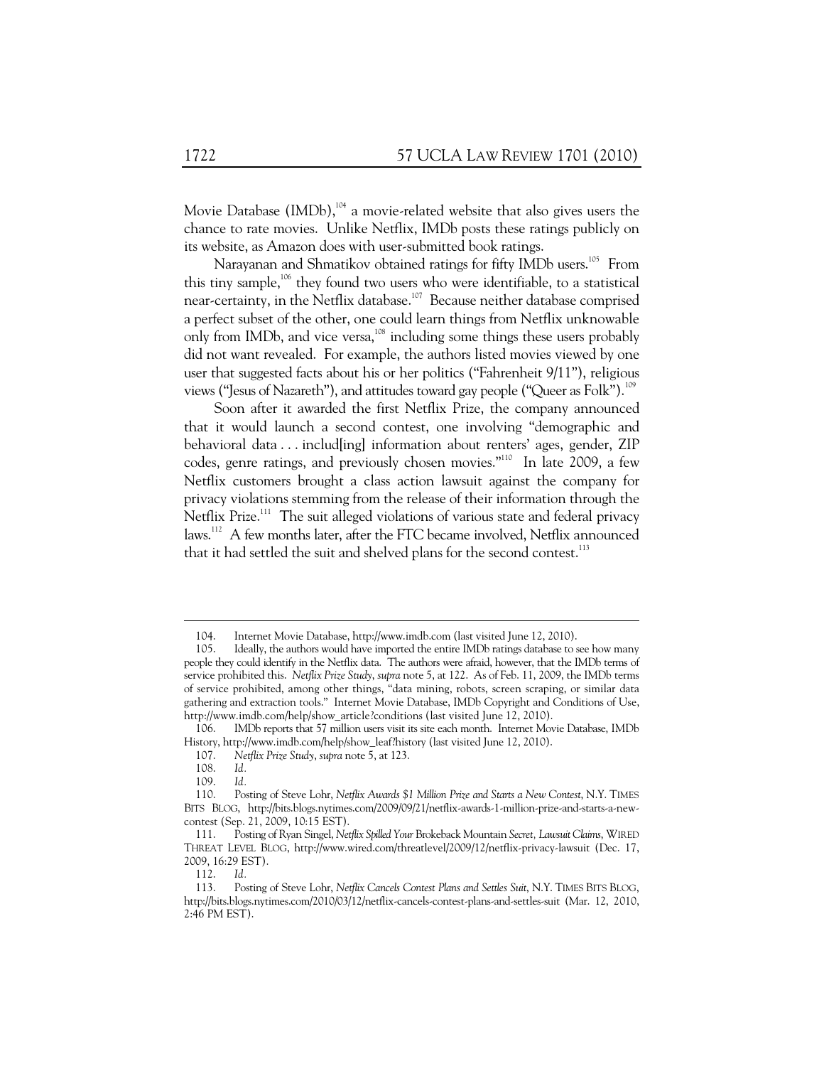Movie Database (IMDb),[104] a movie-related website that also gives users the chance to rate movies. Unlike Netflix, IMDb posts these ratings publicly on its website, as Amazon does with user-submitted book ratings.

Narayanan and Shmatikov obtained ratings for fifty IMDb users.[105] From this tiny sample,[106] they found two users who were identifiable, to a statistical near-certainty, in the Netflix database.[107] Because neither database comprised a perfect subset of the other, one could learn things from Netflix unknowable only from IMDb, and vice versa,[108] including some things these users probably did not want revealed. For example, the authors listed movies viewed by one user that suggested facts about his or her politics ("Fahrenheit 9/11"), religious views ("Jesus of Nazareth"), and attitudes toward gay people ("Queer as Folk").[109]

Soon after it awarded the first Netflix Prize, the company announced that it would launch a second contest, one involving "demographic and behavioral data . . . includ[ing] information about renters' ages, gender, ZIP codes, genre ratings, and previously chosen movies."[110] In late 2009, a few Netflix customers brought a class action lawsuit against the company for privacy violations stemming from the release of their information through the Netflix Prize.[111] The suit alleged violations of various state and federal privacy laws.[112] A few months later, after the FTC became involved, Netflix announced that it had settled the suit and shelved plans for the second contest.[113]

---

104. Internet Movie Database, http://www.imdb.com (last visited June 12, 2010).

105. Ideally, the authors would have imported the entire IMDb ratings database to see how many people they could identify in the Netflix data. The authors were afraid, however, that the IMDb terms of service prohibited this. *Netflix Prize Study*, *supra* note 5, at 122. As of Feb. 11, 2009, the IMDb terms of service prohibited, among other things, "data mining, robots, screen scraping, or similar data gathering and extraction tools." Internet Movie Database, IMDb Copyright and Conditions of Use, http://www.imdb.com/help/show_article?conditions (last visited June 12, 2010).

106. IMDb reports that 57 million users visit its site each month. Internet Movie Database, IMDb History, http://www.imdb.com/help/show_leaf?history (last visited June 12, 2010).

107. *Netflix Prize Study*, *supra* note 5, at 123.

108. *Id.*

109. *Id.*

110. Posting of Steve Lohr, *Netflix Awards $1 Million Prize and Starts a New Contest*, N.Y. TIMES BITS BLOG, http://bits.blogs.nytimes.com/2009/09/21/netflix-awards-1-million-prize-and-starts-a-new-contest (Sep. 21, 2009, 10:15 EST).

111. Posting of Ryan Singel, *Netflix Spilled Your* Brokeback Mountain *Secret, Lawsuit Claims*, WIRED THREAT LEVEL BLOG, http://www.wired.com/threatlevel/2009/12/netflix-privacy-lawsuit (Dec. 17, 2009, 16:29 EST).

112. *Id.*

113. Posting of Steve Lohr, *Netflix Cancels Contest Plans and Settles Suit*, N.Y. TIMES BITS BLOG, http://bits.blogs.nytimes.com/2010/03/12/netflix-cancels-contest-plans-and-settles-suit (Mar. 12, 2010, 2:46 PM EST).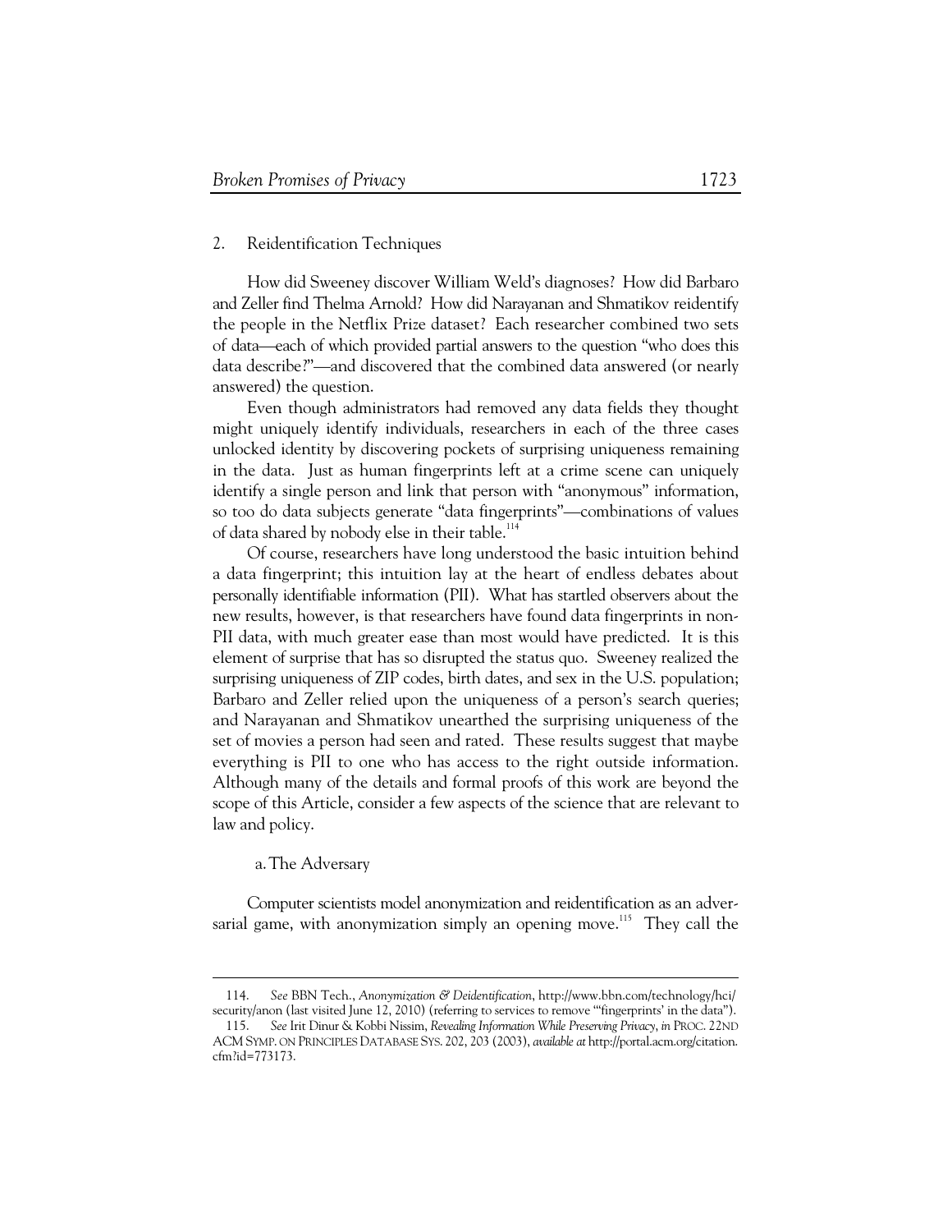### 2. Reidentification Techniques

How did Sweeney discover William Weld's diagnoses? How did Barbaro and Zeller find Thelma Arnold? How did Narayanan and Shmatikov reidentify the people in the Netflix Prize dataset? Each researcher combined two sets of data—each of which provided partial answers to the question "who does this data describe?"—and discovered that the combined data answered (or nearly answered) the question.

Even though administrators had removed any data fields they thought might uniquely identify individuals, researchers in each of the three cases unlocked identity by discovering pockets of surprising uniqueness remaining in the data. Just as human fingerprints left at a crime scene can uniquely identify a single person and link that person with "anonymous" information, so too do data subjects generate "data fingerprints"—combinations of values of data shared by nobody else in their table.[114]

Of course, researchers have long understood the basic intuition behind a data fingerprint; this intuition lay at the heart of endless debates about personally identifiable information (PII). What has startled observers about the new results, however, is that researchers have found data fingerprints in non-PII data, with much greater ease than most would have predicted. It is this element of surprise that has so disrupted the status quo. Sweeney realized the surprising uniqueness of ZIP codes, birth dates, and sex in the U.S. population; Barbaro and Zeller relied upon the uniqueness of a person's search queries; and Narayanan and Shmatikov unearthed the surprising uniqueness of the set of movies a person had seen and rated. These results suggest that maybe everything is PII to one who has access to the right outside information. Although many of the details and formal proofs of this work are beyond the scope of this Article, consider a few aspects of the science that are relevant to law and policy.

#### a. The Adversary

Computer scientists model anonymization and reidentification as an adversarial game, with anonymization simply an opening move.[115] They call the

---

114. *See* BBN Tech., *Anonymization & Deidentification*, http://www.bbn.com/technology/hci/security/anon (last visited June 12, 2010) (referring to services to remove "'fingerprints' in the data").

115. *See* Irit Dinur & Kobbi Nissim, *Revealing Information While Preserving Privacy*, *in* PROC. 22ND ACM SYMP. ON PRINCIPLES DATABASE SYS. 202, 203 (2003), *available at* http://portal.acm.org/citation.cfm?id=773173.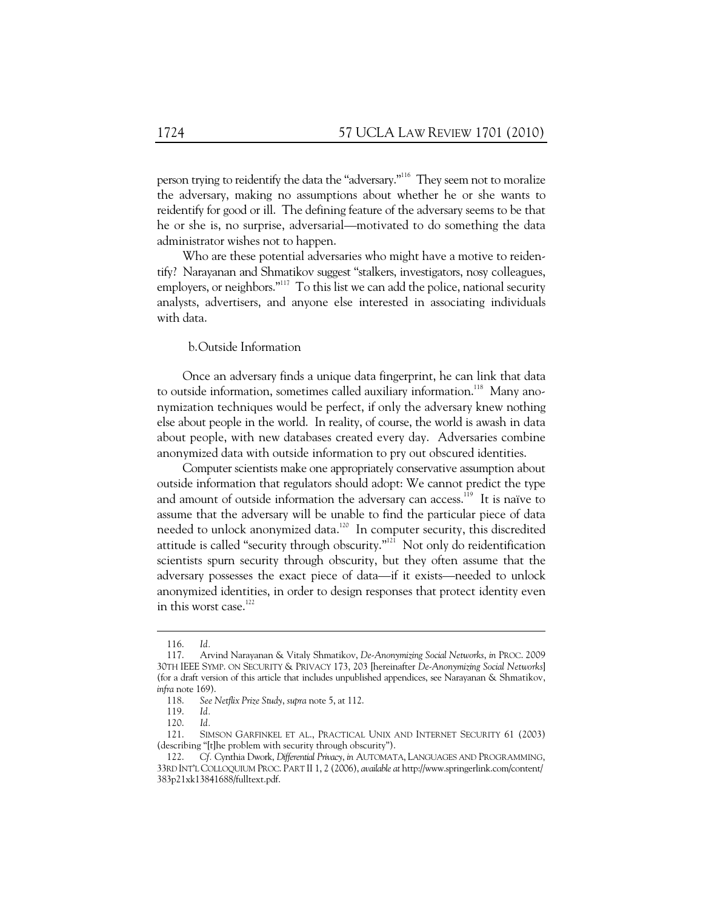person trying to reidentify the data the "adversary."[116] They seem not to moralize the adversary, making no assumptions about whether he or she wants to reidentify for good or ill. The defining feature of the adversary seems to be that he or she is, no surprise, adversarial—motivated to do something the data administrator wishes not to happen.

Who are these potential adversaries who might have a motive to reidentify? Narayanan and Shmatikov suggest "stalkers, investigators, nosy colleagues, employers, or neighbors."[117] To this list we can add the police, national security analysts, advertisers, and anyone else interested in associating individuals with data.

#### b. Outside Information

Once an adversary finds a unique data fingerprint, he can link that data to outside information, sometimes called auxiliary information.[118] Many anonymization techniques would be perfect, if only the adversary knew nothing else about people in the world. In reality, of course, the world is awash in data about people, with new databases created every day. Adversaries combine anonymized data with outside information to pry out obscured identities.

Computer scientists make one appropriately conservative assumption about outside information that regulators should adopt: We cannot predict the type and amount of outside information the adversary can access.[119] It is naïve to assume that the adversary will be unable to find the particular piece of data needed to unlock anonymized data.[120] In computer security, this discredited attitude is called "security through obscurity."[121] Not only do reidentification scientists spurn security through obscurity, but they often assume that the adversary possesses the exact piece of data—if it exists—needed to unlock anonymized identities, in order to design responses that protect identity even in this worst case.[122]

---

116. *Id.*

117. Arvind Narayanan & Vitaly Shmatikov, *De-Anonymizing Social Networks*, *in* PROC. 2009 30TH IEEE SYMP. ON SECURITY & PRIVACY 173, 203 [hereinafter *De-Anonymizing Social Networks*] (for a draft version of this article that includes unpublished appendices, see Narayanan & Shmatikov, *infra* note 169).

118. *See Netflix Prize Study*, *supra* note 5, at 112.

119. *Id.*

120. *Id.*

121. SIMSON GARFINKEL ET AL., PRACTICAL UNIX AND INTERNET SECURITY 61 (2003) (describing "[t]he problem with security through obscurity").

122. *Cf.* Cynthia Dwork, *Differential Privacy*, *in* AUTOMATA, LANGUAGES AND PROGRAMMING, 33RD INT'L COLLOQUIUM PROC. PART II 1, 2 (2006), *available at* http://www.springerlink.com/content/383p21xk13841688/fulltext.pdf.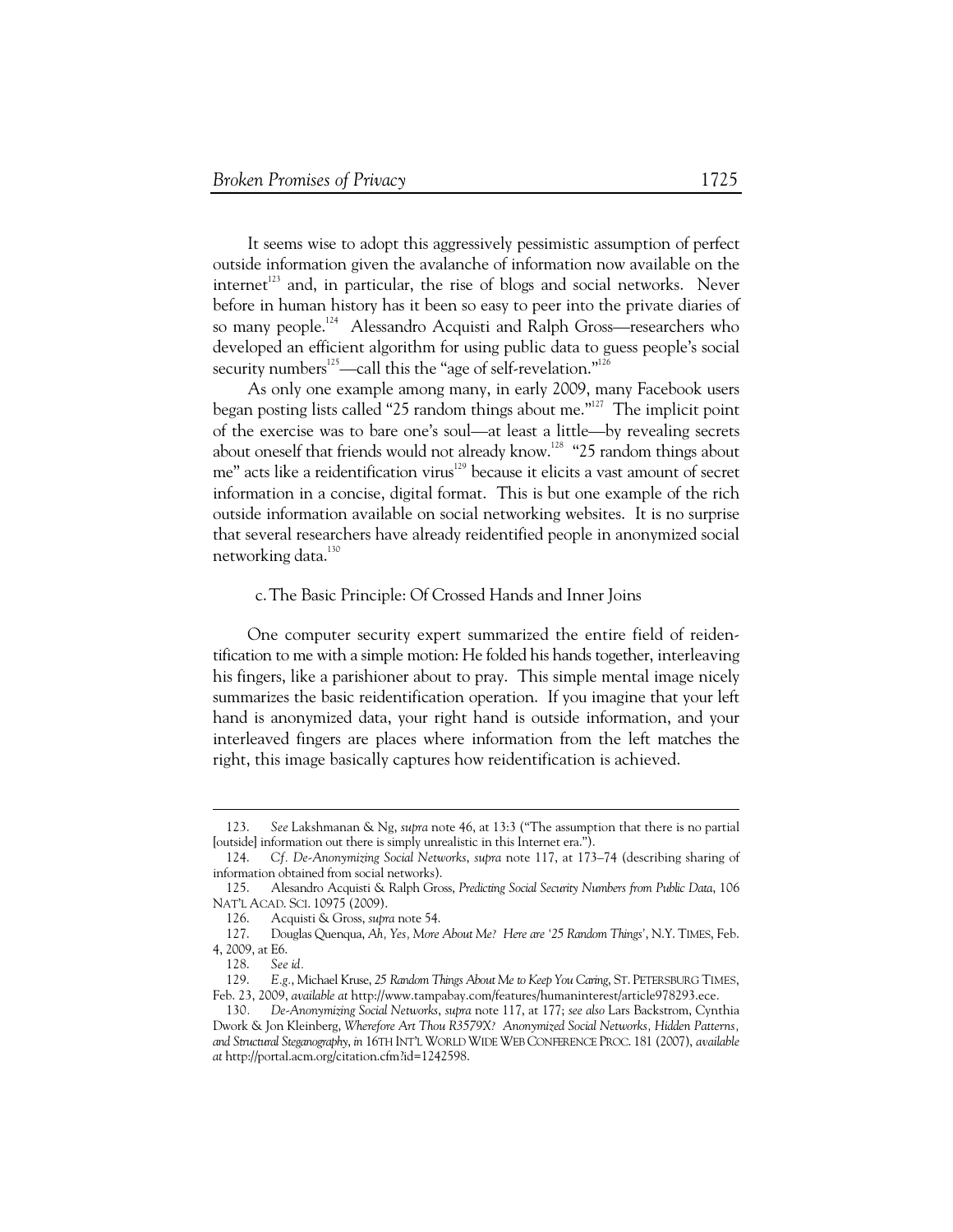It seems wise to adopt this aggressively pessimistic assumption of perfect outside information given the avalanche of information now available on the internet[123] and, in particular, the rise of blogs and social networks. Never before in human history has it been so easy to peer into the private diaries of so many people.[124] Alessandro Acquisti and Ralph Gross—researchers who developed an efficient algorithm for using public data to guess people's social security numbers[125]—call this the "age of self-revelation."[126]

As only one example among many, in early 2009, many Facebook users began posting lists called "25 random things about me."[127] The implicit point of the exercise was to bare one's soul—at least a little—by revealing secrets about oneself that friends would not already know.[128] "25 random things about me" acts like a reidentification virus[129] because it elicits a vast amount of secret information in a concise, digital format. This is but one example of the rich outside information available on social networking websites. It is no surprise that several researchers have already reidentified people in anonymized social networking data.[130]

### c. The Basic Principle: Of Crossed Hands and Inner Joins

One computer security expert summarized the entire field of reidentification to me with a simple motion: He folded his hands together, interleaving his fingers, like a parishioner about to pray. This simple mental image nicely summarizes the basic reidentification operation. If you imagine that your left hand is anonymized data, your right hand is outside information, and your interleaved fingers are places where information from the left matches the right, this image basically captures how reidentification is achieved.

---

123. *See* Lakshmanan & Ng, *supra* note 46, at 13:3 ("The assumption that there is no partial [outside] information out there is simply unrealistic in this Internet era.").

124. *Cf. De-Anonymizing Social Networks*, *supra* note 117, at 173–74 (describing sharing of information obtained from social networks).

125. Alessandro Acquisti & Ralph Gross, *Predicting Social Security Numbers from Public Data*, 106 NAT'L ACAD. SCI. 10975 (2009).

126. Acquisti & Gross, *supra* note 54.

127. Douglas Quenqua, *Ah, Yes, More About Me? Here are '25 Random Things'*, N.Y. TIMES, Feb. 4, 2009, at E6.

128. *See id.*

129. *E.g.*, Michael Kruse, *25 Random Things About Me to Keep You Caring*, ST. PETERSBURG TIMES, Feb. 23, 2009, *available at* http://www.tampabay.com/features/humaninterest/article978293.ece.

130. *De-Anonymizing Social Networks*, *supra* note 117, at 177; *see also* Lars Backstrom, Cynthia Dwork & Jon Kleinberg, *Wherefore Art Thou R3579X? Anonymized Social Networks, Hidden Patterns, and Structural Steganography*, *in* 16TH INT'L WORLD WIDE WEB CONFERENCE PROC. 181 (2007), *available at* http://portal.acm.org/citation.cfm?id=1242598.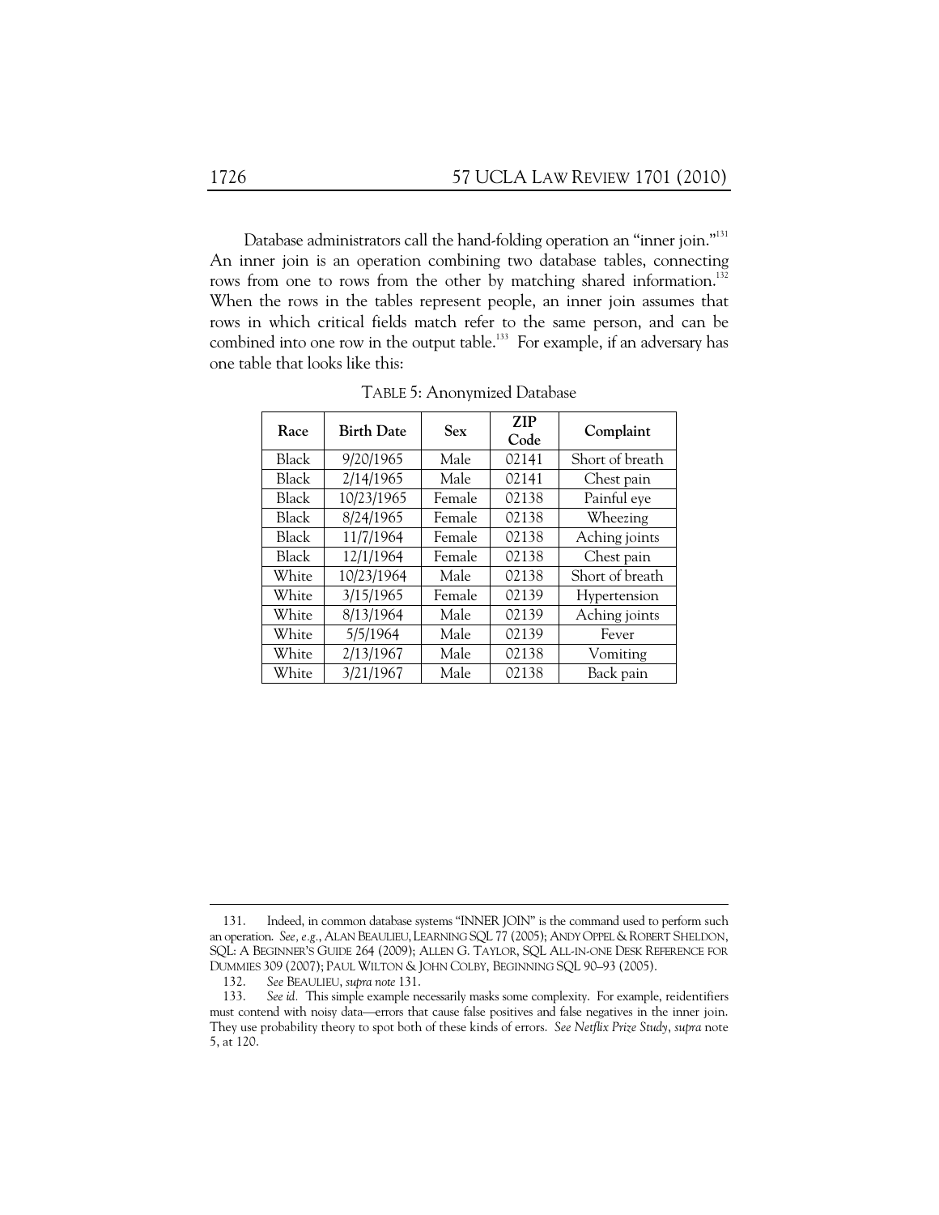Database administrators call the hand-folding operation an "inner join."[131] An inner join is an operation combining two database tables, connecting rows from one to rows from the other by matching shared information.[132] When the rows in the tables represent people, an inner join assumes that rows in which critical fields match refer to the same person, and can be combined into one row in the output table.[133] For example, if an adversary has one table that looks like this:

TABLE 5: Anonymized Database

| Race | Birth Date | Sex | ZIP Code | Complaint |
|---|---|---|---|---|
| Black | 9/20/1965 | Male | 02141 | Short of breath |
| Black | 2/14/1965 | Male | 02141 | Chest pain |
| Black | 10/23/1965 | Female | 02138 | Painful eye |
| Black | 8/24/1965 | Female | 02138 | Wheezing |
| Black | 11/7/1964 | Female | 02138 | Aching joints |
| Black | 12/1/1964 | Female | 02138 | Chest pain |
| White | 10/23/1964 | Male | 02138 | Short of breath |
| White | 3/15/1965 | Female | 02139 | Hypertension |
| White | 8/13/1964 | Male | 02139 | Aching joints |
| White | 5/5/1964 | Male | 02139 | Fever |
| White | 2/13/1967 | Male | 02138 | Vomiting |
| White | 3/21/1967 | Male | 02138 | Back pain |

---

131. Indeed, in common database systems "INNER JOIN" is the command used to perform such an operation. *See, e.g.*, ALAN BEAULIEU, LEARNING SQL 77 (2005); ANDY OPPEL & ROBERT SHELDON, SQL: A BEGINNER'S GUIDE 264 (2009); ALLEN G. TAYLOR, SQL ALL-IN-ONE DESK REFERENCE FOR DUMMIES 309 (2007); PAUL WILTON & JOHN COLBY, BEGINNING SQL 90–93 (2005).

132. *See* BEAULIEU, *supra note* 131.

133. *See id.* This simple example necessarily masks some complexity. For example, reidentifiers must contend with noisy data—errors that cause false positives and false negatives in the inner join. They use probability theory to spot both of these kinds of errors. *See Netflix Prize Study*, *supra* note 5, at 120.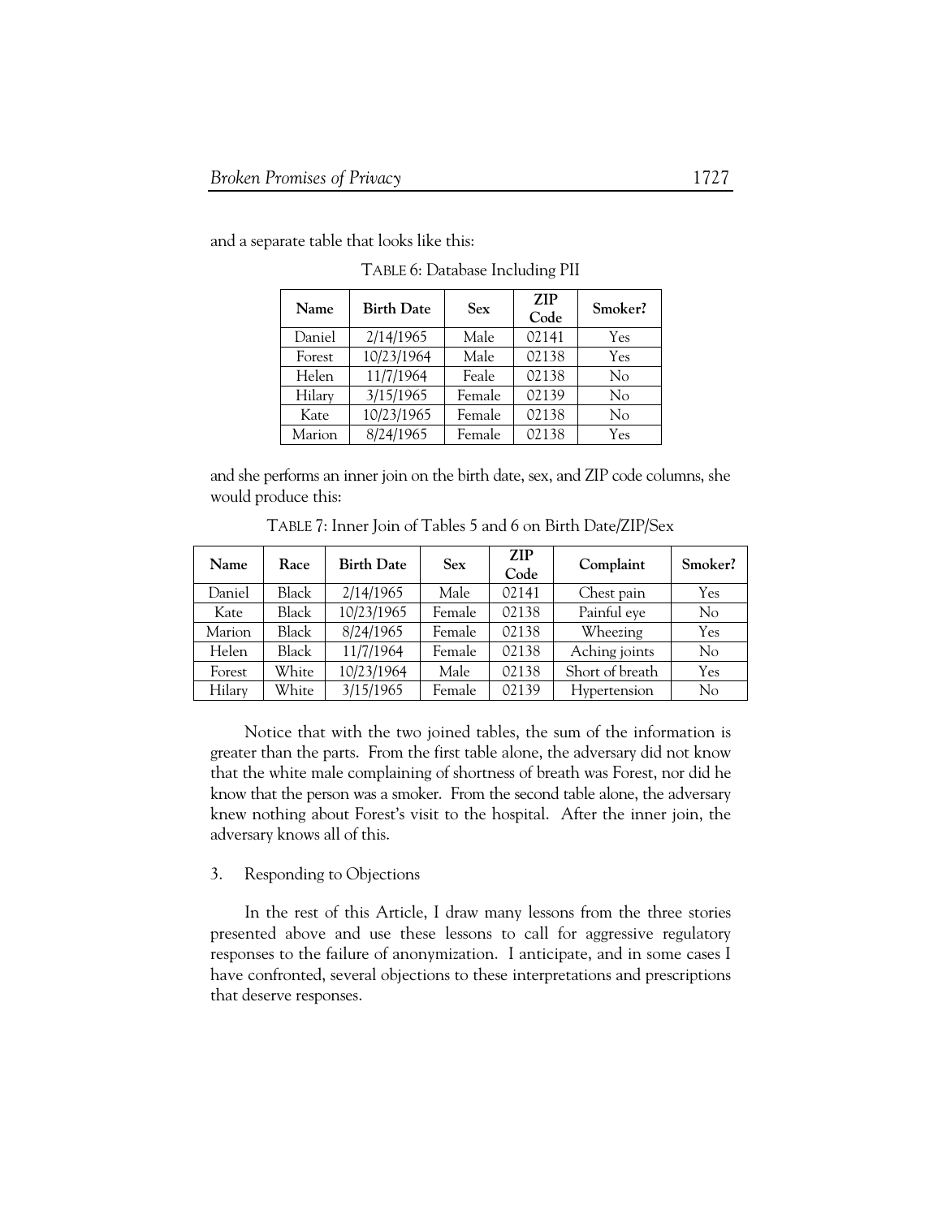and a separate table that looks like this:

TABLE 6: Database Including PII

| Name | Birth Date | Sex | ZIP Code | Smoker? |
|---|---|---|---|---|
| Daniel | 2/14/1965 | Male | 02141 | Yes |
| Forest | 10/23/1964 | Male | 02138 | Yes |
| Helen | 11/7/1964 | Feale | 02138 | No |
| Hilary | 3/15/1965 | Female | 02139 | No |
| Kate | 10/23/1965 | Female | 02138 | No |
| Marion | 8/24/1965 | Female | 02138 | Yes |

and she performs an inner join on the birth date, sex, and ZIP code columns, she would produce this:

TABLE 7: Inner Join of Tables 5 and 6 on Birth Date/ZIP/Sex

| Name | Race | Birth Date | Sex | ZIP Code | Complaint | Smoker? |
|---|---|---|---|---|---|---|
| Daniel | Black | 2/14/1965 | Male | 02141 | Chest pain | Yes |
| Kate | Black | 10/23/1965 | Female | 02138 | Painful eye | No |
| Marion | Black | 8/24/1965 | Female | 02138 | Wheezing | Yes |
| Helen | Black | 11/7/1964 | Female | 02138 | Aching joints | No |
| Forest | White | 10/23/1964 | Male | 02138 | Short of breath | Yes |
| Hilary | White | 3/15/1965 | Female | 02139 | Hypertension | No |

Notice that with the two joined tables, the sum of the information is greater than the parts. From the first table alone, the adversary did not know that the white male complaining of shortness of breath was Forest, nor did he know that the person was a smoker. From the second table alone, the adversary knew nothing about Forest's visit to the hospital. After the inner join, the adversary knows all of this.

3. Responding to Objections

In the rest of this Article, I draw many lessons from the three stories presented above and use these lessons to call for aggressive regulatory responses to the failure of anonymization. I anticipate, and in some cases I have confronted, several objections to these interpretations and prescriptions that deserve responses.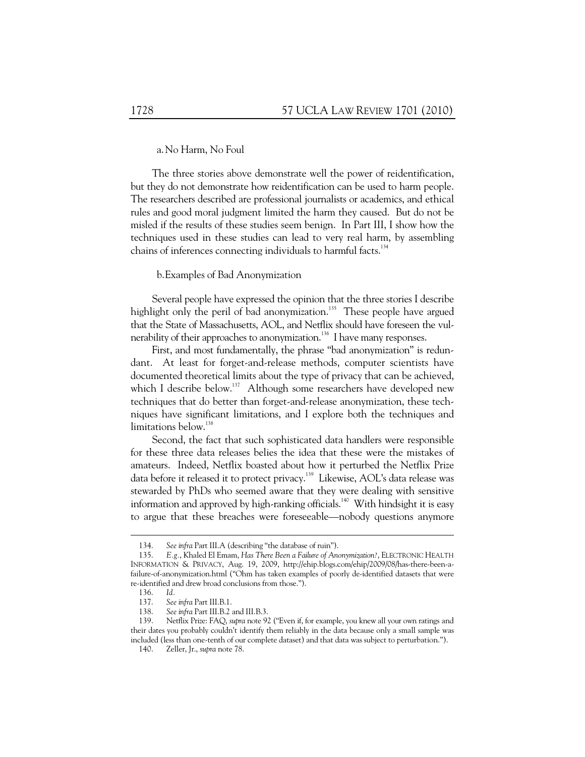#### a. No Harm, No Foul

The three stories above demonstrate well the power of reidentification, but they do not demonstrate how reidentification can be used to harm people. The researchers described are professional journalists or academics, and ethical rules and good moral judgment limited the harm they caused. But do not be misled if the results of these studies seem benign. In Part III, I show how the techniques used in these studies can lead to very real harm, by assembling chains of inferences connecting individuals to harmful facts.[134]

#### b. Examples of Bad Anonymization

Several people have expressed the opinion that the three stories I describe highlight only the peril of bad anonymization.[135] These people have argued that the State of Massachusetts, AOL, and Netflix should have foreseen the vulnerability of their approaches to anonymization.[136] I have many responses.

First, and most fundamentally, the phrase "bad anonymization" is redundant. At least for forget-and-release methods, computer scientists have documented theoretical limits about the type of privacy that can be achieved, which I describe below.[137] Although some researchers have developed new techniques that do better than forget-and-release anonymization, these techniques have significant limitations, and I explore both the techniques and limitations below.[138]

Second, the fact that such sophisticated data handlers were responsible for these three data releases belies the idea that these were the mistakes of amateurs. Indeed, Netflix boasted about how it perturbed the Netflix Prize data before it released it to protect privacy.[139] Likewise, AOL's data release was stewarded by PhDs who seemed aware that they were dealing with sensitive information and approved by high-ranking officials.[140] With hindsight it is easy to argue that these breaches were foreseeable—nobody questions anymore

---

134. *See infra* Part III.A (describing "the database of ruin").

135. *E.g.*, Khaled El Emam, *Has There Been a Failure of Anonymization?*, ELECTRONIC HEALTH INFORMATION & PRIVACY, Aug. 19, 2009, http://ehip.blogs.com/ehip/2009/08/has-there-been-a-failure-of-anonymization.html ("Ohm has taken examples of poorly de-identified datasets that were re-identified and drew broad conclusions from those.").

136. *Id.*

137. *See infra* Part III.B.1.

138. *See infra* Part III.B.2 and III.B.3.

139. Netflix Prize: FAQ, *supra* note 92 ("Even if, for example, you knew all your own ratings and their dates you probably couldn't identify them reliably in the data because only a small sample was included (less than one-tenth of our complete dataset) and that data was subject to perturbation.").

140. Zeller, Jr., *supra* note 78.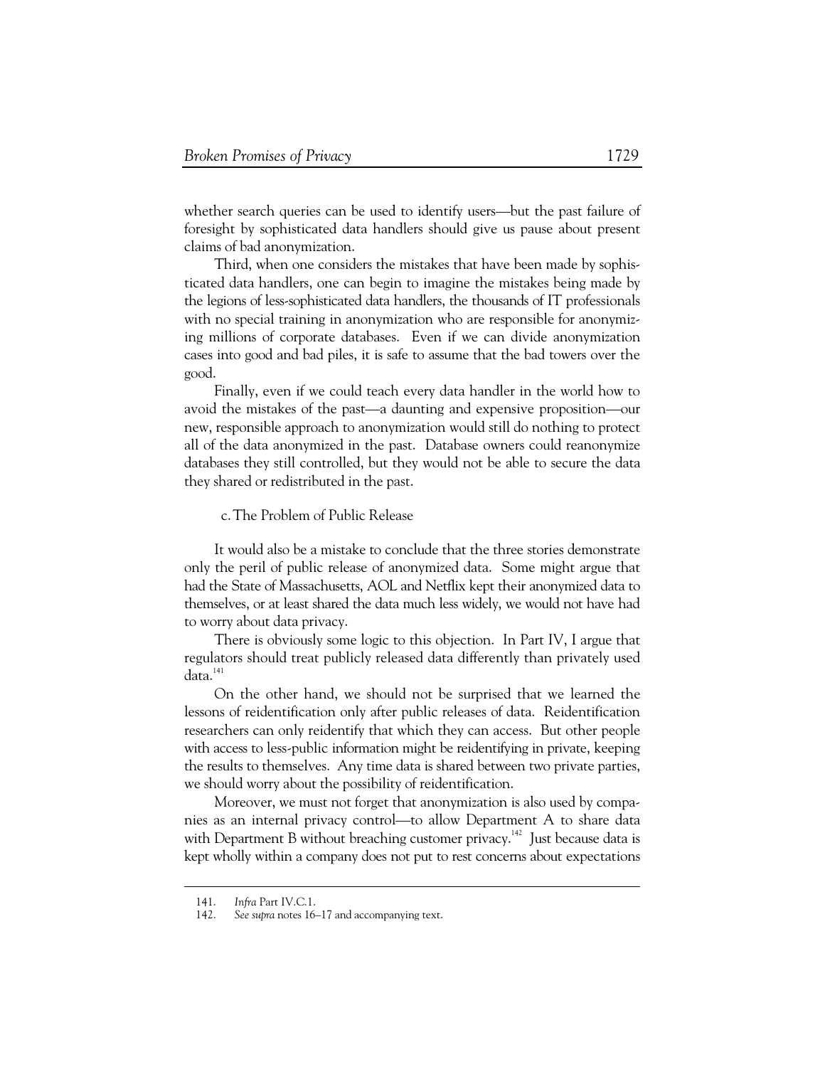whether search queries can be used to identify users—but the past failure of foresight by sophisticated data handlers should give us pause about present claims of bad anonymization.

Third, when one considers the mistakes that have been made by sophisticated data handlers, one can begin to imagine the mistakes being made by the legions of less-sophisticated data handlers, the thousands of IT professionals with no special training in anonymization who are responsible for anonymizing millions of corporate databases. Even if we can divide anonymization cases into good and bad piles, it is safe to assume that the bad towers over the good.

Finally, even if we could teach every data handler in the world how to avoid the mistakes of the past—a daunting and expensive proposition—our new, responsible approach to anonymization would still do nothing to protect all of the data anonymized in the past. Database owners could reanonymize databases they still controlled, but they would not be able to secure the data they shared or redistributed in the past.

### c. The Problem of Public Release

It would also be a mistake to conclude that the three stories demonstrate only the peril of public release of anonymized data. Some might argue that had the State of Massachusetts, AOL and Netflix kept their anonymized data to themselves, or at least shared the data much less widely, we would not have had to worry about data privacy.

There is obviously some logic to this objection. In Part IV, I argue that regulators should treat publicly released data differently than privately used data.[141]

On the other hand, we should not be surprised that we learned the lessons of reidentification only after public releases of data. Reidentification researchers can only reidentify that which they can access. But other people with access to less-public information might be reidentifying in private, keeping the results to themselves. Any time data is shared between two private parties, we should worry about the possibility of reidentification.

Moreover, we must not forget that anonymization is also used by companies as an internal privacy control—to allow Department A to share data with Department B without breaching customer privacy.[142] Just because data is kept wholly within a company does not put to rest concerns about expectations

---

141. *Infra* Part IV.C.1.

142. *See supra* notes 16–17 and accompanying text.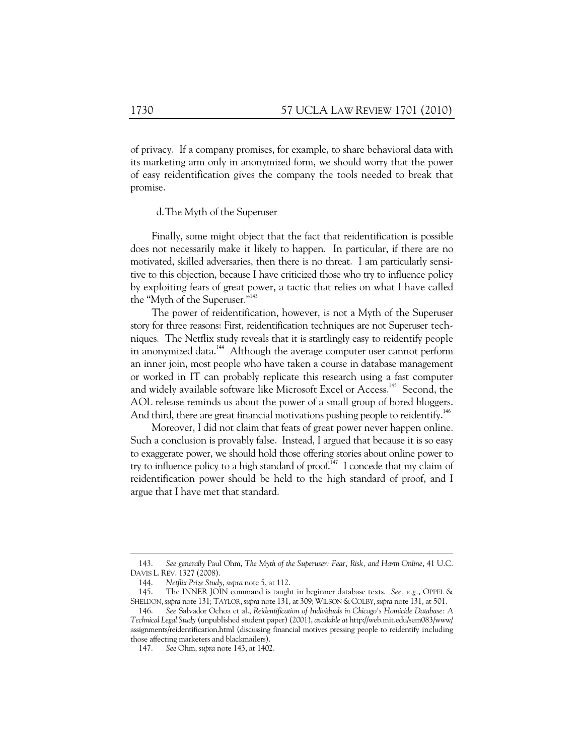of privacy. If a company promises, for example, to share behavioral data with its marketing arm only in anonymized form, we should worry that the power of easy reidentification gives the company the tools needed to break that promise.

#### d. The Myth of the Superuser

Finally, some might object that the fact that reidentification is possible does not necessarily make it likely to happen. In particular, if there are no motivated, skilled adversaries, then there is no threat. I am particularly sensitive to this objection, because I have criticized those who try to influence policy by exploiting fears of great power, a tactic that relies on what I have called the "Myth of the Superuser."[143]

The power of reidentification, however, is not a Myth of the Superuser story for three reasons: First, reidentification techniques are not Superuser techniques. The Netflix study reveals that it is startlingly easy to reidentify people in anonymized data.[144] Although the average computer user cannot perform an inner join, most people who have taken a course in database management or worked in IT can probably replicate this research using a fast computer and widely available software like Microsoft Excel or Access.[145] Second, the AOL release reminds us about the power of a small group of bored bloggers. And third, there are great financial motivations pushing people to reidentify.[146]

Moreover, I did not claim that feats of great power never happen online. Such a conclusion is provably false. Instead, I argued that because it is so easy to exaggerate power, we should hold those offering stories about online power to try to influence policy to a high standard of proof.[147] I concede that my claim of reidentification power should be held to the high standard of proof, and I argue that I have met that standard.

---

143. *See generally* Paul Ohm, *The Myth of the Superuser: Fear, Risk, and Harm Online*, 41 U.C. DAVIS L. REV. 1327 (2008).

144. *Netflix Prize Study*, *supra* note 5, at 112.

145. The INNER JOIN command is taught in beginner database texts. *See, e.g.*, OPPEL & SHELDON, *supra* note 131; TAYLOR, *supra* note 131, at 309; WILSON & COLBY, *supra* note 131, at 501.

146. *See* Salvador Ochoa et al., *Reidentification of Individuals in Chicago's Homicide Database: A Technical Legal Study* (unpublished student paper) (2001), *available at* http://web.mit.edu/sem083/www/assignments/reidentification.html (discussing financial motives pressing people to reidentify including those affecting marketers and blackmailers).

147. *See* Ohm, *supra* note 143, at 1402.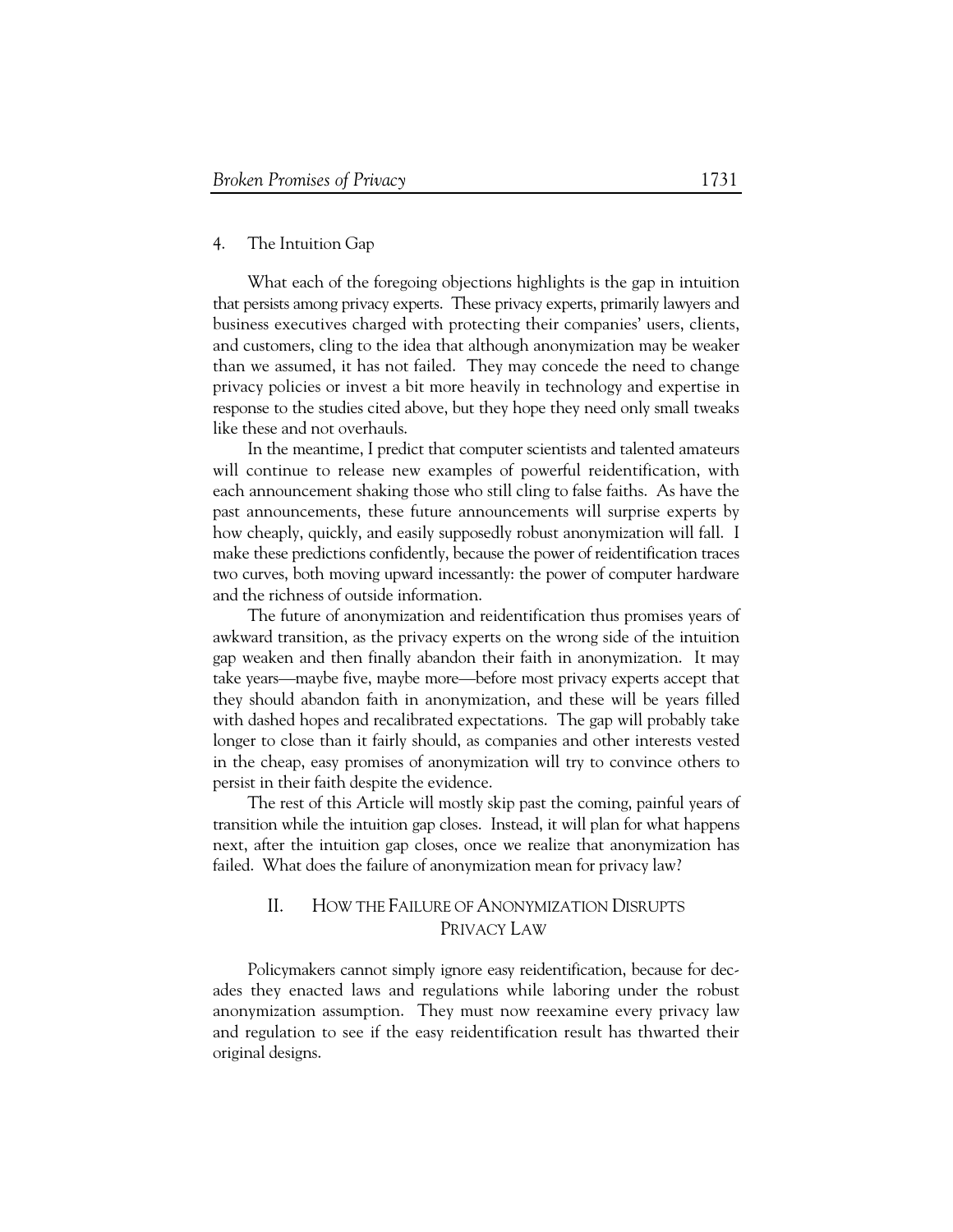### 4. The Intuition Gap

What each of the foregoing objections highlights is the gap in intuition that persists among privacy experts. These privacy experts, primarily lawyers and business executives charged with protecting their companies' users, clients, and customers, cling to the idea that although anonymization may be weaker than we assumed, it has not failed. They may concede the need to change privacy policies or invest a bit more heavily in technology and expertise in response to the studies cited above, but they hope they need only small tweaks like these and not overhauls.

In the meantime, I predict that computer scientists and talented amateurs will continue to release new examples of powerful reidentification, with each announcement shaking those who still cling to false faiths. As have the past announcements, these future announcements will surprise experts by how cheaply, quickly, and easily supposedly robust anonymization will fall. I make these predictions confidently, because the power of reidentification traces two curves, both moving upward incessantly: the power of computer hardware and the richness of outside information.

The future of anonymization and reidentification thus promises years of awkward transition, as the privacy experts on the wrong side of the intuition gap weaken and then finally abandon their faith in anonymization. It may take years—maybe five, maybe more—before most privacy experts accept that they should abandon faith in anonymization, and these will be years filled with dashed hopes and recalibrated expectations. The gap will probably take longer to close than it fairly should, as companies and other interests vested in the cheap, easy promises of anonymization will try to convince others to persist in their faith despite the evidence.

The rest of this Article will mostly skip past the coming, painful years of transition while the intuition gap closes. Instead, it will plan for what happens next, after the intuition gap closes, once we realize that anonymization has failed. What does the failure of anonymization mean for privacy law?

## II. How the Failure of Anonymization Disrupts Privacy Law

Policymakers cannot simply ignore easy reidentification, because for decades they enacted laws and regulations while laboring under the robust anonymization assumption. They must now reexamine every privacy law and regulation to see if the easy reidentification result has thwarted their original designs.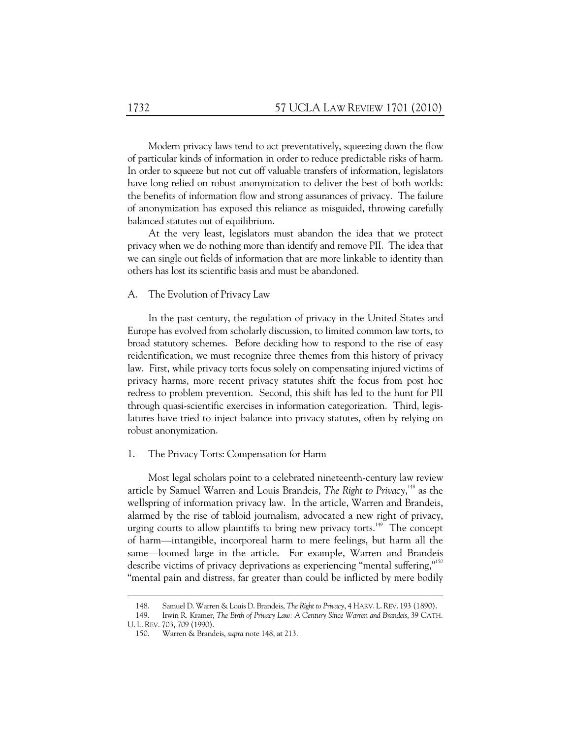Modern privacy laws tend to act preventatively, squeezing down the flow of particular kinds of information in order to reduce predictable risks of harm. In order to squeeze but not cut off valuable transfers of information, legislators have long relied on robust anonymization to deliver the best of both worlds: the benefits of information flow and strong assurances of privacy. The failure of anonymization has exposed this reliance as misguided, throwing carefully balanced statutes out of equilibrium.

At the very least, legislators must abandon the idea that we protect privacy when we do nothing more than identify and remove PII. The idea that we can single out fields of information that are more linkable to identity than others has lost its scientific basis and must be abandoned.

## A. The Evolution of Privacy Law

In the past century, the regulation of privacy in the United States and Europe has evolved from scholarly discussion, to limited common law torts, to broad statutory schemes. Before deciding how to respond to the rise of easy reidentification, we must recognize three themes from this history of privacy law. First, while privacy torts focus solely on compensating injured victims of privacy harms, more recent privacy statutes shift the focus from post hoc redress to problem prevention. Second, this shift has led to the hunt for PII through quasi-scientific exercises in information categorization. Third, legislatures have tried to inject balance into privacy statutes, often by relying on robust anonymization.

### 1. The Privacy Torts: Compensation for Harm

Most legal scholars point to a celebrated nineteenth-century law review article by Samuel Warren and Louis Brandeis, *The Right to Privacy*,[148] as the wellspring of information privacy law. In the article, Warren and Brandeis, alarmed by the rise of tabloid journalism, advocated a new right of privacy, urging courts to allow plaintiffs to bring new privacy torts.[149] The concept of harm—intangible, incorporeal harm to mere feelings, but harm all the same—loomed large in the article. For example, Warren and Brandeis describe victims of privacy deprivations as experiencing "mental suffering,"[150] "mental pain and distress, far greater than could be inflicted by mere bodily

---

148. Samuel D. Warren & Louis D. Brandeis, *The Right to Privacy*, 4 HARV. L. REV. 193 (1890).

149. Irwin R. Kramer, *The Birth of Privacy Law: A Century Since Warren and Brandeis*, 39 CATH. U. L. REV. 703, 709 (1990).

150. Warren & Brandeis, *supra* note 148, at 213.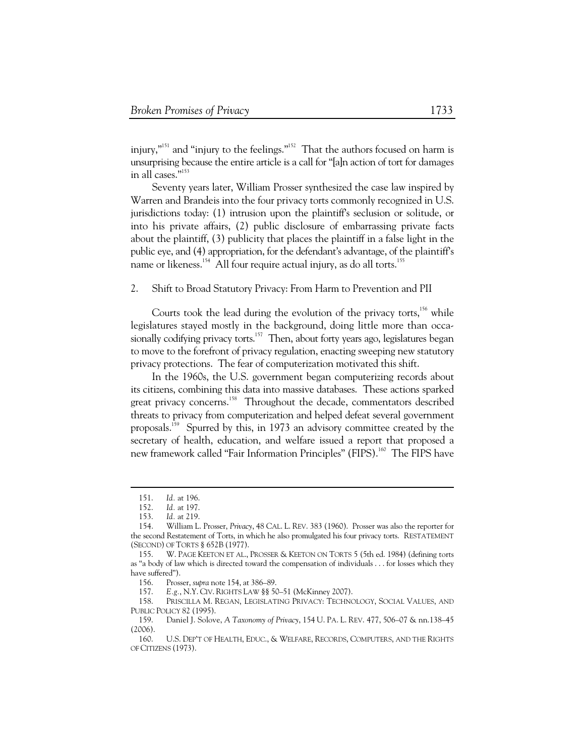injury,"[151] and "injury to the feelings."[152] That the authors focused on harm is unsurprising because the entire article is a call for "[a]n action of tort for damages in all cases."[153]

Seventy years later, William Prosser synthesized the case law inspired by Warren and Brandeis into the four privacy torts commonly recognized in U.S. jurisdictions today: (1) intrusion upon the plaintiff's seclusion or solitude, or into his private affairs, (2) public disclosure of embarrassing private facts about the plaintiff, (3) publicity that places the plaintiff in a false light in the public eye, and (4) appropriation, for the defendant's advantage, of the plaintiff's name or likeness.[154] All four require actual injury, as do all torts.[155]

### 2. Shift to Broad Statutory Privacy: From Harm to Prevention and PII

Courts took the lead during the evolution of the privacy torts,[156] while legislatures stayed mostly in the background, doing little more than occasionally codifying privacy torts.[157] Then, about forty years ago, legislatures began to move to the forefront of privacy regulation, enacting sweeping new statutory privacy protections. The fear of computerization motivated this shift.

In the 1960s, the U.S. government began computerizing records about its citizens, combining this data into massive databases. These actions sparked great privacy concerns.[158] Throughout the decade, commentators described threats to privacy from computerization and helped defeat several government proposals.[159] Spurred by this, in 1973 an advisory committee created by the secretary of health, education, and welfare issued a report that proposed a new framework called "Fair Information Principles" (FIPS).[160] The FIPS have

---

151. *Id.* at 196.

152. *Id.* at 197.

153. *Id.* at 219.

154. William L. Prosser, *Privacy*, 48 CAL. L. REV. 383 (1960). Prosser was also the reporter for the second Restatement of Torts, in which he also promulgated his four privacy torts. RESTATEMENT (SECOND) OF TORTS § 652B (1977).

155. W. PAGE KEETON ET AL., PROSSER & KEETON ON TORTS 5 (5th ed. 1984) (defining torts as "a body of law which is directed toward the compensation of individuals . . . for losses which they have suffered").

156. Prosser, *supra* note 154, at 386–89.

157. *E.g.*, N.Y. CIV. RIGHTS LAW §§ 50–51 (McKinney 2007).

158. PRISCILLA M. REGAN, LEGISLATING PRIVACY: TECHNOLOGY, SOCIAL VALUES, AND PUBLIC POLICY 82 (1995).

159. Daniel J. Solove, *A Taxonomy of Privacy*, 154 U. PA. L. REV. 477, 506–07 & nn.138–45 (2006).

160. U.S. DEP'T OF HEALTH, EDUC., & WELFARE, RECORDS, COMPUTERS, AND THE RIGHTS OF CITIZENS (1973).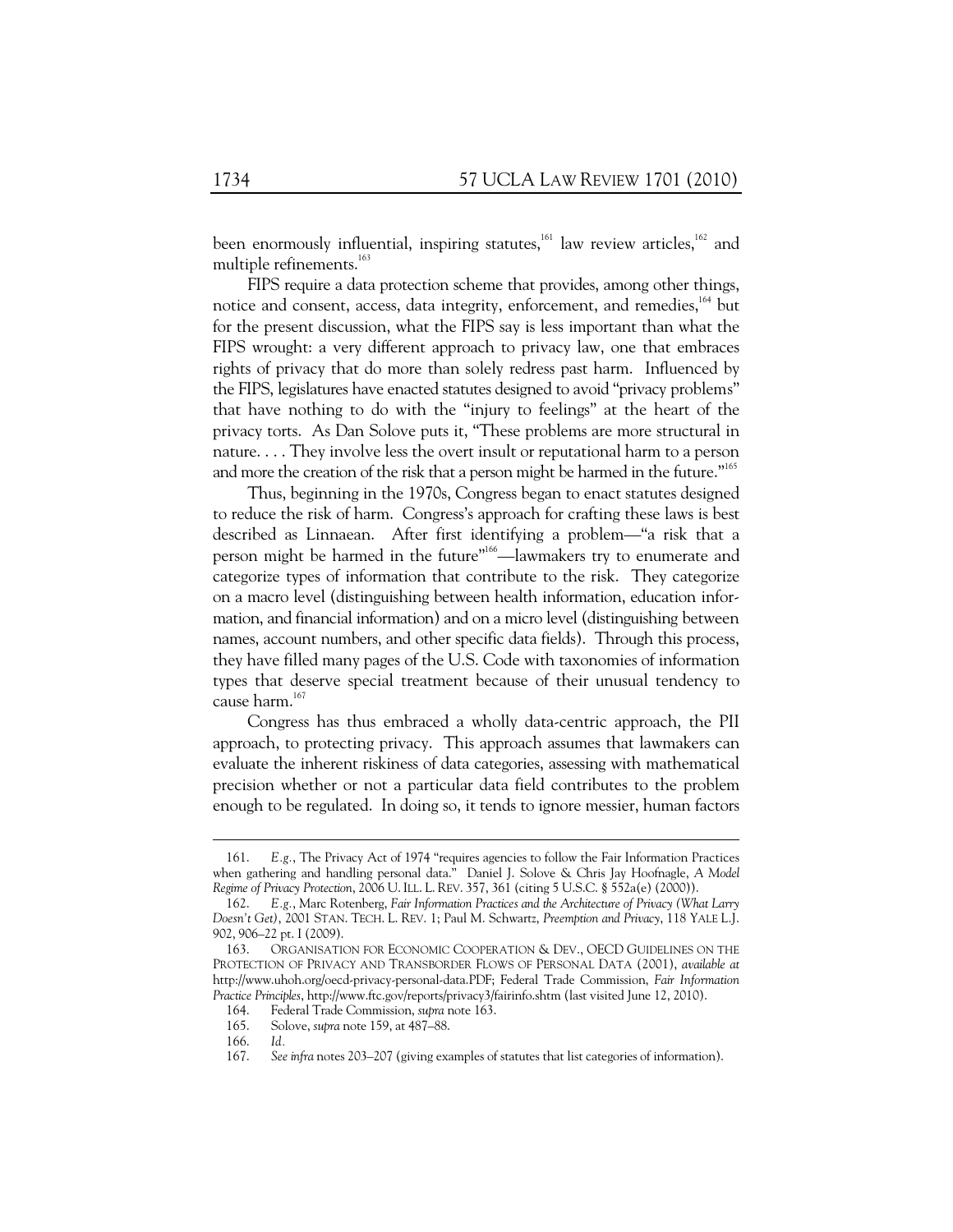been enormously influential, inspiring statutes,[161] law review articles,[162] and multiple refinements.[163]

FIPS require a data protection scheme that provides, among other things, notice and consent, access, data integrity, enforcement, and remedies,[164] but for the present discussion, what the FIPS say is less important than what the FIPS wrought: a very different approach to privacy law, one that embraces rights of privacy that do more than solely redress past harm. Influenced by the FIPS, legislatures have enacted statutes designed to avoid "privacy problems" that have nothing to do with the "injury to feelings" at the heart of the privacy torts. As Dan Solove puts it, "These problems are more structural in nature. . . . They involve less the overt insult or reputational harm to a person and more the creation of the risk that a person might be harmed in the future."[165]

Thus, beginning in the 1970s, Congress began to enact statutes designed to reduce the risk of harm. Congress's approach for crafting these laws is best described as Linnaean. After first identifying a problem—"a risk that a person might be harmed in the future"[166]—lawmakers try to enumerate and categorize types of information that contribute to the risk. They categorize on a macro level (distinguishing between health information, education information, and financial information) and on a micro level (distinguishing between names, account numbers, and other specific data fields). Through this process, they have filled many pages of the U.S. Code with taxonomies of information types that deserve special treatment because of their unusual tendency to cause harm.[167]

Congress has thus embraced a wholly data-centric approach, the PII approach, to protecting privacy. This approach assumes that lawmakers can evaluate the inherent riskiness of data categories, assessing with mathematical precision whether or not a particular data field contributes to the problem enough to be regulated. In doing so, it tends to ignore messier, human factors

---

161. *E.g.*, The Privacy Act of 1974 "requires agencies to follow the Fair Information Practices when gathering and handling personal data." Daniel J. Solove & Chris Jay Hoofnagle, *A Model Regime of Privacy Protection*, 2006 U. ILL. L. REV. 357, 361 (citing 5 U.S.C. § 552a(e) (2000)).

162. *E.g.*, Marc Rotenberg, *Fair Information Practices and the Architecture of Privacy (What Larry Doesn't Get)*, 2001 STAN. TECH. L. REV. 1; Paul M. Schwartz, *Preemption and Privacy*, 118 YALE L.J. 902, 906–22 pt. I (2009).

163. ORGANISATION FOR ECONOMIC COOPERATION & DEV., OECD GUIDELINES ON THE PROTECTION OF PRIVACY AND TRANSBORDER FLOWS OF PERSONAL DATA (2001), *available at* http://www.uhoh.org/oecd-privacy-personal-data.PDF; Federal Trade Commission, *Fair Information Practice Principles*, http://www.ftc.gov/reports/privacy3/fairinfo.shtm (last visited June 12, 2010).

164. Federal Trade Commission, *supra* note 163.

165. Solove, *supra* note 159, at 487–88.

166. *Id.*

167. *See infra* notes 203–207 (giving examples of statutes that list categories of information).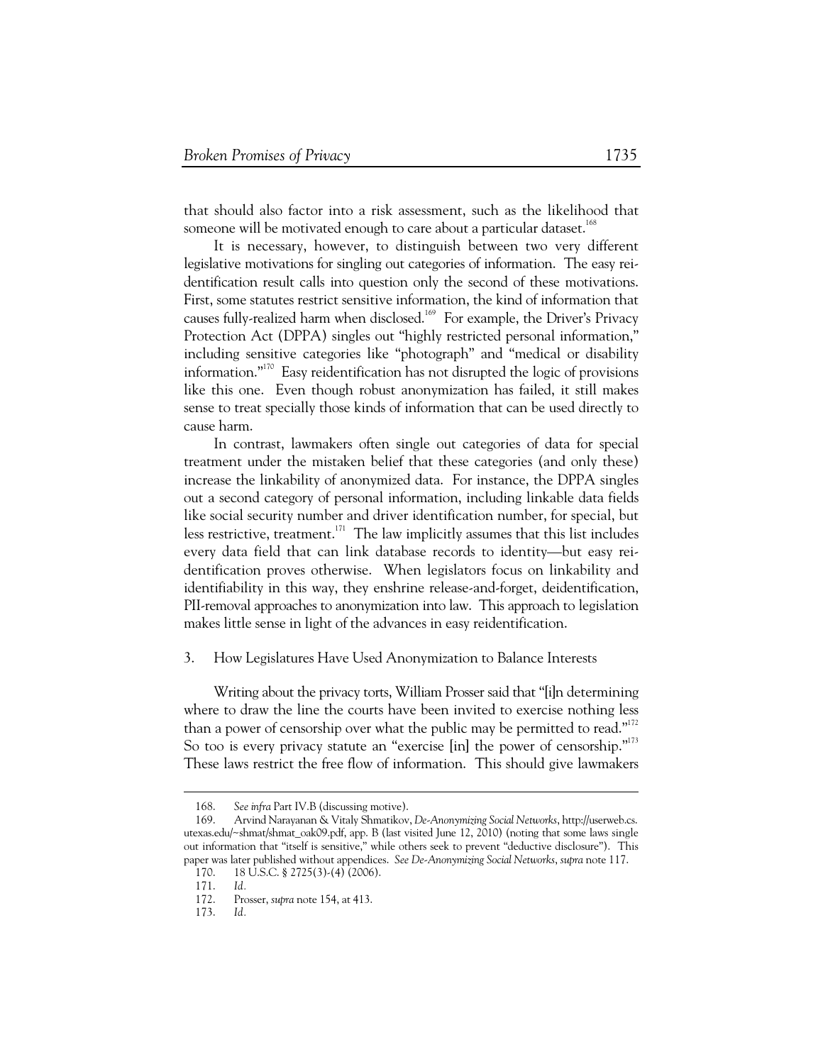that should also factor into a risk assessment, such as the likelihood that someone will be motivated enough to care about a particular dataset.[168]

It is necessary, however, to distinguish between two very different legislative motivations for singling out categories of information. The easy reidentification result calls into question only the second of these motivations. First, some statutes restrict sensitive information, the kind of information that causes fully-realized harm when disclosed.[169] For example, the Driver's Privacy Protection Act (DPPA) singles out "highly restricted personal information," including sensitive categories like "photograph" and "medical or disability information."[170] Easy reidentification has not disrupted the logic of provisions like this one. Even though robust anonymization has failed, it still makes sense to treat specially those kinds of information that can be used directly to cause harm.

In contrast, lawmakers often single out categories of data for special treatment under the mistaken belief that these categories (and only these) increase the linkability of anonymized data. For instance, the DPPA singles out a second category of personal information, including linkable data fields like social security number and driver identification number, for special, but less restrictive, treatment.[171] The law implicitly assumes that this list includes every data field that can link database records to identity—but easy reidentification proves otherwise. When legislators focus on linkability and identifiability in this way, they enshrine release-and-forget, deidentification, PII-removal approaches to anonymization into law. This approach to legislation makes little sense in light of the advances in easy reidentification.

### 3. How Legislatures Have Used Anonymization to Balance Interests

Writing about the privacy torts, William Prosser said that "[i]n determining where to draw the line the courts have been invited to exercise nothing less than a power of censorship over what the public may be permitted to read."[172] So too is every privacy statute an "exercise [in] the power of censorship."[173] These laws restrict the free flow of information. This should give lawmakers

---

168. *See infra* Part IV.B (discussing motive).

169. Arvind Narayanan & Vitaly Shmatikov, *De-Anonymizing Social Networks*, http://userweb.cs.utexas.edu/~shmat/shmat_oak09.pdf, app. B (last visited June 12, 2010) (noting that some laws single out information that "itself is sensitive," while others seek to prevent "deductive disclosure"). This paper was later published without appendices. *See De-Anonymizing Social Networks*, *supra* note 117.

170. 18 U.S.C. § 2725(3)-(4) (2006).

171. *Id.*

172. Prosser, *supra* note 154, at 413.

173. *Id.*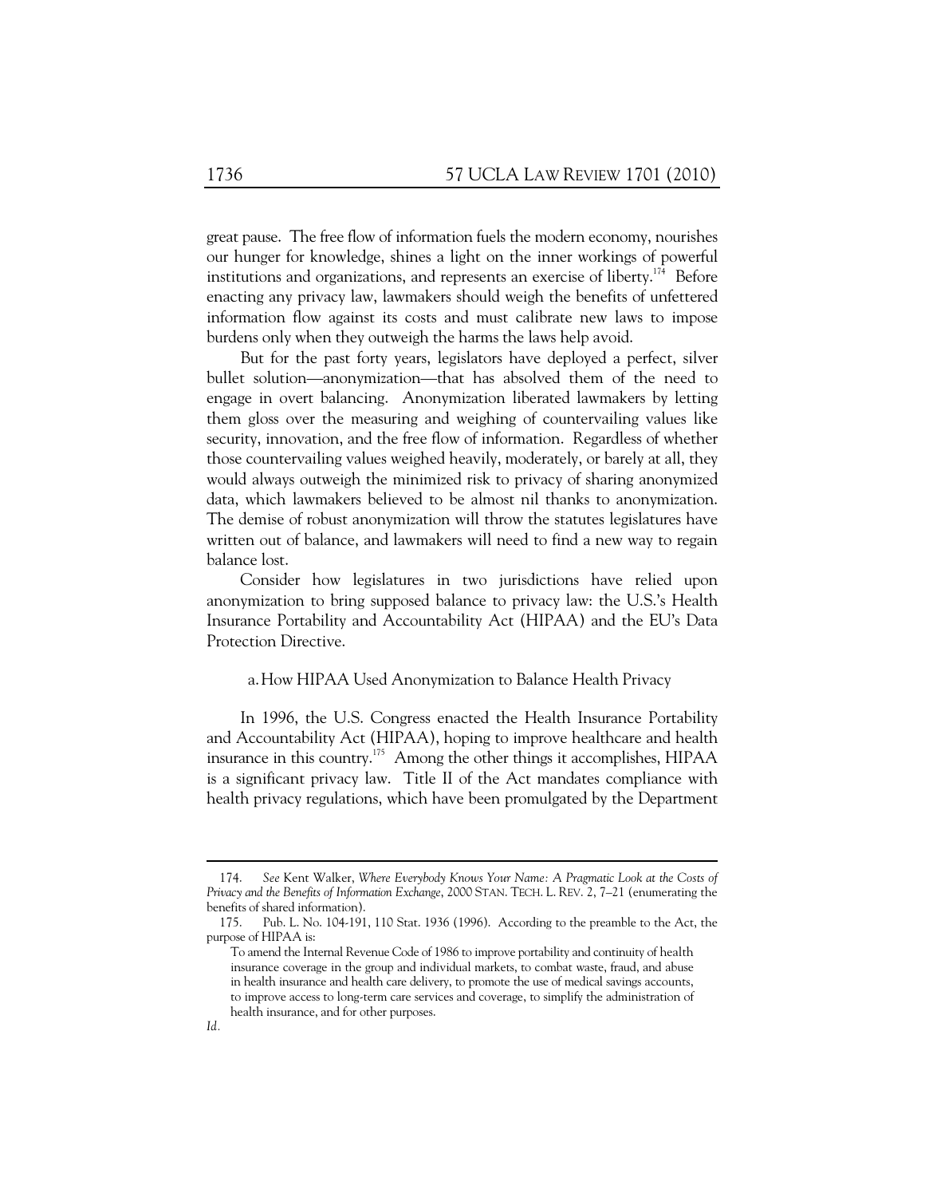great pause. The free flow of information fuels the modern economy, nourishes our hunger for knowledge, shines a light on the inner workings of powerful institutions and organizations, and represents an exercise of liberty.[174] Before enacting any privacy law, lawmakers should weigh the benefits of unfettered information flow against its costs and must calibrate new laws to impose burdens only when they outweigh the harms the laws help avoid.

But for the past forty years, legislators have deployed a perfect, silver bullet solution—anonymization—that has absolved them of the need to engage in overt balancing. Anonymization liberated lawmakers by letting them gloss over the measuring and weighing of countervailing values like security, innovation, and the free flow of information. Regardless of whether those countervailing values weighed heavily, moderately, or barely at all, they would always outweigh the minimized risk to privacy of sharing anonymized data, which lawmakers believed to be almost nil thanks to anonymization. The demise of robust anonymization will throw the statutes legislatures have written out of balance, and lawmakers will need to find a new way to regain balance lost.

Consider how legislatures in two jurisdictions have relied upon anonymization to bring supposed balance to privacy law: the U.S.'s Health Insurance Portability and Accountability Act (HIPAA) and the EU's Data Protection Directive.

#### a. How HIPAA Used Anonymization to Balance Health Privacy

In 1996, the U.S. Congress enacted the Health Insurance Portability and Accountability Act (HIPAA), hoping to improve healthcare and health insurance in this country.[175] Among the other things it accomplishes, HIPAA is a significant privacy law. Title II of the Act mandates compliance with health privacy regulations, which have been promulgated by the Department

---

174. *See* Kent Walker, *Where Everybody Knows Your Name: A Pragmatic Look at the Costs of Privacy and the Benefits of Information Exchange*, 2000 STAN. TECH. L. REV. 2, 7–21 (enumerating the benefits of shared information).

175. Pub. L. No. 104-191, 110 Stat. 1936 (1996). According to the preamble to the Act, the purpose of HIPAA is:

> To amend the Internal Revenue Code of 1986 to improve portability and continuity of health insurance coverage in the group and individual markets, to combat waste, fraud, and abuse in health insurance and health care delivery, to promote the use of medical savings accounts, to improve access to long-term care services and coverage, to simplify the administration of health insurance, and for other purposes.

*Id.*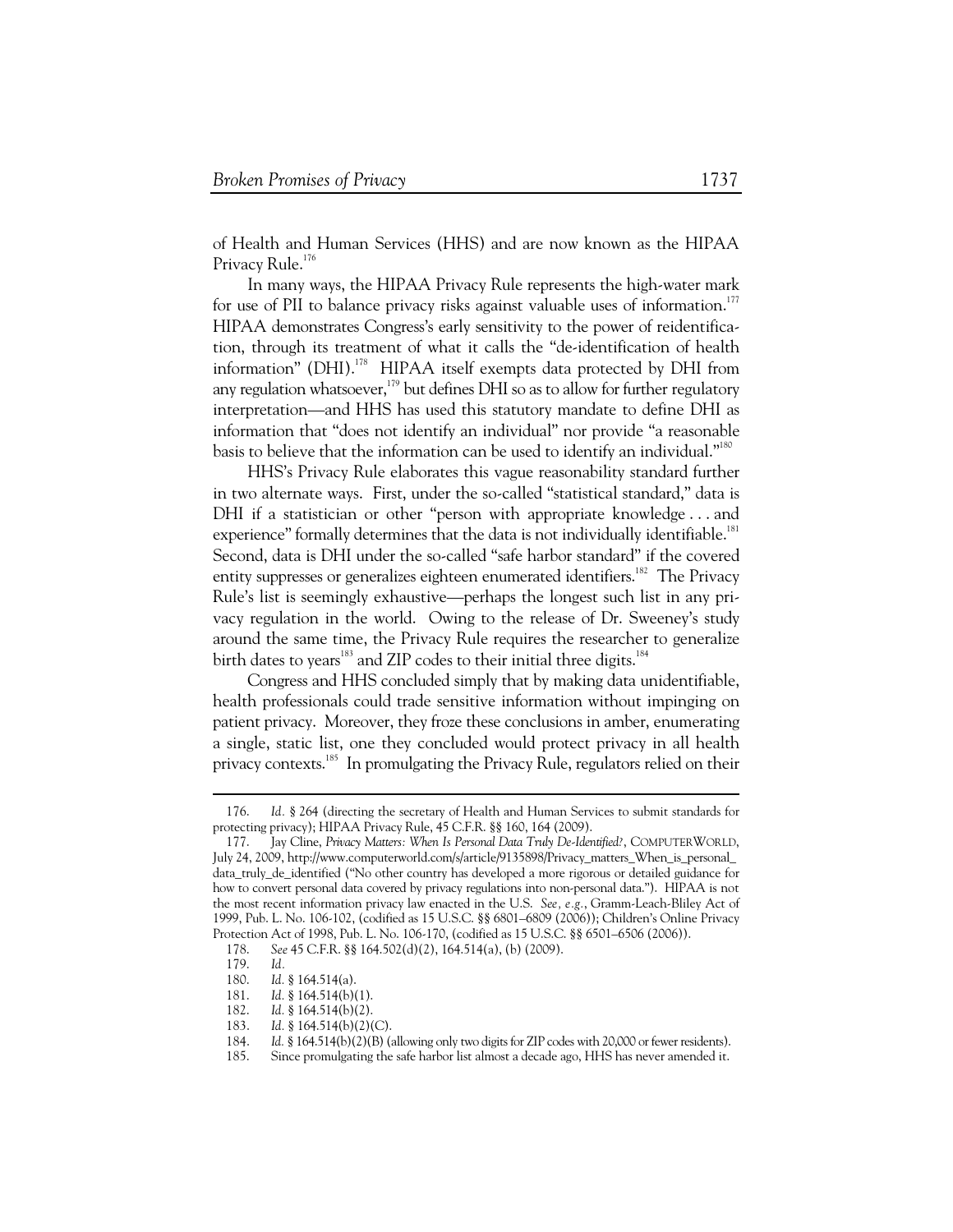of Health and Human Services (HHS) and are now known as the HIPAA Privacy Rule.[176]

In many ways, the HIPAA Privacy Rule represents the high-water mark for use of PII to balance privacy risks against valuable uses of information.[177] HIPAA demonstrates Congress's early sensitivity to the power of reidentification, through its treatment of what it calls the "de-identification of health information" (DHI).[178] HIPAA itself exempts data protected by DHI from any regulation whatsoever,[179] but defines DHI so as to allow for further regulatory interpretation—and HHS has used this statutory mandate to define DHI as information that "does not identify an individual" nor provide "a reasonable basis to believe that the information can be used to identify an individual."[180]

HHS's Privacy Rule elaborates this vague reasonability standard further in two alternate ways. First, under the so-called "statistical standard," data is DHI if a statistician or other "person with appropriate knowledge . . . and experience" formally determines that the data is not individually identifiable.[181] Second, data is DHI under the so-called "safe harbor standard" if the covered entity suppresses or generalizes eighteen enumerated identifiers.[182] The Privacy Rule's list is seemingly exhaustive—perhaps the longest such list in any privacy regulation in the world. Owing to the release of Dr. Sweeney's study around the same time, the Privacy Rule requires the researcher to generalize birth dates to years[183] and ZIP codes to their initial three digits.[184]

Congress and HHS concluded simply that by making data unidentifiable, health professionals could trade sensitive information without impinging on patient privacy. Moreover, they froze these conclusions in amber, enumerating a single, static list, one they concluded would protect privacy in all health privacy contexts.[185] In promulgating the Privacy Rule, regulators relied on their

---

176. *Id.* § 264 (directing the secretary of Health and Human Services to submit standards for protecting privacy); HIPAA Privacy Rule, 45 C.F.R. §§ 160, 164 (2009).

177. Jay Cline, *Privacy Matters: When Is Personal Data Truly De-Identified?*, COMPUTERWORLD, July 24, 2009, http://www.computerworld.com/s/article/9135898/Privacy_matters_When_is_personal_data_truly_de_identified ("No other country has developed a more rigorous or detailed guidance for how to convert personal data covered by privacy regulations into non-personal data."). HIPAA is not the most recent information privacy law enacted in the U.S. *See, e.g.*, Gramm-Leach-Bliley Act of 1999, Pub. L. No. 106-102, (codified as 15 U.S.C. §§ 6801–6809 (2006)); Children's Online Privacy Protection Act of 1998, Pub. L. No. 106-170, (codified as 15 U.S.C. §§ 6501–6506 (2006)).

178. *See* 45 C.F.R. §§ 164.502(d)(2), 164.514(a), (b) (2009).

179. *Id.*

180. *Id.* § 164.514(a).

181. *Id.* § 164.514(b)(1).

182. *Id.* § 164.514(b)(2).

183. *Id.* § 164.514(b)(2)(C).

184. *Id.* § 164.514(b)(2)(B) (allowing only two digits for ZIP codes with 20,000 or fewer residents).

185. Since promulgating the safe harbor list almost a decade ago, HHS has never amended it.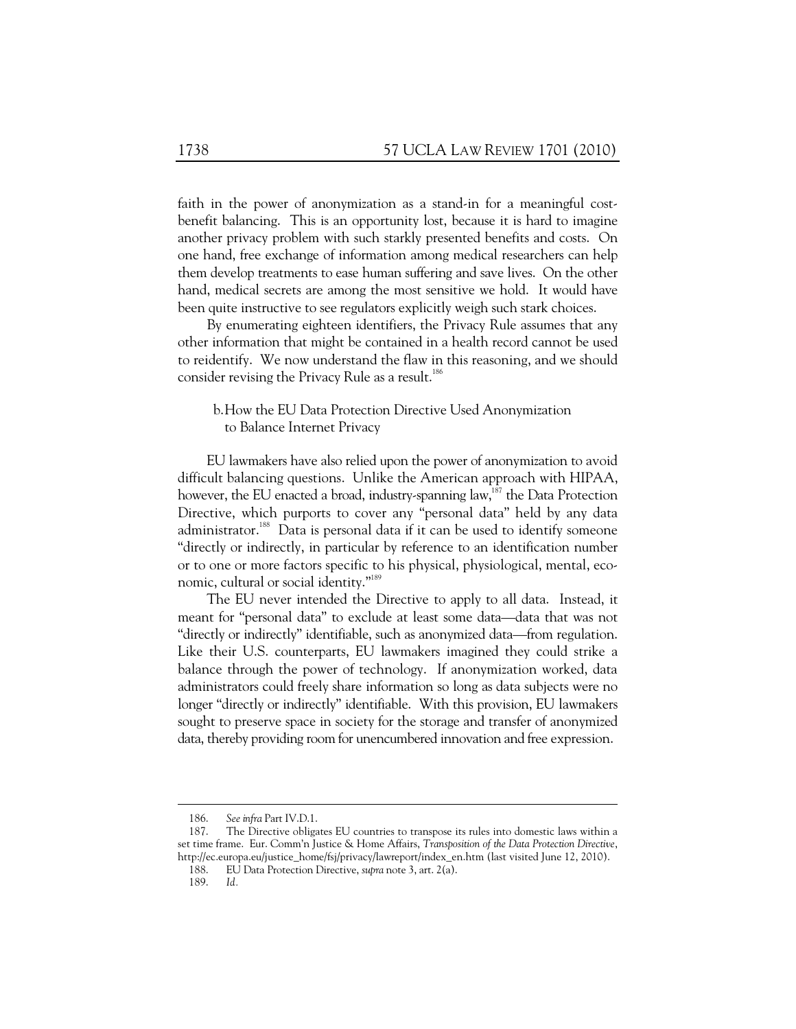faith in the power of anonymization as a stand-in for a meaningful cost-benefit balancing. This is an opportunity lost, because it is hard to imagine another privacy problem with such starkly presented benefits and costs. On one hand, free exchange of information among medical researchers can help them develop treatments to ease human suffering and save lives. On the other hand, medical secrets are among the most sensitive we hold. It would have been quite instructive to see regulators explicitly weigh such stark choices.

By enumerating eighteen identifiers, the Privacy Rule assumes that any other information that might be contained in a health record cannot be used to reidentify. We now understand the flaw in this reasoning, and we should consider revising the Privacy Rule as a result.[186]

#### b. How the EU Data Protection Directive Used Anonymization to Balance Internet Privacy

EU lawmakers have also relied upon the power of anonymization to avoid difficult balancing questions. Unlike the American approach with HIPAA, however, the EU enacted a broad, industry-spanning law,[187] the Data Protection Directive, which purports to cover any "personal data" held by any data administrator.[188] Data is personal data if it can be used to identify someone "directly or indirectly, in particular by reference to an identification number or to one or more factors specific to his physical, physiological, mental, economic, cultural or social identity."[189]

The EU never intended the Directive to apply to all data. Instead, it meant for "personal data" to exclude at least some data—data that was not "directly or indirectly" identifiable, such as anonymized data—from regulation. Like their U.S. counterparts, EU lawmakers imagined they could strike a balance through the power of technology. If anonymization worked, data administrators could freely share information so long as data subjects were no longer "directly or indirectly" identifiable. With this provision, EU lawmakers sought to preserve space in society for the storage and transfer of anonymized data, thereby providing room for unencumbered innovation and free expression.

---

186. *See infra* Part IV.D.1.

187. The Directive obligates EU countries to transpose its rules into domestic laws within a set time frame. Eur. Comm'n Justice & Home Affairs, *Transposition of the Data Protection Directive*, http://ec.europa.eu/justice_home/fsj/privacy/lawreport/index_en.htm (last visited June 12, 2010).

188. EU Data Protection Directive, *supra* note 3, art. 2(a).

189. *Id.*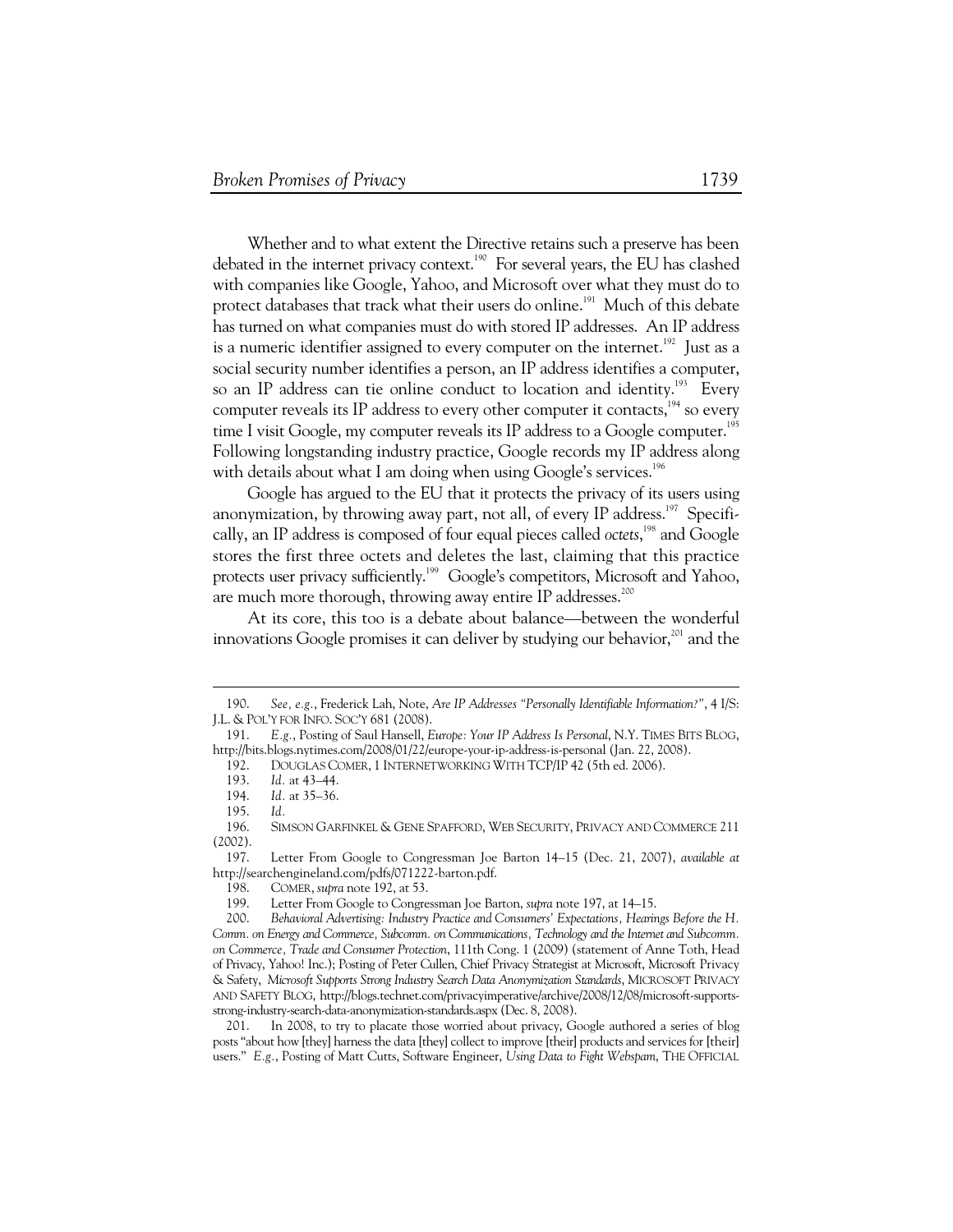Whether and to what extent the Directive retains such a preserve has been debated in the internet privacy context.[190] For several years, the EU has clashed with companies like Google, Yahoo, and Microsoft over what they must do to protect databases that track what their users do online.[191] Much of this debate has turned on what companies must do with stored IP addresses. An IP address is a numeric identifier assigned to every computer on the internet.[192] Just as a social security number identifies a person, an IP address identifies a computer, so an IP address can tie online conduct to location and identity.[193] Every computer reveals its IP address to every other computer it contacts,[194] so every time I visit Google, my computer reveals its IP address to a Google computer.[195] Following longstanding industry practice, Google records my IP address along with details about what I am doing when using Google's services.[196]

Google has argued to the EU that it protects the privacy of its users using anonymization, by throwing away part, not all, of every IP address.[197] Specifically, an IP address is composed of four equal pieces called *octets*,[198] and Google stores the first three octets and deletes the last, claiming that this practice protects user privacy sufficiently.[199] Google's competitors, Microsoft and Yahoo, are much more thorough, throwing away entire IP addresses.[200]

At its core, this too is a debate about balance—between the wonderful innovations Google promises it can deliver by studying our behavior,[201] and the

---

190. *See, e.g.*, Frederick Lah, Note, *Are IP Addresses "Personally Identifiable Information?"*, 4 I/S: J.L. & POL'Y FOR INFO. SOC'Y 681 (2008).

191. *E.g.*, Posting of Saul Hansell, *Europe: Your IP Address Is Personal*, N.Y. TIMES BITS BLOG, http://bits.blogs.nytimes.com/2008/01/22/europe-your-ip-address-is-personal (Jan. 22, 2008).

192. DOUGLAS COMER, 1 INTERNETWORKING WITH TCP/IP 42 (5th ed. 2006).

193. *Id.* at 43–44.

194. *Id.* at 35–36.

195. *Id.*

196. SIMSON GARFINKEL & GENE SPAFFORD, WEB SECURITY, PRIVACY AND COMMERCE 211 (2002).

197. Letter From Google to Congressman Joe Barton 14–15 (Dec. 21, 2007), *available at* http://searchengineland.com/pdfs/071222-barton.pdf.

198. COMER, *supra* note 192, at 53.

199. Letter From Google to Congressman Joe Barton, *supra* note 197, at 14–15.

200. *Behavioral Advertising: Industry Practice and Consumers' Expectations, Hearings Before the H. Comm. on Energy and Commerce, Subcomm. on Communications, Technology and the Internet and Subcomm. on Commerce, Trade and Consumer Protection*, 111th Cong. 1 (2009) (statement of Anne Toth, Head of Privacy, Yahoo! Inc.); Posting of Peter Cullen, Chief Privacy Strategist at Microsoft, Microsoft Privacy & Safety, *Microsoft Supports Strong Industry Search Data Anonymization Standards*, MICROSOFT PRIVACY AND SAFETY BLOG, http://blogs.technet.com/privacyimperative/archive/2008/12/08/microsoft-supports-strong-industry-search-data-anonymization-standards.aspx (Dec. 8, 2008).

201. In 2008, to try to placate those worried about privacy, Google authored a series of blog posts "about how [they] harness the data [they] collect to improve [their] products and services for [their] users." *E.g.*, Posting of Matt Cutts, Software Engineer, *Using Data to Fight Webspam*, THE OFFICIAL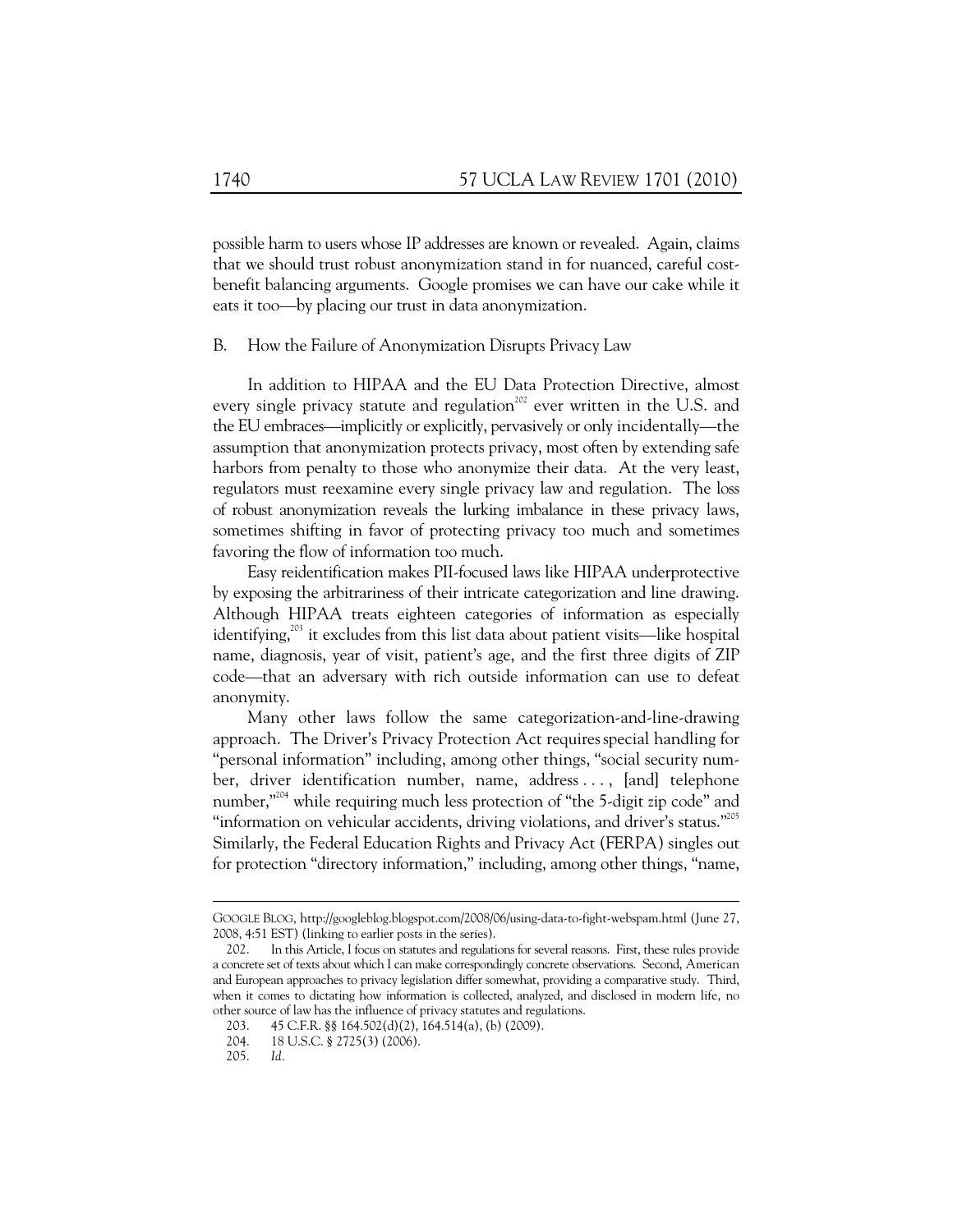possible harm to users whose IP addresses are known or revealed. Again, claims that we should trust robust anonymization stand in for nuanced, careful cost-benefit balancing arguments. Google promises we can have our cake while it eats it too—by placing our trust in data anonymization.

## B. How the Failure of Anonymization Disrupts Privacy Law

In addition to HIPAA and the EU Data Protection Directive, almost every single privacy statute and regulation[202] ever written in the U.S. and the EU embraces—implicitly or explicitly, pervasively or only incidentally—the assumption that anonymization protects privacy, most often by extending safe harbors from penalty to those who anonymize their data. At the very least, regulators must reexamine every single privacy law and regulation. The loss of robust anonymization reveals the lurking imbalance in these privacy laws, sometimes shifting in favor of protecting privacy too much and sometimes favoring the flow of information too much.

Easy reidentification makes PII-focused laws like HIPAA underprotective by exposing the arbitrariness of their intricate categorization and line drawing. Although HIPAA treats eighteen categories of information as especially identifying,[203] it excludes from this list data about patient visits—like hospital name, diagnosis, year of visit, patient's age, and the first three digits of ZIP code—that an adversary with rich outside information can use to defeat anonymity.

Many other laws follow the same categorization-and-line-drawing approach. The Driver's Privacy Protection Act requires special handling for "personal information" including, among other things, "social security number, driver identification number, name, address . . . , [and] telephone number,"[204] while requiring much less protection of "the 5-digit zip code" and "information on vehicular accidents, driving violations, and driver's status."[205] Similarly, the Federal Education Rights and Privacy Act (FERPA) singles out for protection "directory information," including, among other things, "name,

---

GOOGLE BLOG, http://googleblog.blogspot.com/2008/06/using-data-to-fight-webspam.html (June 27, 2008, 4:51 EST) (linking to earlier posts in the series).

202. In this Article, I focus on statutes and regulations for several reasons. First, these rules provide a concrete set of texts about which I can make correspondingly concrete observations. Second, American and European approaches to privacy legislation differ somewhat, providing a comparative study. Third, when it comes to dictating how information is collected, analyzed, and disclosed in modern life, no other source of law has the influence of privacy statutes and regulations.

203. 45 C.F.R. §§ 164.502(d)(2), 164.514(a), (b) (2009).

204. 18 U.S.C. § 2725(3) (2006).

205. *Id.*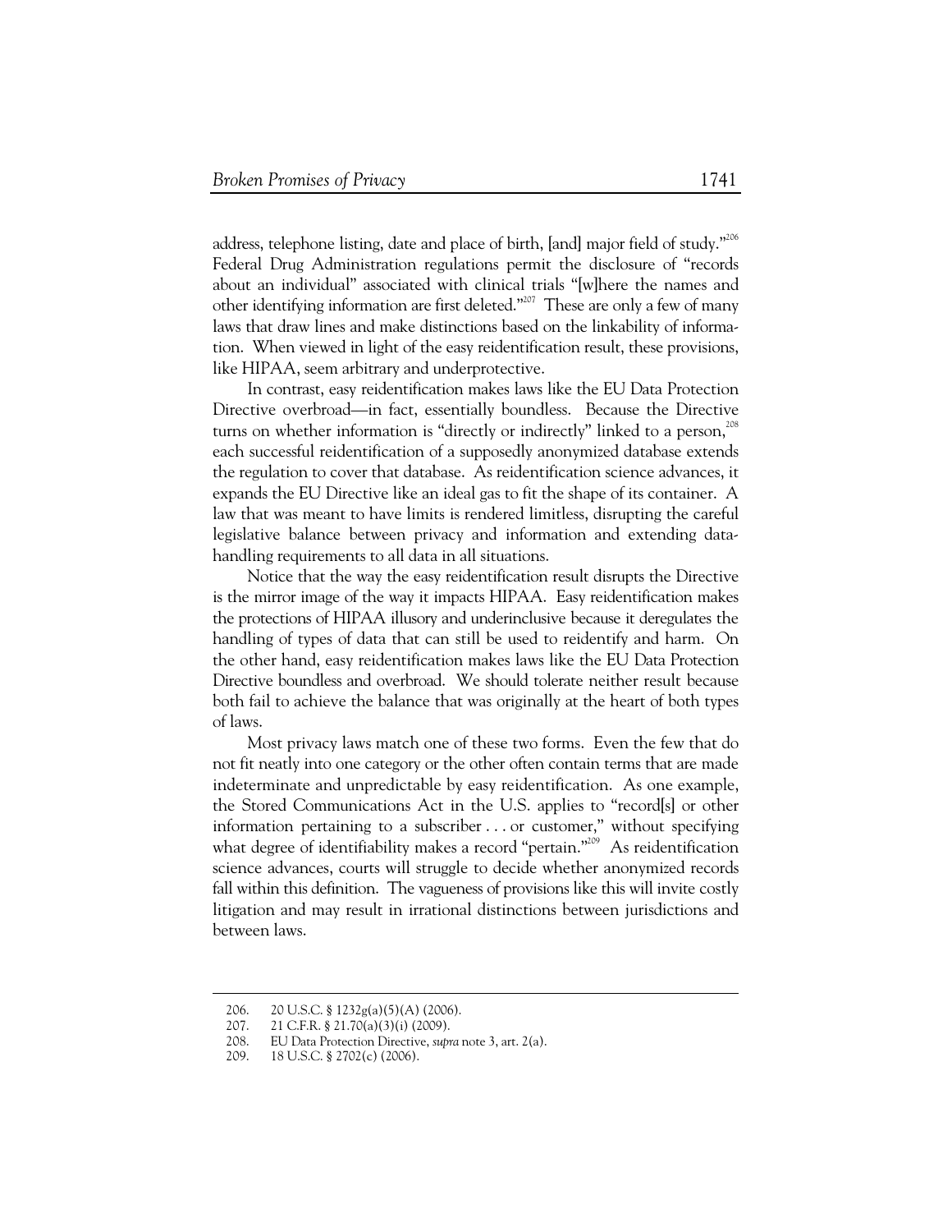address, telephone listing, date and place of birth, [and] major field of study."[206] Federal Drug Administration regulations permit the disclosure of "records about an individual" associated with clinical trials "[w]here the names and other identifying information are first deleted."[207] These are only a few of many laws that draw lines and make distinctions based on the linkability of information. When viewed in light of the easy reidentification result, these provisions, like HIPAA, seem arbitrary and underprotective.

In contrast, easy reidentification makes laws like the EU Data Protection Directive overbroad—in fact, essentially boundless. Because the Directive turns on whether information is "directly or indirectly" linked to a person,[208] each successful reidentification of a supposedly anonymized database extends the regulation to cover that database. As reidentification science advances, it expands the EU Directive like an ideal gas to fit the shape of its container. A law that was meant to have limits is rendered limitless, disrupting the careful legislative balance between privacy and information and extending data-handling requirements to all data in all situations.

Notice that the way the easy reidentification result disrupts the Directive is the mirror image of the way it impacts HIPAA. Easy reidentification makes the protections of HIPAA illusory and underinclusive because it deregulates the handling of types of data that can still be used to reidentify and harm. On the other hand, easy reidentification makes laws like the EU Data Protection Directive boundless and overbroad. We should tolerate neither result because both fail to achieve the balance that was originally at the heart of both types of laws.

Most privacy laws match one of these two forms. Even the few that do not fit neatly into one category or the other often contain terms that are made indeterminate and unpredictable by easy reidentification. As one example, the Stored Communications Act in the U.S. applies to "record[s] or other information pertaining to a subscriber . . . or customer," without specifying what degree of identifiability makes a record "pertain."[209] As reidentification science advances, courts will struggle to decide whether anonymized records fall within this definition. The vagueness of provisions like this will invite costly litigation and may result in irrational distinctions between jurisdictions and between laws.

---

206. 20 U.S.C. § 1232g(a)(5)(A) (2006).

207. 21 C.F.R. § 21.70(a)(3)(i) (2009).

208. EU Data Protection Directive, *supra* note 3, art. 2(a).

209. 18 U.S.C. § 2702(c) (2006).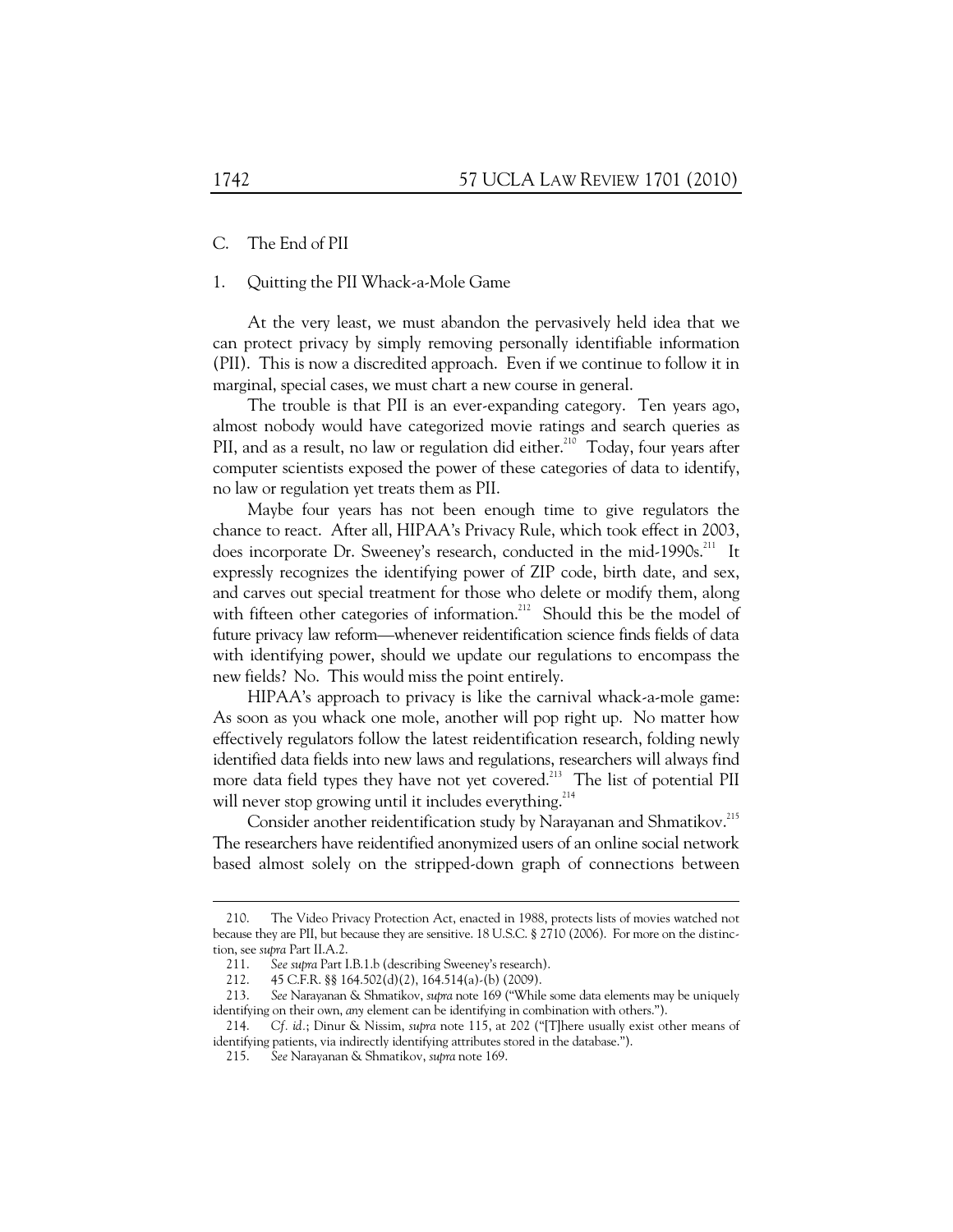### C. The End of PII

#### 1. Quitting the PII Whack-a-Mole Game

At the very least, we must abandon the pervasively held idea that we can protect privacy by simply removing personally identifiable information (PII). This is now a discredited approach. Even if we continue to follow it in marginal, special cases, we must chart a new course in general.

The trouble is that PII is an ever-expanding category. Ten years ago, almost nobody would have categorized movie ratings and search queries as PII, and as a result, no law or regulation did either.[210] Today, four years after computer scientists exposed the power of these categories of data to identify, no law or regulation yet treats them as PII.

Maybe four years has not been enough time to give regulators the chance to react. After all, HIPAA's Privacy Rule, which took effect in 2003, does incorporate Dr. Sweeney's research, conducted in the mid-1990s.[211] It expressly recognizes the identifying power of ZIP code, birth date, and sex, and carves out special treatment for those who delete or modify them, along with fifteen other categories of information.[212] Should this be the model of future privacy law reform—whenever reidentification science finds fields of data with identifying power, should we update our regulations to encompass the new fields? No. This would miss the point entirely.

HIPAA's approach to privacy is like the carnival whack-a-mole game: As soon as you whack one mole, another will pop right up. No matter how effectively regulators follow the latest reidentification research, folding newly identified data fields into new laws and regulations, researchers will always find more data field types they have not yet covered.[213] The list of potential PII will never stop growing until it includes everything.[214]

Consider another reidentification study by Narayanan and Shmatikov.[215] The researchers have reidentified anonymized users of an online social network based almost solely on the stripped-down graph of connections between

---

210. The Video Privacy Protection Act, enacted in 1988, protects lists of movies watched not because they are PII, but because they are sensitive. 18 U.S.C. § 2710 (2006). For more on the distinction, see *supra* Part II.A.2.

211. *See supra* Part I.B.1.b (describing Sweeney's research).

212. 45 C.F.R. §§ 164.502(d)(2), 164.514(a)-(b) (2009).

213. *See* Narayanan & Shmatikov, *supra* note 169 ("While some data elements may be uniquely identifying on their own, *any* element can be identifying in combination with others.").

214. *Cf. id.*; Dinur & Nissim, *supra* note 115, at 202 ("[T]here usually exist other means of identifying patients, via indirectly identifying attributes stored in the database.").

215. *See* Narayanan & Shmatikov, *supra* note 169.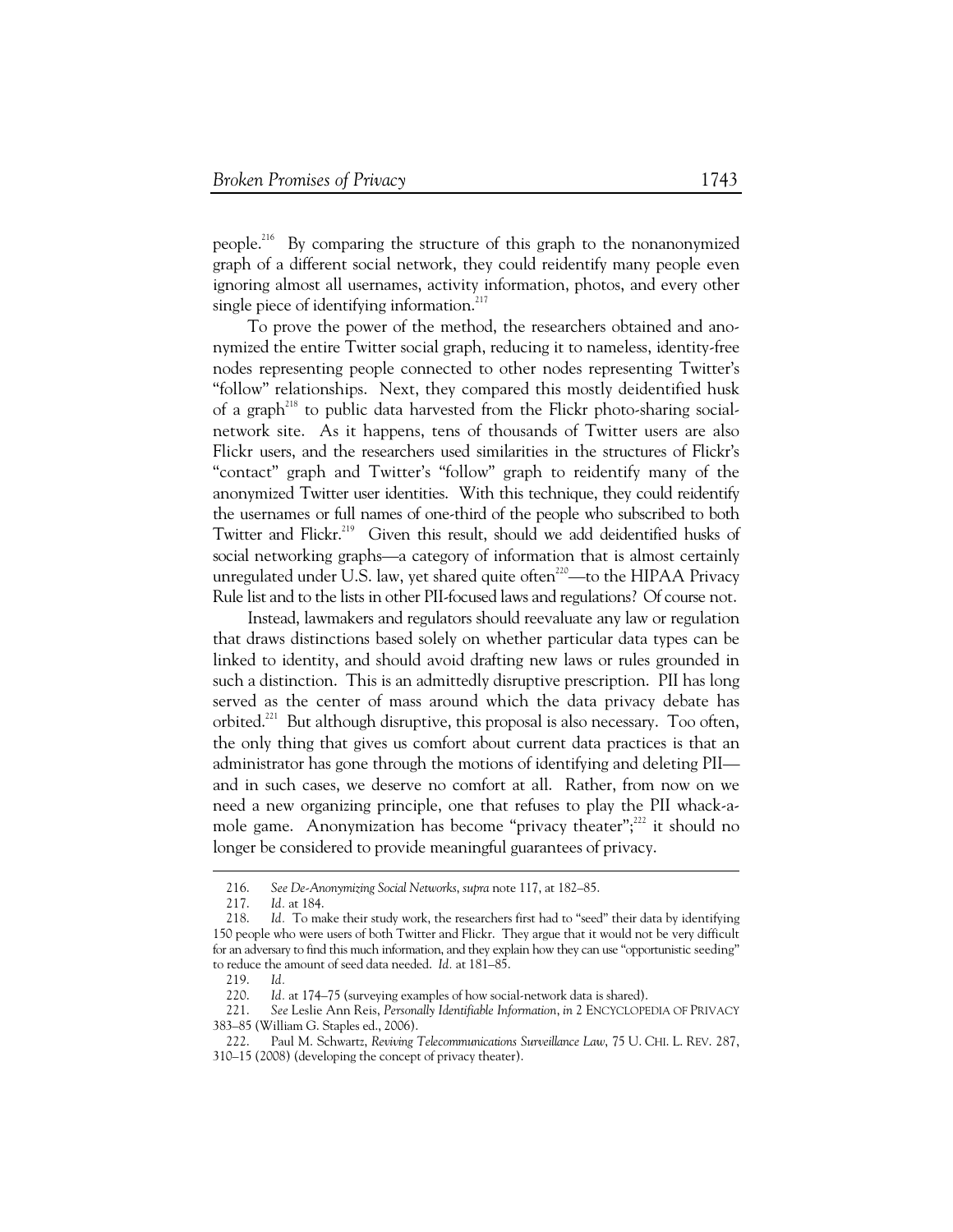people.[216] By comparing the structure of this graph to the nonanonymized graph of a different social network, they could reidentify many people even ignoring almost all usernames, activity information, photos, and every other single piece of identifying information.[217]

To prove the power of the method, the researchers obtained and anonymized the entire Twitter social graph, reducing it to nameless, identity-free nodes representing people connected to other nodes representing Twitter's "follow" relationships. Next, they compared this mostly deidentified husk of a graph[218] to public data harvested from the Flickr photo-sharing social-network site. As it happens, tens of thousands of Twitter users are also Flickr users, and the researchers used similarities in the structures of Flickr's "contact" graph and Twitter's "follow" graph to reidentify many of the anonymized Twitter user identities. With this technique, they could reidentify the usernames or full names of one-third of the people who subscribed to both Twitter and Flickr.[219] Given this result, should we add deidentified husks of social networking graphs—a category of information that is almost certainly unregulated under U.S. law, yet shared quite often[220]—to the HIPAA Privacy Rule list and to the lists in other PII-focused laws and regulations? Of course not.

Instead, lawmakers and regulators should reevaluate any law or regulation that draws distinctions based solely on whether particular data types can be linked to identity, and should avoid drafting new laws or rules grounded in such a distinction. This is an admittedly disruptive prescription. PII has long served as the center of mass around which the data privacy debate has orbited.[221] But although disruptive, this proposal is also necessary. Too often, the only thing that gives us comfort about current data practices is that an administrator has gone through the motions of identifying and deleting PII—and in such cases, we deserve no comfort at all. Rather, from now on we need a new organizing principle, one that refuses to play the PII whack-a-mole game. Anonymization has become "privacy theater";[222] it should no longer be considered to provide meaningful guarantees of privacy.

---

216. *See De-Anonymizing Social Networks*, *supra* note 117, at 182–85.

217. *Id.* at 184.

218. *Id.* To make their study work, the researchers first had to "seed" their data by identifying 150 people who were users of both Twitter and Flickr. They argue that it would not be very difficult for an adversary to find this much information, and they explain how they can use "opportunistic seeding" to reduce the amount of seed data needed. *Id.* at 181–85.

219. *Id.*

220. *Id.* at 174–75 (surveying examples of how social-network data is shared).

221. *See* Leslie Ann Reis, *Personally Identifiable Information*, *in* 2 ENCYCLOPEDIA OF PRIVACY 383–85 (William G. Staples ed., 2006).

222. Paul M. Schwartz, *Reviving Telecommunications Surveillance Law*, 75 U. CHI. L. REV. 287, 310–15 (2008) (developing the concept of privacy theater).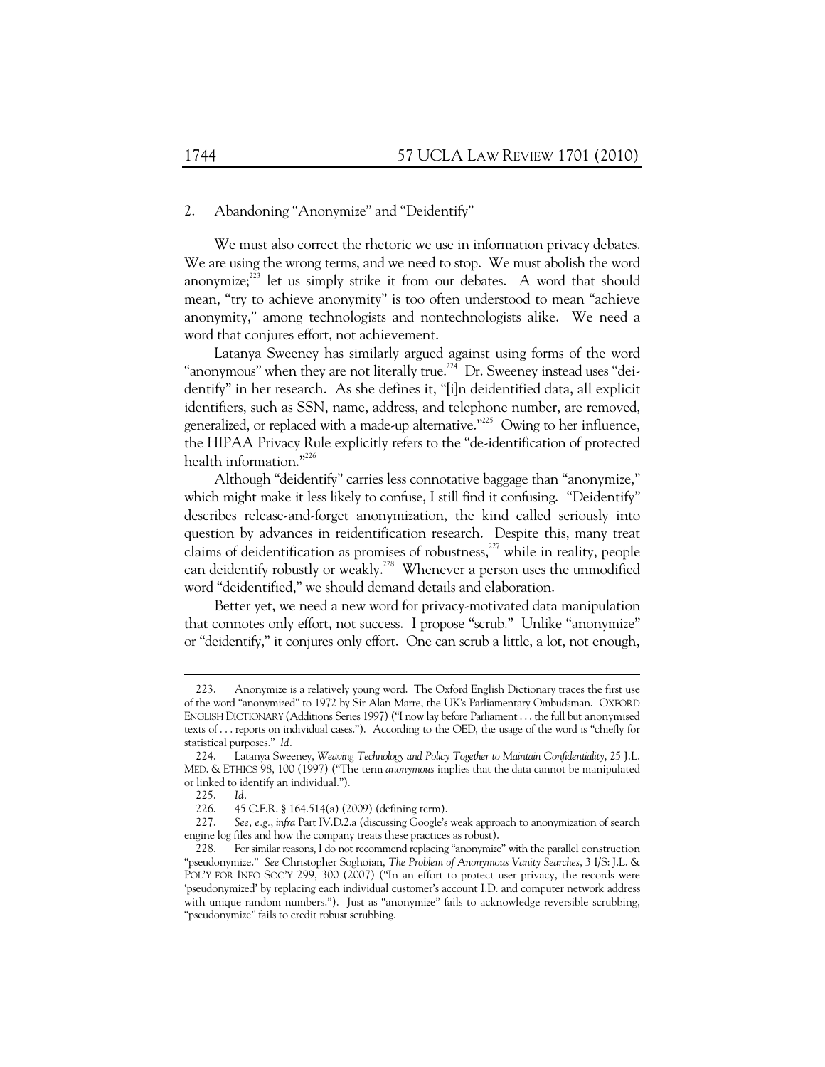### 2. Abandoning "Anonymize" and "Deidentify"

We must also correct the rhetoric we use in information privacy debates. We are using the wrong terms, and we need to stop. We must abolish the word anonymize;[223] let us simply strike it from our debates. A word that should mean, "try to achieve anonymity" is too often understood to mean "achieve anonymity," among technologists and nontechnologists alike. We need a word that conjures effort, not achievement.

Latanya Sweeney has similarly argued against using forms of the word "anonymous" when they are not literally true.[224] Dr. Sweeney instead uses "deidentify" in her research. As she defines it, "[i]n deidentified data, all explicit identifiers, such as SSN, name, address, and telephone number, are removed, generalized, or replaced with a made-up alternative."[225] Owing to her influence, the HIPAA Privacy Rule explicitly refers to the "de-identification of protected health information."[226]

Although "deidentify" carries less connotative baggage than "anonymize," which might make it less likely to confuse, I still find it confusing. "Deidentify" describes release-and-forget anonymization, the kind called seriously into question by advances in reidentification research. Despite this, many treat claims of deidentification as promises of robustness,[227] while in reality, people can deidentify robustly or weakly.[228] Whenever a person uses the unmodified word "deidentified," we should demand details and elaboration.

Better yet, we need a new word for privacy-motivated data manipulation that connotes only effort, not success. I propose "scrub." Unlike "anonymize" or "deidentify," it conjures only effort. One can scrub a little, a lot, not enough,

---

223. Anonymize is a relatively young word. The Oxford English Dictionary traces the first use of the word "anonymized" to 1972 by Sir Alan Marre, the UK's Parliamentary Ombudsman. OXFORD ENGLISH DICTIONARY (Additions Series 1997) ("I now lay before Parliament . . . the full but anonymised texts of . . . reports on individual cases."). According to the OED, the usage of the word is "chiefly for statistical purposes." *Id.*

224. Latanya Sweeney, *Weaving Technology and Policy Together to Maintain Confidentiality*, 25 J.L. MED. & ETHICS 98, 100 (1997) ("The term *anonymous* implies that the data cannot be manipulated or linked to identify an individual.").

225. *Id.*

226. 45 C.F.R. § 164.514(a) (2009) (defining term).

227. *See, e.g.*, *infra* Part IV.D.2.a (discussing Google's weak approach to anonymization of search engine log files and how the company treats these practices as robust).

228. For similar reasons, I do not recommend replacing "anonymize" with the parallel construction "pseudonymize." *See* Christopher Soghoian, *The Problem of Anonymous Vanity Searches*, 3 I/S: J.L. & POL'Y FOR INFO SOC'Y 299, 300 (2007) ("In an effort to protect user privacy, the records were 'pseudonymized' by replacing each individual customer's account I.D. and computer network address with unique random numbers."). Just as "anonymize" fails to acknowledge reversible scrubbing, "pseudonymize" fails to credit robust scrubbing.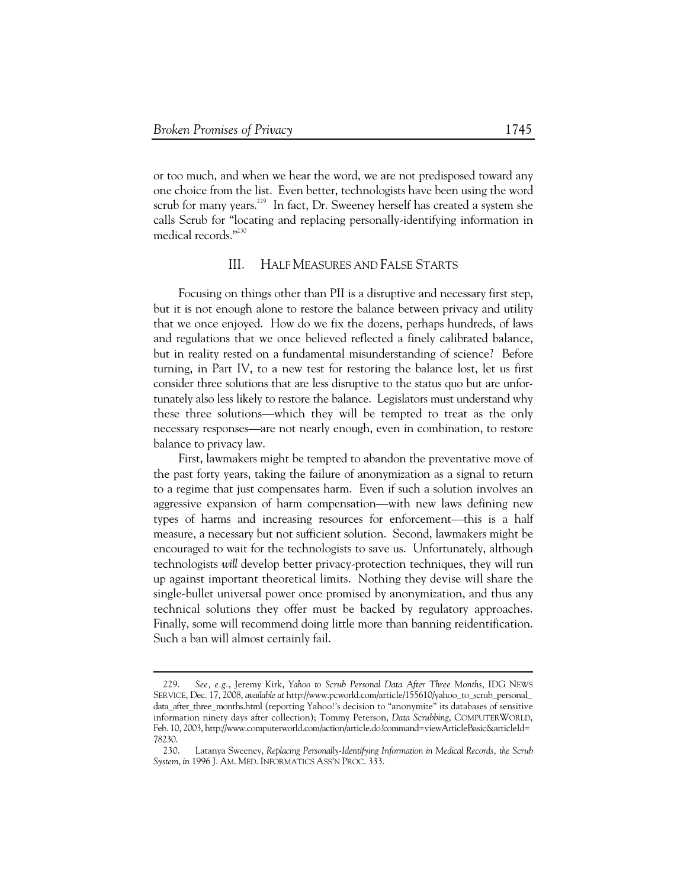or too much, and when we hear the word, we are not predisposed toward any one choice from the list. Even better, technologists have been using the word scrub for many years.[229] In fact, Dr. Sweeney herself has created a system she calls Scrub for "locating and replacing personally-identifying information in medical records."[230]

## III. HALF MEASURES AND FALSE STARTS

Focusing on things other than PII is a disruptive and necessary first step, but it is not enough alone to restore the balance between privacy and utility that we once enjoyed. How do we fix the dozens, perhaps hundreds, of laws and regulations that we once believed reflected a finely calibrated balance, but in reality rested on a fundamental misunderstanding of science? Before turning, in Part IV, to a new test for restoring the balance lost, let us first consider three solutions that are less disruptive to the status quo but are unfortunately also less likely to restore the balance. Legislators must understand why these three solutions—which they will be tempted to treat as the only necessary responses—are not nearly enough, even in combination, to restore balance to privacy law.

First, lawmakers might be tempted to abandon the preventative move of the past forty years, taking the failure of anonymization as a signal to return to a regime that just compensates harm. Even if such a solution involves an aggressive expansion of harm compensation—with new laws defining new types of harms and increasing resources for enforcement—this is a half measure, a necessary but not sufficient solution. Second, lawmakers might be encouraged to wait for the technologists to save us. Unfortunately, although technologists *will* develop better privacy-protection techniques, they will run up against important theoretical limits. Nothing they devise will share the single-bullet universal power once promised by anonymization, and thus any technical solutions they offer must be backed by regulatory approaches. Finally, some will recommend doing little more than banning reidentification. Such a ban will almost certainly fail.

---

229. *See, e.g.*, Jeremy Kirk, *Yahoo to Scrub Personal Data After Three Months*, IDG NEWS SERVICE, Dec. 17, 2008, *available at* http://www.pcworld.com/article/155610/yahoo_to_scrub_personal_data_after_three_months.html (reporting Yahoo!'s decision to "anonymize" its databases of sensitive information ninety days after collection); Tommy Peterson, *Data Scrubbing*, COMPUTERWORLD, Feb. 10, 2003, http://www.computerworld.com/action/article.do?command=viewArticleBasic&articleId=78230.

230. Latanya Sweeney, *Replacing Personally-Identifying Information in Medical Records, the Scrub System*, *in* 1996 J. AM. MED. INFORMATICS ASS'N PROC. 333.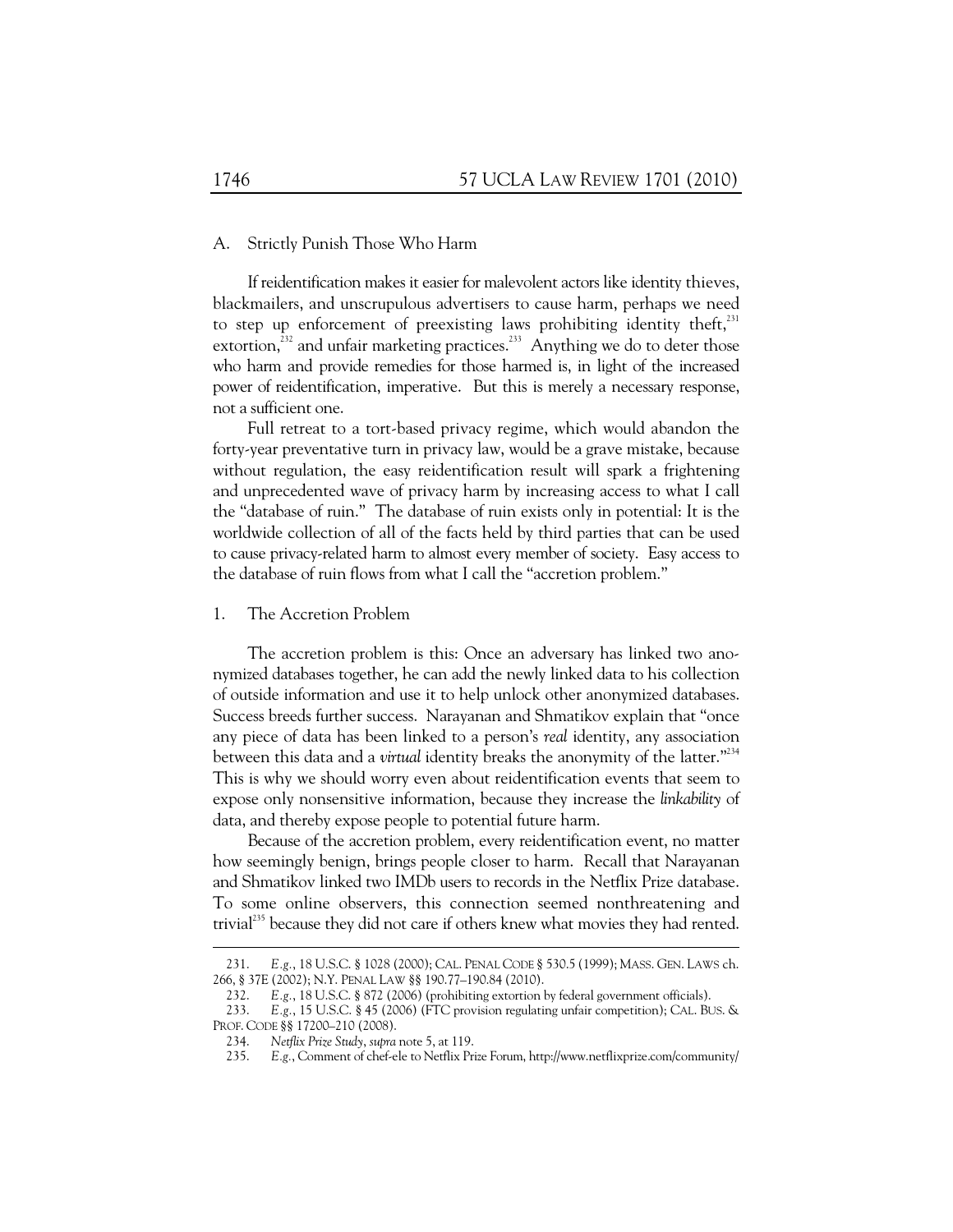### A. Strictly Punish Those Who Harm

If reidentification makes it easier for malevolent actors like identity thieves, blackmailers, and unscrupulous advertisers to cause harm, perhaps we need to step up enforcement of preexisting laws prohibiting identity theft,[231] extortion,[232] and unfair marketing practices.[233] Anything we do to deter those who harm and provide remedies for those harmed is, in light of the increased power of reidentification, imperative. But this is merely a necessary response, not a sufficient one.

Full retreat to a tort-based privacy regime, which would abandon the forty-year preventative turn in privacy law, would be a grave mistake, because without regulation, the easy reidentification result will spark a frightening and unprecedented wave of privacy harm by increasing access to what I call the "database of ruin." The database of ruin exists only in potential: It is the worldwide collection of all of the facts held by third parties that can be used to cause privacy-related harm to almost every member of society. Easy access to the database of ruin flows from what I call the "accretion problem."

#### 1. The Accretion Problem

The accretion problem is this: Once an adversary has linked two anonymized databases together, he can add the newly linked data to his collection of outside information and use it to help unlock other anonymized databases. Success breeds further success. Narayanan and Shmatikov explain that "once any piece of data has been linked to a person's *real* identity, any association between this data and a *virtual* identity breaks the anonymity of the latter."[234] This is why we should worry even about reidentification events that seem to expose only nonsensitive information, because they increase the *linkability* of data, and thereby expose people to potential future harm.

Because of the accretion problem, every reidentification event, no matter how seemingly benign, brings people closer to harm. Recall that Narayanan and Shmatikov linked two IMDb users to records in the Netflix Prize database. To some online observers, this connection seemed nonthreatening and trivial[235] because they did not care if others knew what movies they had rented.

---

231. *E.g.*, 18 U.S.C. § 1028 (2000); CAL. PENAL CODE § 530.5 (1999); MASS. GEN. LAWS ch. 266, § 37E (2002); N.Y. PENAL LAW §§ 190.77–190.84 (2010).

232. *E.g.*, 18 U.S.C. § 872 (2006) (prohibiting extortion by federal government officials).

233. *E.g.*, 15 U.S.C. § 45 (2006) (FTC provision regulating unfair competition); CAL. BUS. & PROF. CODE §§ 17200–210 (2008).

234. *Netflix Prize Study*, *supra* note 5, at 119.

235. *E.g.*, Comment of chef-ele to Netflix Prize Forum, http://www.netflixprize.com/community/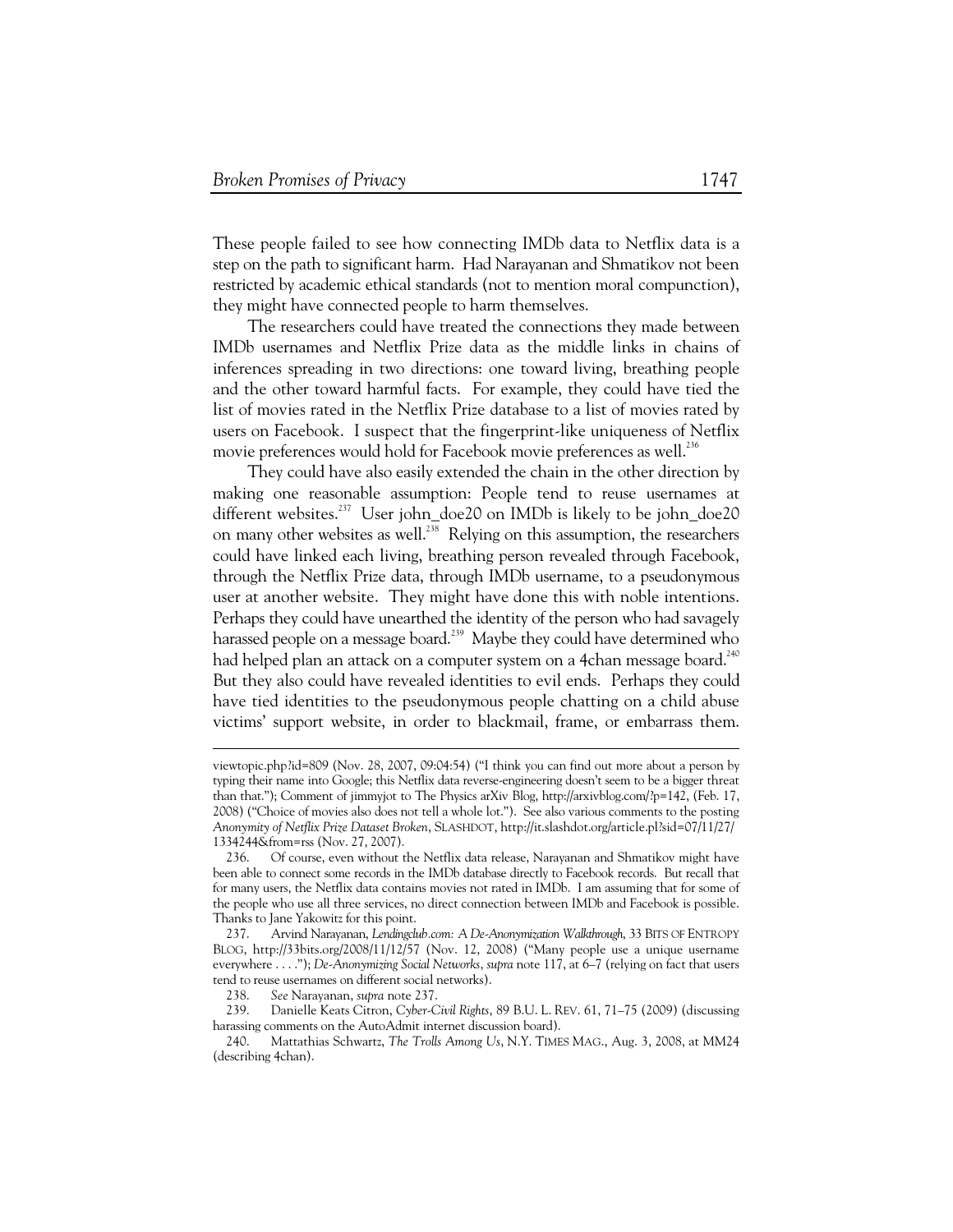These people failed to see how connecting IMDb data to Netflix data is a step on the path to significant harm. Had Narayanan and Shmatikov not been restricted by academic ethical standards (not to mention moral compunction), they might have connected people to harm themselves.

The researchers could have treated the connections they made between IMDb usernames and Netflix Prize data as the middle links in chains of inferences spreading in two directions: one toward living, breathing people and the other toward harmful facts. For example, they could have tied the list of movies rated in the Netflix Prize database to a list of movies rated by users on Facebook. I suspect that the fingerprint-like uniqueness of Netflix movie preferences would hold for Facebook movie preferences as well.[236]

They could have also easily extended the chain in the other direction by making one reasonable assumption: People tend to reuse usernames at different websites.[237] User john_doe20 on IMDb is likely to be john_doe20 on many other websites as well.[238] Relying on this assumption, the researchers could have linked each living, breathing person revealed through Facebook, through the Netflix Prize data, through IMDb username, to a pseudonymous user at another website. They might have done this with noble intentions. Perhaps they could have unearthed the identity of the person who had savagely harassed people on a message board.[239] Maybe they could have determined who had helped plan an attack on a computer system on a 4chan message board.[240] But they also could have revealed identities to evil ends. Perhaps they could have tied identities to the pseudonymous people chatting on a child abuse victims' support website, in order to blackmail, frame, or embarrass them.

---

viewtopic.php?id=809 (Nov. 28, 2007, 09:04:54) ("I think you can find out more about a person by typing their name into Google; this Netflix data reverse-engineering doesn't seem to be a bigger threat than that."); Comment of jimmyjot to The Physics arXiv Blog, http://arxivblog.com/?p=142, (Feb. 17, 2008) ("Choice of movies also does not tell a whole lot."). See also various comments to the posting *Anonymity of Netflix Prize Dataset Broken*, SLASHDOT, http://it.slashdot.org/article.pl?sid=07/11/27/1334244&from=rss (Nov. 27, 2007).

236. Of course, even without the Netflix data release, Narayanan and Shmatikov might have been able to connect some records in the IMDb database directly to Facebook records. But recall that for many users, the Netflix data contains movies not rated in IMDb. I am assuming that for some of the people who use all three services, no direct connection between IMDb and Facebook is possible. Thanks to Jane Yakowitz for this point.

237. Arvind Narayanan, *Lendingclub.com: A De-Anonymization Walkthrough*, 33 BITS OF ENTROPY BLOG, http://33bits.org/2008/11/12/57 (Nov. 12, 2008) ("Many people use a unique username everywhere . . . ."); *De-Anonymizing Social Networks*, *supra* note 117, at 6–7 (relying on fact that users tend to reuse usernames on different social networks).

238. *See* Narayanan, *supra* note 237.

239. Danielle Keats Citron, *Cyber-Civil Rights*, 89 B.U. L. REV. 61, 71–75 (2009) (discussing harassing comments on the AutoAdmit internet discussion board).

240. Mattathias Schwartz, *The Trolls Among Us*, N.Y. TIMES MAG., Aug. 3, 2008, at MM24 (describing 4chan).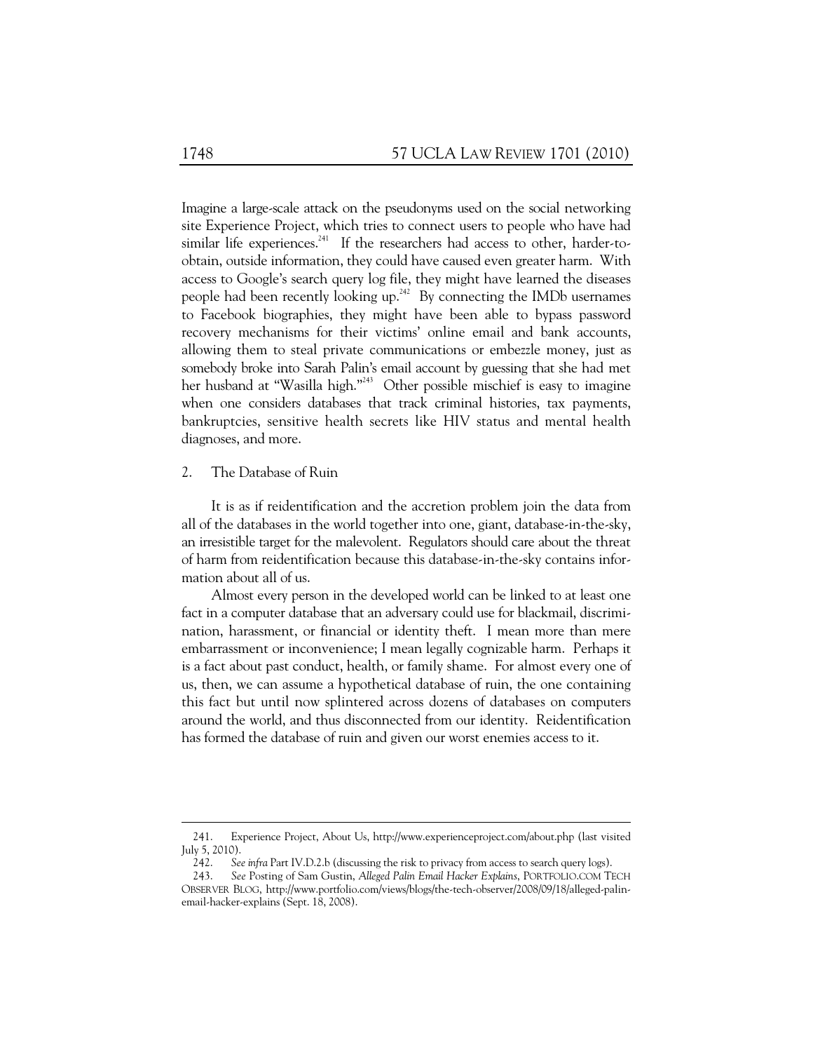Imagine a large-scale attack on the pseudonyms used on the social networking site Experience Project, which tries to connect users to people who have had similar life experiences.[241] If the researchers had access to other, harder-to-obtain, outside information, they could have caused even greater harm. With access to Google's search query log file, they might have learned the diseases people had been recently looking up.[242] By connecting the IMDb usernames to Facebook biographies, they might have been able to bypass password recovery mechanisms for their victims' online email and bank accounts, allowing them to steal private communications or embezzle money, just as somebody broke into Sarah Palin's email account by guessing that she had met her husband at "Wasilla high."[243] Other possible mischief is easy to imagine when one considers databases that track criminal histories, tax payments, bankruptcies, sensitive health secrets like HIV status and mental health diagnoses, and more.

### 2. The Database of Ruin

It is as if reidentification and the accretion problem join the data from all of the databases in the world together into one, giant, database-in-the-sky, an irresistible target for the malevolent. Regulators should care about the threat of harm from reidentification because this database-in-the-sky contains information about all of us.

Almost every person in the developed world can be linked to at least one fact in a computer database that an adversary could use for blackmail, discrimination, harassment, or financial or identity theft. I mean more than mere embarrassment or inconvenience; I mean legally cognizable harm. Perhaps it is a fact about past conduct, health, or family shame. For almost every one of us, then, we can assume a hypothetical database of ruin, the one containing this fact but until now splintered across dozens of databases on computers around the world, and thus disconnected from our identity. Reidentification has formed the database of ruin and given our worst enemies access to it.

---

241. Experience Project, About Us, http://www.experienceproject.com/about.php (last visited July 5, 2010).

242. *See infra* Part IV.D.2.b (discussing the risk to privacy from access to search query logs).

243. *See* Posting of Sam Gustin, *Alleged Palin Email Hacker Explains*, PORTFOLIO.COM TECH OBSERVER BLOG, http://www.portfolio.com/views/blogs/the-tech-observer/2008/09/18/alleged-palin-email-hacker-explains (Sept. 18, 2008).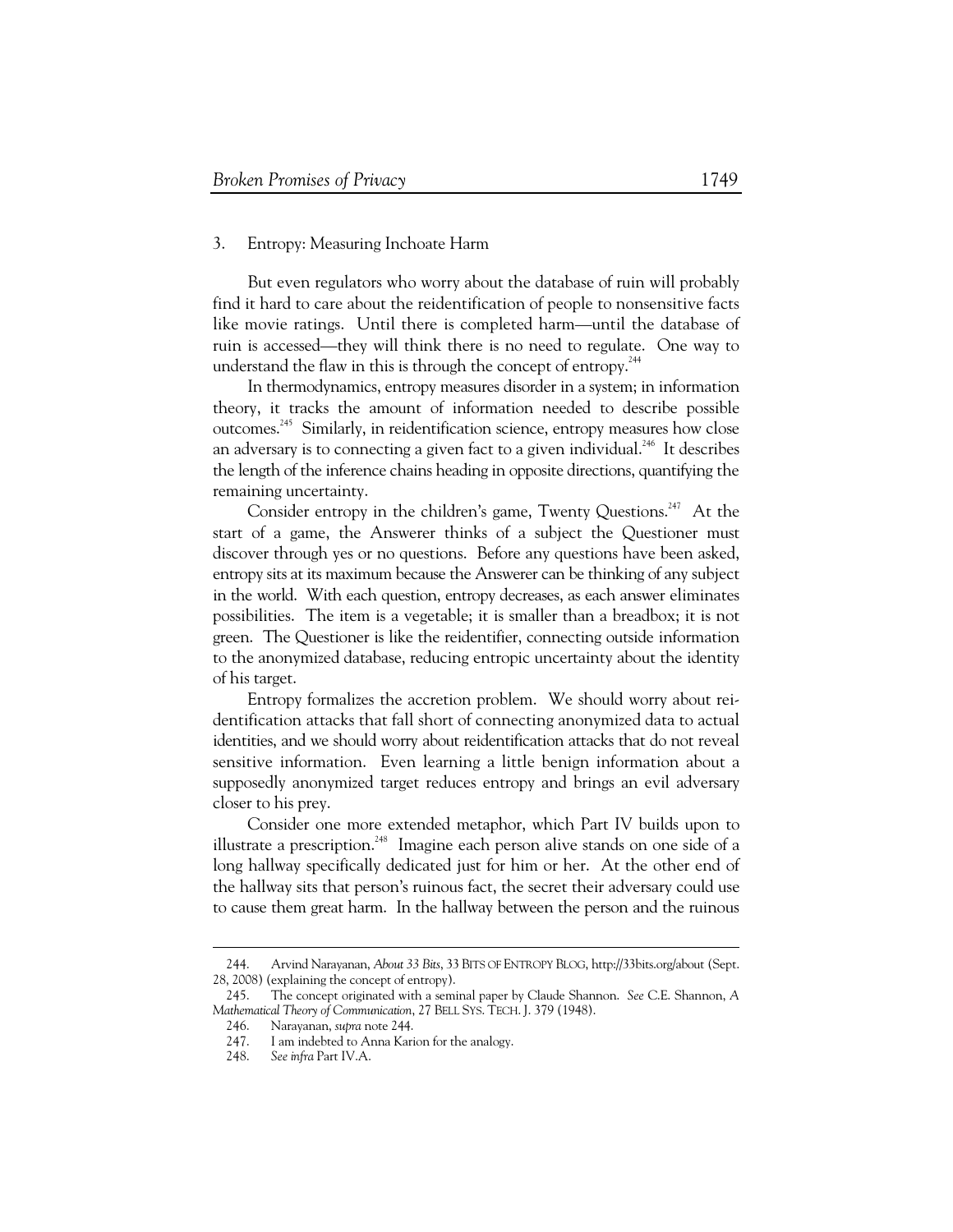### 3. Entropy: Measuring Inchoate Harm

But even regulators who worry about the database of ruin will probably find it hard to care about the reidentification of people to nonsensitive facts like movie ratings. Until there is completed harm—until the database of ruin is accessed—they will think there is no need to regulate. One way to understand the flaw in this is through the concept of entropy.[244]

In thermodynamics, entropy measures disorder in a system; in information theory, it tracks the amount of information needed to describe possible outcomes.[245] Similarly, in reidentification science, entropy measures how close an adversary is to connecting a given fact to a given individual.[246] It describes the length of the inference chains heading in opposite directions, quantifying the remaining uncertainty.

Consider entropy in the children's game, Twenty Questions.[247] At the start of a game, the Answerer thinks of a subject the Questioner must discover through yes or no questions. Before any questions have been asked, entropy sits at its maximum because the Answerer can be thinking of any subject in the world. With each question, entropy decreases, as each answer eliminates possibilities. The item is a vegetable; it is smaller than a breadbox; it is not green. The Questioner is like the reidentifier, connecting outside information to the anonymized database, reducing entropic uncertainty about the identity of his target.

Entropy formalizes the accretion problem. We should worry about reidentification attacks that fall short of connecting anonymized data to actual identities, and we should worry about reidentification attacks that do not reveal sensitive information. Even learning a little benign information about a supposedly anonymized target reduces entropy and brings an evil adversary closer to his prey.

Consider one more extended metaphor, which Part IV builds upon to illustrate a prescription.[248] Imagine each person alive stands on one side of a long hallway specifically dedicated just for him or her. At the other end of the hallway sits that person's ruinous fact, the secret their adversary could use to cause them great harm. In the hallway between the person and the ruinous

---

244. Arvind Narayanan, *About 33 Bits*, 33 BITS OF ENTROPY BLOG, http://33bits.org/about (Sept. 28, 2008) (explaining the concept of entropy).

245. The concept originated with a seminal paper by Claude Shannon. *See* C.E. Shannon, *A Mathematical Theory of Communication*, 27 BELL SYS. TECH. J. 379 (1948).

246. Narayanan, *supra* note 244.

247. I am indebted to Anna Karion for the analogy.

248. *See infra* Part IV.A.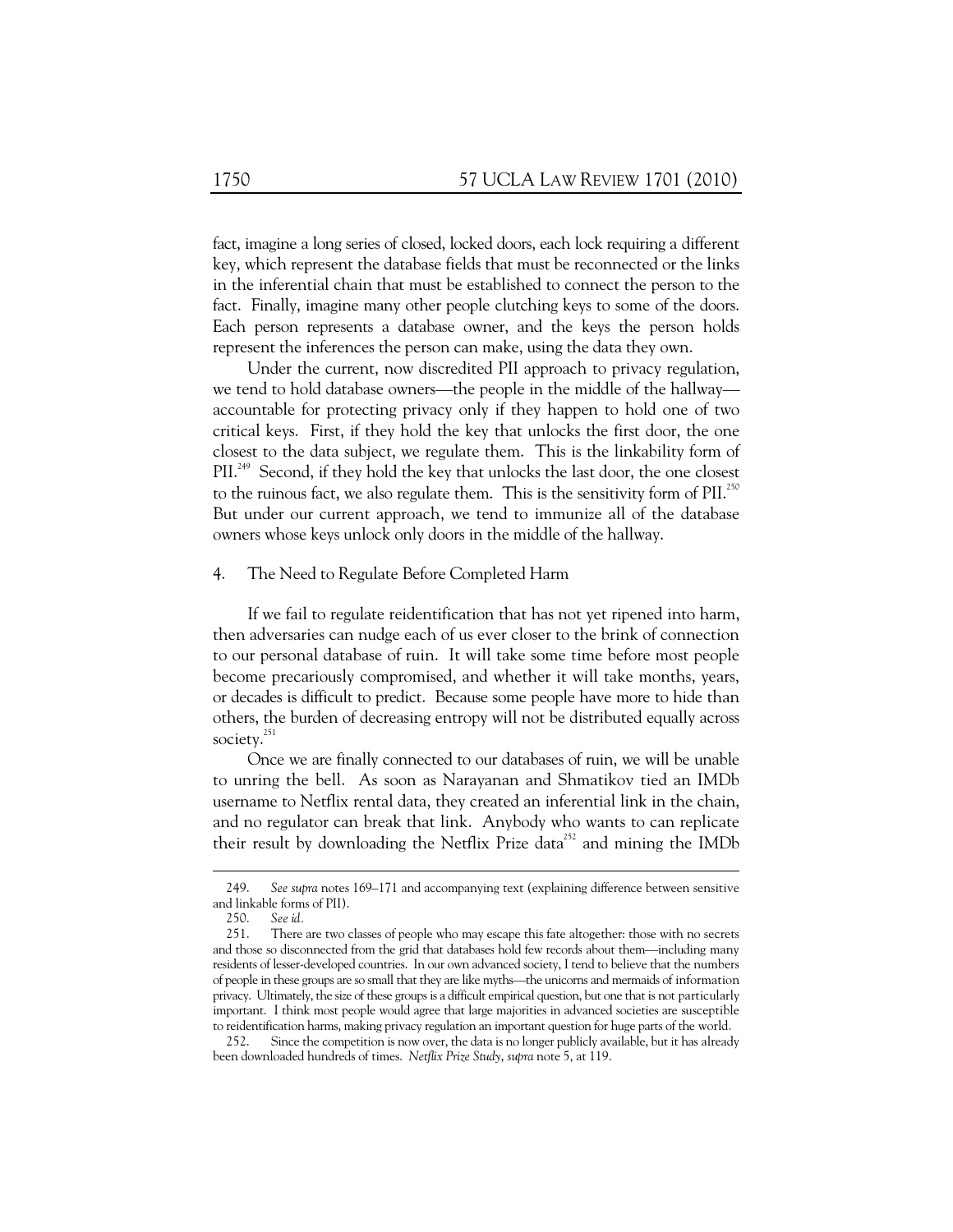fact, imagine a long series of closed, locked doors, each lock requiring a different key, which represent the database fields that must be reconnected or the links in the inferential chain that must be established to connect the person to the fact. Finally, imagine many other people clutching keys to some of the doors. Each person represents a database owner, and the keys the person holds represent the inferences the person can make, using the data they own.

Under the current, now discredited PII approach to privacy regulation, we tend to hold database owners—the people in the middle of the hallway—accountable for protecting privacy only if they happen to hold one of two critical keys. First, if they hold the key that unlocks the first door, the one closest to the data subject, we regulate them. This is the linkability form of PII.[249] Second, if they hold the key that unlocks the last door, the one closest to the ruinous fact, we also regulate them. This is the sensitivity form of PII.[250] But under our current approach, we tend to immunize all of the database owners whose keys unlock only doors in the middle of the hallway.

### 4. The Need to Regulate Before Completed Harm

If we fail to regulate reidentification that has not yet ripened into harm, then adversaries can nudge each of us ever closer to the brink of connection to our personal database of ruin. It will take some time before most people become precariously compromised, and whether it will take months, years, or decades is difficult to predict. Because some people have more to hide than others, the burden of decreasing entropy will not be distributed equally across society.[251]

Once we are finally connected to our databases of ruin, we will be unable to unring the bell. As soon as Narayanan and Shmatikov tied an IMDb username to Netflix rental data, they created an inferential link in the chain, and no regulator can break that link. Anybody who wants to can replicate their result by downloading the Netflix Prize data[252] and mining the IMDb

---

249. *See supra* notes 169–171 and accompanying text (explaining difference between sensitive and linkable forms of PII).

250. *See id.*

251. There are two classes of people who may escape this fate altogether: those with no secrets and those so disconnected from the grid that databases hold few records about them—including many residents of lesser-developed countries. In our own advanced society, I tend to believe that the numbers of people in these groups are so small that they are like myths—the unicorns and mermaids of information privacy. Ultimately, the size of these groups is a difficult empirical question, but one that is not particularly important. I think most people would agree that large majorities in advanced societies are susceptible to reidentification harms, making privacy regulation an important question for huge parts of the world.

252. Since the competition is now over, the data is no longer publicly available, but it has already been downloaded hundreds of times. *Netflix Prize Study*, *supra* note 5, at 119.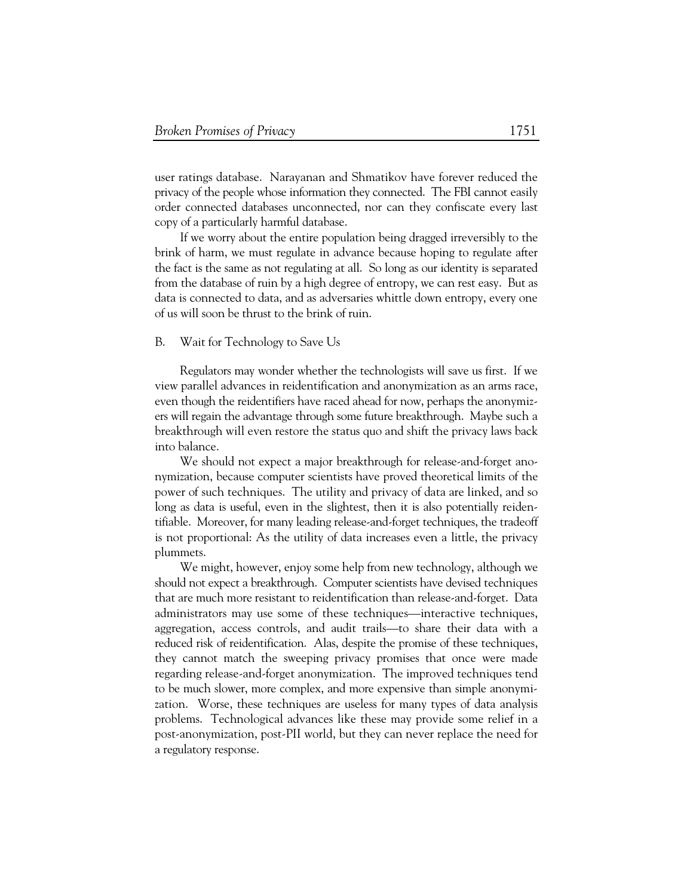user ratings database. Narayanan and Shmatikov have forever reduced the privacy of the people whose information they connected. The FBI cannot easily order connected databases unconnected, nor can they confiscate every last copy of a particularly harmful database.

If we worry about the entire population being dragged irreversibly to the brink of harm, we must regulate in advance because hoping to regulate after the fact is the same as not regulating at all. So long as our identity is separated from the database of ruin by a high degree of entropy, we can rest easy. But as data is connected to data, and as adversaries whittle down entropy, every one of us will soon be thrust to the brink of ruin.

### B. Wait for Technology to Save Us

Regulators may wonder whether the technologists will save us first. If we view parallel advances in reidentification and anonymization as an arms race, even though the reidentifiers have raced ahead for now, perhaps the anonymizers will regain the advantage through some future breakthrough. Maybe such a breakthrough will even restore the status quo and shift the privacy laws back into balance.

We should not expect a major breakthrough for release-and-forget anonymization, because computer scientists have proved theoretical limits of the power of such techniques. The utility and privacy of data are linked, and so long as data is useful, even in the slightest, then it is also potentially reidentifiable. Moreover, for many leading release-and-forget techniques, the tradeoff is not proportional: As the utility of data increases even a little, the privacy plummets.

We might, however, enjoy some help from new technology, although we should not expect a breakthrough. Computer scientists have devised techniques that are much more resistant to reidentification than release-and-forget. Data administrators may use some of these techniques—interactive techniques, aggregation, access controls, and audit trails—to share their data with a reduced risk of reidentification. Alas, despite the promise of these techniques, they cannot match the sweeping privacy promises that once were made regarding release-and-forget anonymization. The improved techniques tend to be much slower, more complex, and more expensive than simple anonymization. Worse, these techniques are useless for many types of data analysis problems. Technological advances like these may provide some relief in a post-anonymization, post-PII world, but they can never replace the need for a regulatory response.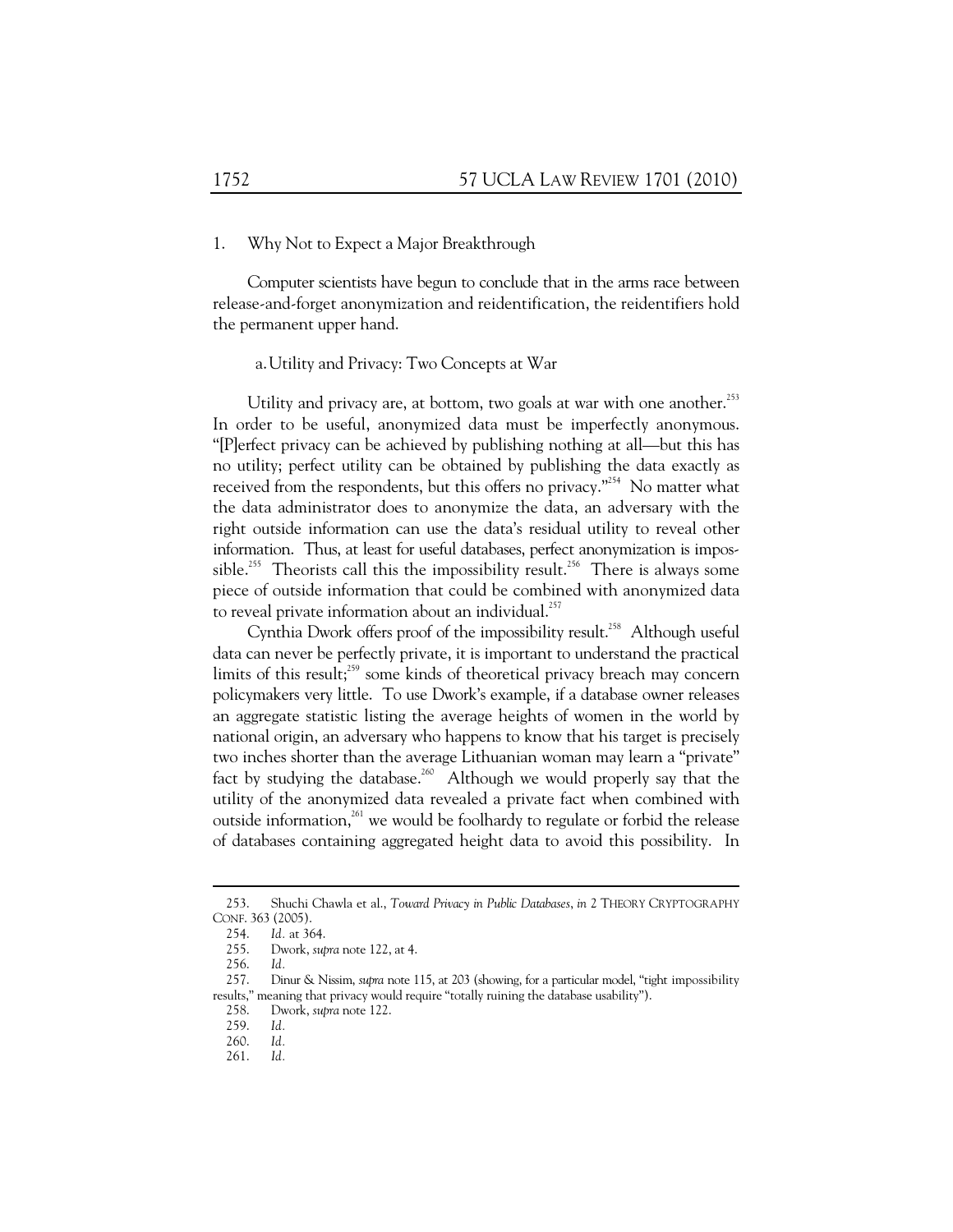### 1. Why Not to Expect a Major Breakthrough

Computer scientists have begun to conclude that in the arms race between release-and-forget anonymization and reidentification, the reidentifiers hold the permanent upper hand.

#### a. Utility and Privacy: Two Concepts at War

Utility and privacy are, at bottom, two goals at war with one another.[253] In order to be useful, anonymized data must be imperfectly anonymous. "[P]erfect privacy can be achieved by publishing nothing at all—but this has no utility; perfect utility can be obtained by publishing the data exactly as received from the respondents, but this offers no privacy."[254] No matter what the data administrator does to anonymize the data, an adversary with the right outside information can use the data's residual utility to reveal other information. Thus, at least for useful databases, perfect anonymization is impossible.[255] Theorists call this the impossibility result.[256] There is always some piece of outside information that could be combined with anonymized data to reveal private information about an individual.[257]

Cynthia Dwork offers proof of the impossibility result.[258] Although useful data can never be perfectly private, it is important to understand the practical limits of this result;[259] some kinds of theoretical privacy breach may concern policymakers very little. To use Dwork's example, if a database owner releases an aggregate statistic listing the average heights of women in the world by national origin, an adversary who happens to know that his target is precisely two inches shorter than the average Lithuanian woman may learn a "private" fact by studying the database.[260] Although we would properly say that the utility of the anonymized data revealed a private fact when combined with outside information,[261] we would be foolhardy to regulate or forbid the release of databases containing aggregated height data to avoid this possibility. In

---

253. Shuchi Chawla et al., *Toward Privacy in Public Databases*, *in* 2 THEORY CRYPTOGRAPHY CONF. 363 (2005).

254. *Id.* at 364.

255. Dwork, *supra* note 122, at 4.

256. *Id.*

257. Dinur & Nissim, *supra* note 115, at 203 (showing, for a particular model, "tight impossibility results," meaning that privacy would require "totally ruining the database usability").

258. Dwork, *supra* note 122.

259. *Id.*

260. *Id.*

261. *Id.*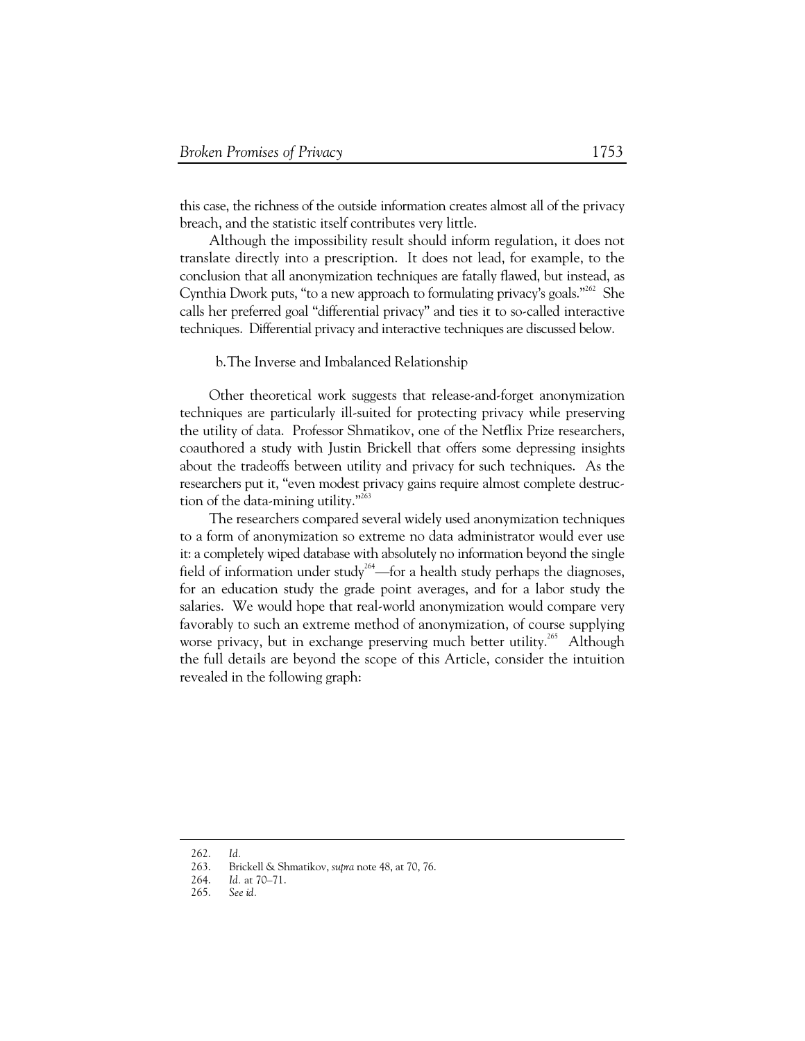this case, the richness of the outside information creates almost all of the privacy breach, and the statistic itself contributes very little.

Although the impossibility result should inform regulation, it does not translate directly into a prescription. It does not lead, for example, to the conclusion that all anonymization techniques are fatally flawed, but instead, as Cynthia Dwork puts, "to a new approach to formulating privacy's goals."[262] She calls her preferred goal "differential privacy" and ties it to so-called interactive techniques. Differential privacy and interactive techniques are discussed below.

b. The Inverse and Imbalanced Relationship

Other theoretical work suggests that release-and-forget anonymization techniques are particularly ill-suited for protecting privacy while preserving the utility of data. Professor Shmatikov, one of the Netflix Prize researchers, coauthored a study with Justin Brickell that offers some depressing insights about the tradeoffs between utility and privacy for such techniques. As the researchers put it, "even modest privacy gains require almost complete destruction of the data-mining utility."[263]

The researchers compared several widely used anonymization techniques to a form of anonymization so extreme no data administrator would ever use it: a completely wiped database with absolutely no information beyond the single field of information under study[264]—for a health study perhaps the diagnoses, for an education study the grade point averages, and for a labor study the salaries. We would hope that real-world anonymization would compare very favorably to such an extreme method of anonymization, of course supplying worse privacy, but in exchange preserving much better utility.[265] Although the full details are beyond the scope of this Article, consider the intuition revealed in the following graph:

---

262. *Id.*

263. Brickell & Shmatikov, *supra* note 48, at 70, 76.

264. *Id.* at 70–71.

265. *See id.*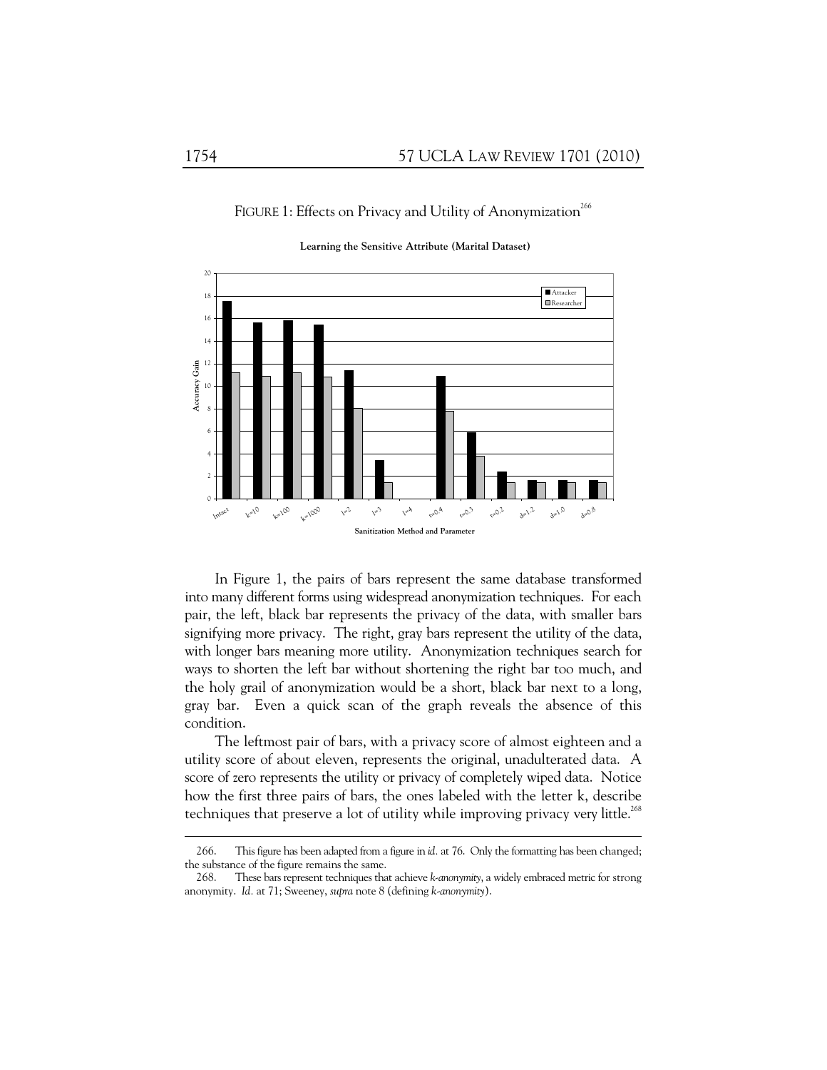FIGURE 1: Effects on Privacy and Utility of Anonymization[266]

**Learning the Sensitive Attribute (Marital Dataset)**

In Figure 1, the pairs of bars represent the same database transformed into many different forms using widespread anonymization techniques. For each pair, the left, black bar represents the privacy of the data, with smaller bars signifying more privacy. The right, gray bars represent the utility of the data, with longer bars meaning more utility. Anonymization techniques search for ways to shorten the left bar without shortening the right bar too much, and the holy grail of anonymization would be a short, black bar next to a long, gray bar. Even a quick scan of the graph reveals the absence of this condition.

The leftmost pair of bars, with a privacy score of almost eighteen and a utility score of about eleven, represents the original, unadulterated data. A score of zero represents the utility or privacy of completely wiped data. Notice how the first three pairs of bars, the ones labeled with the letter k, describe techniques that preserve a lot of utility while improving privacy very little.[268]

---

266. This figure has been adapted from a figure in *id.* at 76. Only the formatting has been changed; the substance of the figure remains the same.

268. These bars represent techniques that achieve *k-anonymity*, a widely embraced metric for strong anonymity. *Id.* at 71; Sweeney, *supra* note 8 (defining *k-anonymity*).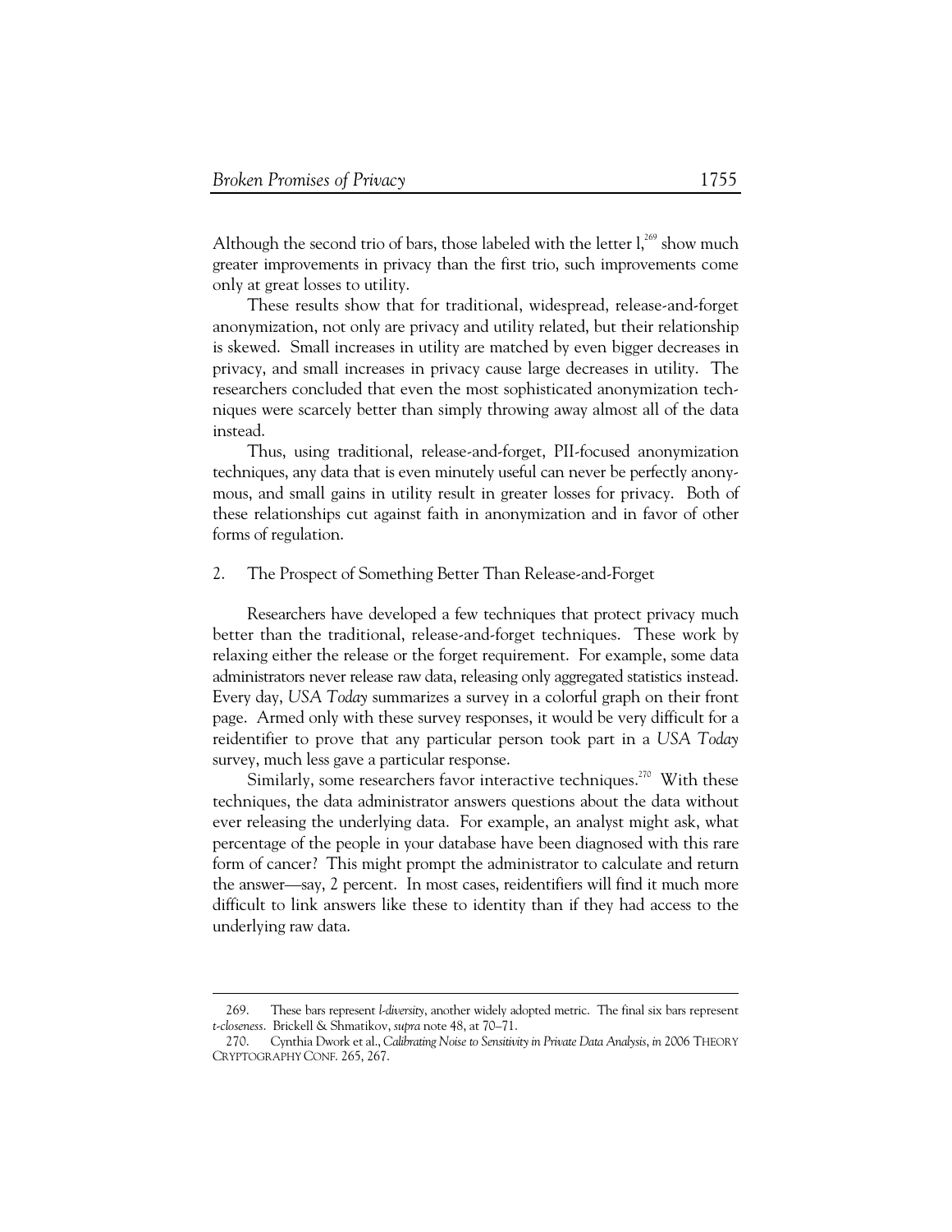Although the second trio of bars, those labeled with the letter l,[269] show much greater improvements in privacy than the first trio, such improvements come only at great losses to utility.

These results show that for traditional, widespread, release-and-forget anonymization, not only are privacy and utility related, but their relationship is skewed. Small increases in utility are matched by even bigger decreases in privacy, and small increases in privacy cause large decreases in utility. The researchers concluded that even the most sophisticated anonymization techniques were scarcely better than simply throwing away almost all of the data instead.

Thus, using traditional, release-and-forget, PII-focused anonymization techniques, any data that is even minutely useful can never be perfectly anonymous, and small gains in utility result in greater losses for privacy. Both of these relationships cut against faith in anonymization and in favor of other forms of regulation.

### 2. The Prospect of Something Better Than Release-and-Forget

Researchers have developed a few techniques that protect privacy much better than the traditional, release-and-forget techniques. These work by relaxing either the release or the forget requirement. For example, some data administrators never release raw data, releasing only aggregated statistics instead. Every day, *USA Today* summarizes a survey in a colorful graph on their front page. Armed only with these survey responses, it would be very difficult for a reidentifier to prove that any particular person took part in a *USA Today* survey, much less gave a particular response.

Similarly, some researchers favor interactive techniques.[270] With these techniques, the data administrator answers questions about the data without ever releasing the underlying data. For example, an analyst might ask, what percentage of the people in your database have been diagnosed with this rare form of cancer? This might prompt the administrator to calculate and return the answer—say, 2 percent. In most cases, reidentifiers will find it much more difficult to link answers like these to identity than if they had access to the underlying raw data.

---

269. These bars represent *l-diversity*, another widely adopted metric. The final six bars represent *t-closeness*. Brickell & Shmatikov, *supra* note 48, at 70–71.

270. Cynthia Dwork et al., *Calibrating Noise to Sensitivity in Private Data Analysis*, *in* 2006 THEORY CRYPTOGRAPHY CONF. 265, 267.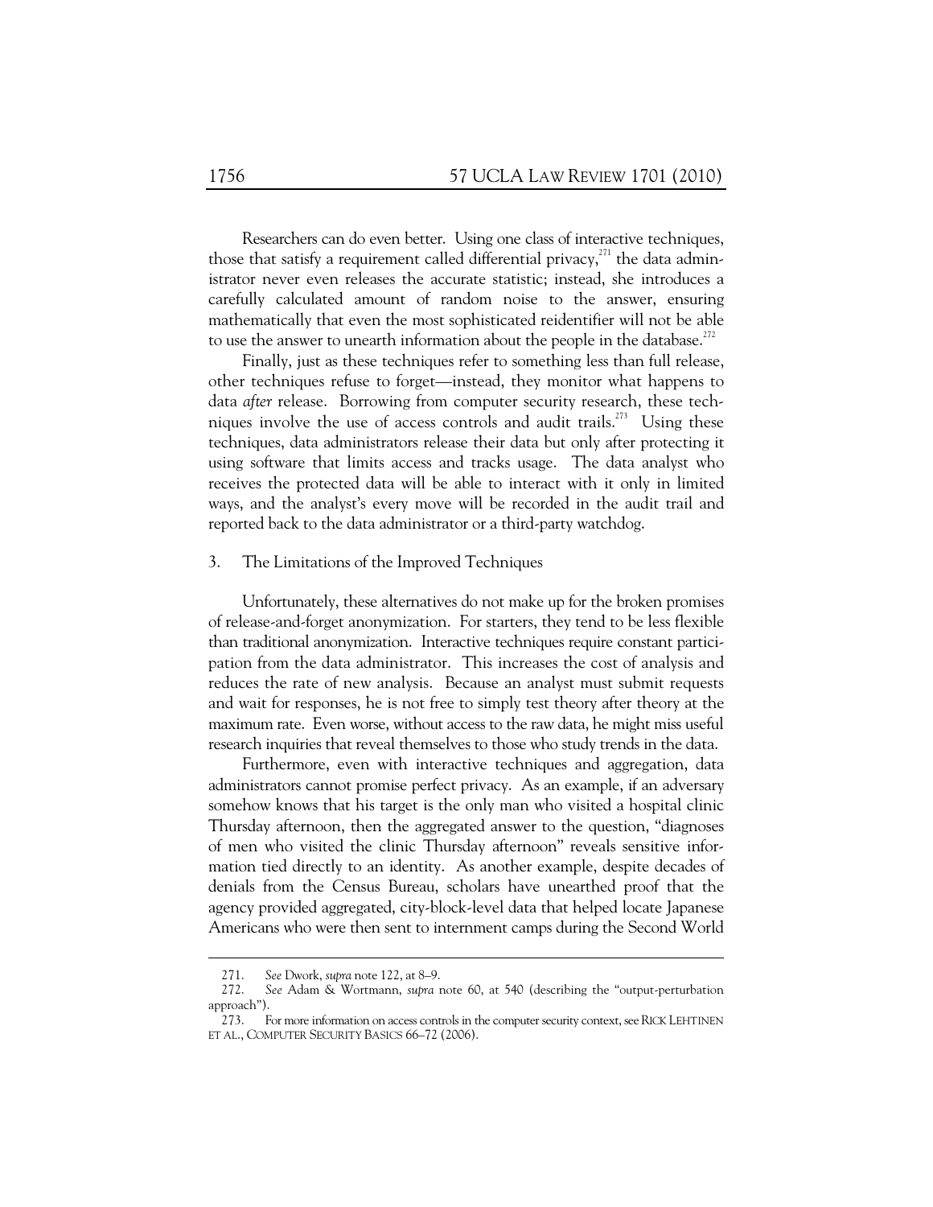Researchers can do even better. Using one class of interactive techniques, those that satisfy a requirement called differential privacy,[271] the data administrator never even releases the accurate statistic; instead, she introduces a carefully calculated amount of random noise to the answer, ensuring mathematically that even the most sophisticated reidentifier will not be able to use the answer to unearth information about the people in the database.[272]

Finally, just as these techniques refer to something less than full release, other techniques refuse to forget—instead, they monitor what happens to data *after* release. Borrowing from computer security research, these techniques involve the use of access controls and audit trails.[273] Using these techniques, data administrators release their data but only after protecting it using software that limits access and tracks usage. The data analyst who receives the protected data will be able to interact with it only in limited ways, and the analyst's every move will be recorded in the audit trail and reported back to the data administrator or a third-party watchdog.

### 3. The Limitations of the Improved Techniques

Unfortunately, these alternatives do not make up for the broken promises of release-and-forget anonymization. For starters, they tend to be less flexible than traditional anonymization. Interactive techniques require constant participation from the data administrator. This increases the cost of analysis and reduces the rate of new analysis. Because an analyst must submit requests and wait for responses, he is not free to simply test theory after theory at the maximum rate. Even worse, without access to the raw data, he might miss useful research inquiries that reveal themselves to those who study trends in the data.

Furthermore, even with interactive techniques and aggregation, data administrators cannot promise perfect privacy. As an example, if an adversary somehow knows that his target is the only man who visited a hospital clinic Thursday afternoon, then the aggregated answer to the question, "diagnoses of men who visited the clinic Thursday afternoon" reveals sensitive information tied directly to an identity. As another example, despite decades of denials from the Census Bureau, scholars have unearthed proof that the agency provided aggregated, city-block-level data that helped locate Japanese Americans who were then sent to internment camps during the Second World

---

271. *See* Dwork, *supra* note 122, at 8–9.

272. *See* Adam & Wortmann, *supra* note 60, at 540 (describing the "output-perturbation approach").

273. For more information on access controls in the computer security context, see RICK LEHTINEN ET AL., COMPUTER SECURITY BASICS 66–72 (2006).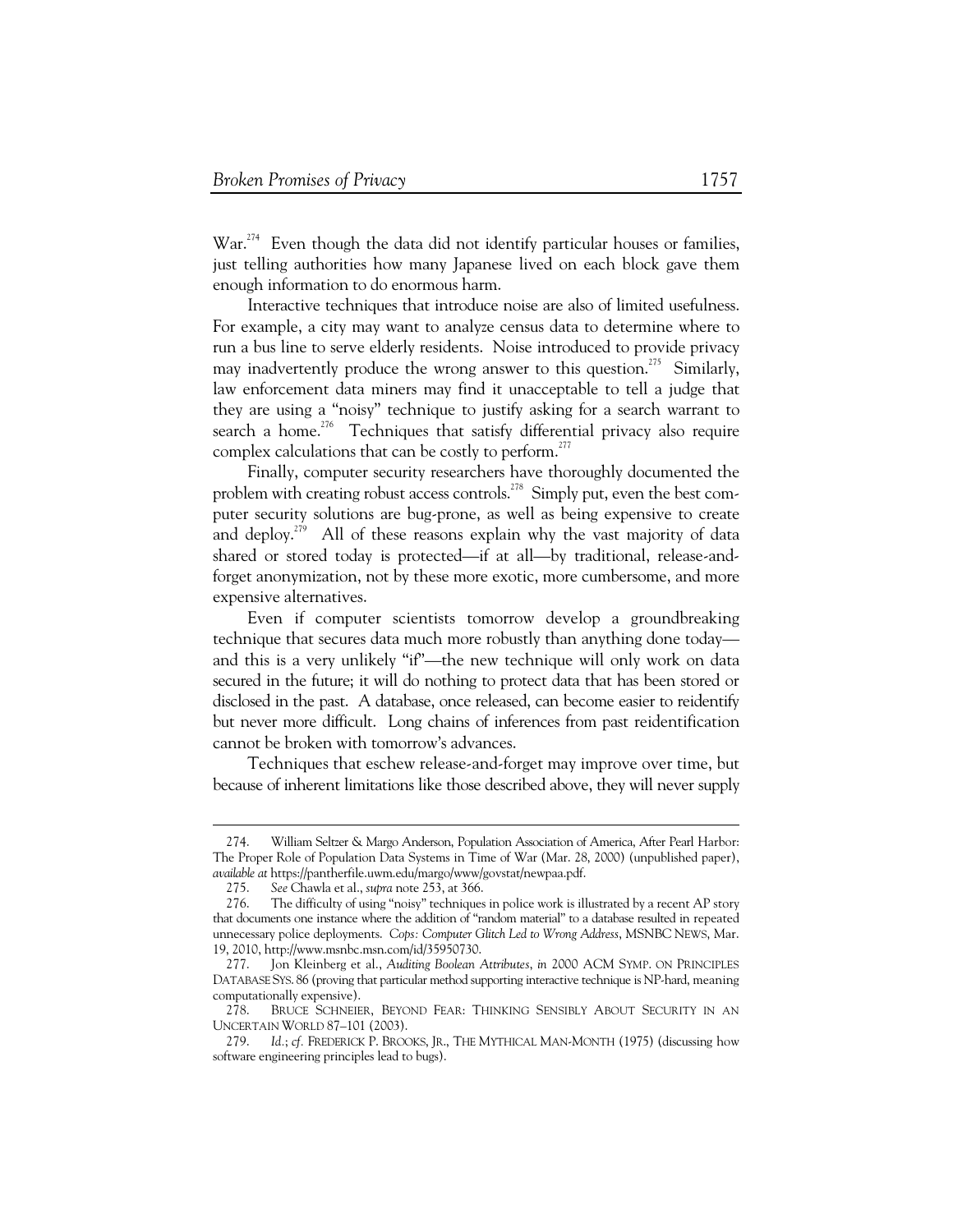War.[274] Even though the data did not identify particular houses or families, just telling authorities how many Japanese lived on each block gave them enough information to do enormous harm.

Interactive techniques that introduce noise are also of limited usefulness. For example, a city may want to analyze census data to determine where to run a bus line to serve elderly residents. Noise introduced to provide privacy may inadvertently produce the wrong answer to this question.[275] Similarly, law enforcement data miners may find it unacceptable to tell a judge that they are using a "noisy" technique to justify asking for a search warrant to search a home.[276] Techniques that satisfy differential privacy also require complex calculations that can be costly to perform.[277]

Finally, computer security researchers have thoroughly documented the problem with creating robust access controls.[278] Simply put, even the best computer security solutions are bug-prone, as well as being expensive to create and deploy.[279] All of these reasons explain why the vast majority of data shared or stored today is protected—if at all—by traditional, release-and-forget anonymization, not by these more exotic, more cumbersome, and more expensive alternatives.

Even if computer scientists tomorrow develop a groundbreaking technique that secures data much more robustly than anything done today—and this is a very unlikely "if"—the new technique will only work on data secured in the future; it will do nothing to protect data that has been stored or disclosed in the past. A database, once released, can become easier to reidentify but never more difficult. Long chains of inferences from past reidentification cannot be broken with tomorrow's advances.

Techniques that eschew release-and-forget may improve over time, but because of inherent limitations like those described above, they will never supply

---

274. William Seltzer & Margo Anderson, Population Association of America, After Pearl Harbor: The Proper Role of Population Data Systems in Time of War (Mar. 28, 2000) (unpublished paper), *available at* https://pantherfile.uwm.edu/margo/www/govstat/newpaa.pdf.

275. *See* Chawla et al., *supra* note 253, at 366.

276. The difficulty of using "noisy" techniques in police work is illustrated by a recent AP story that documents one instance where the addition of "random material" to a database resulted in repeated unnecessary police deployments. *Cops: Computer Glitch Led to Wrong Address*, MSNBC NEWS, Mar. 19, 2010, http://www.msnbc.msn.com/id/35950730.

277. Jon Kleinberg et al., *Auditing Boolean Attributes*, *in* 2000 ACM SYMP. ON PRINCIPLES DATABASE SYS. 86 (proving that particular method supporting interactive technique is NP-hard, meaning computationally expensive).

278. BRUCE SCHNEIER, BEYOND FEAR: THINKING SENSIBLY ABOUT SECURITY IN AN UNCERTAIN WORLD 87–101 (2003).

279. *Id.*; *cf.* FREDERICK P. BROOKS, JR., THE MYTHICAL MAN-MONTH (1975) (discussing how software engineering principles lead to bugs).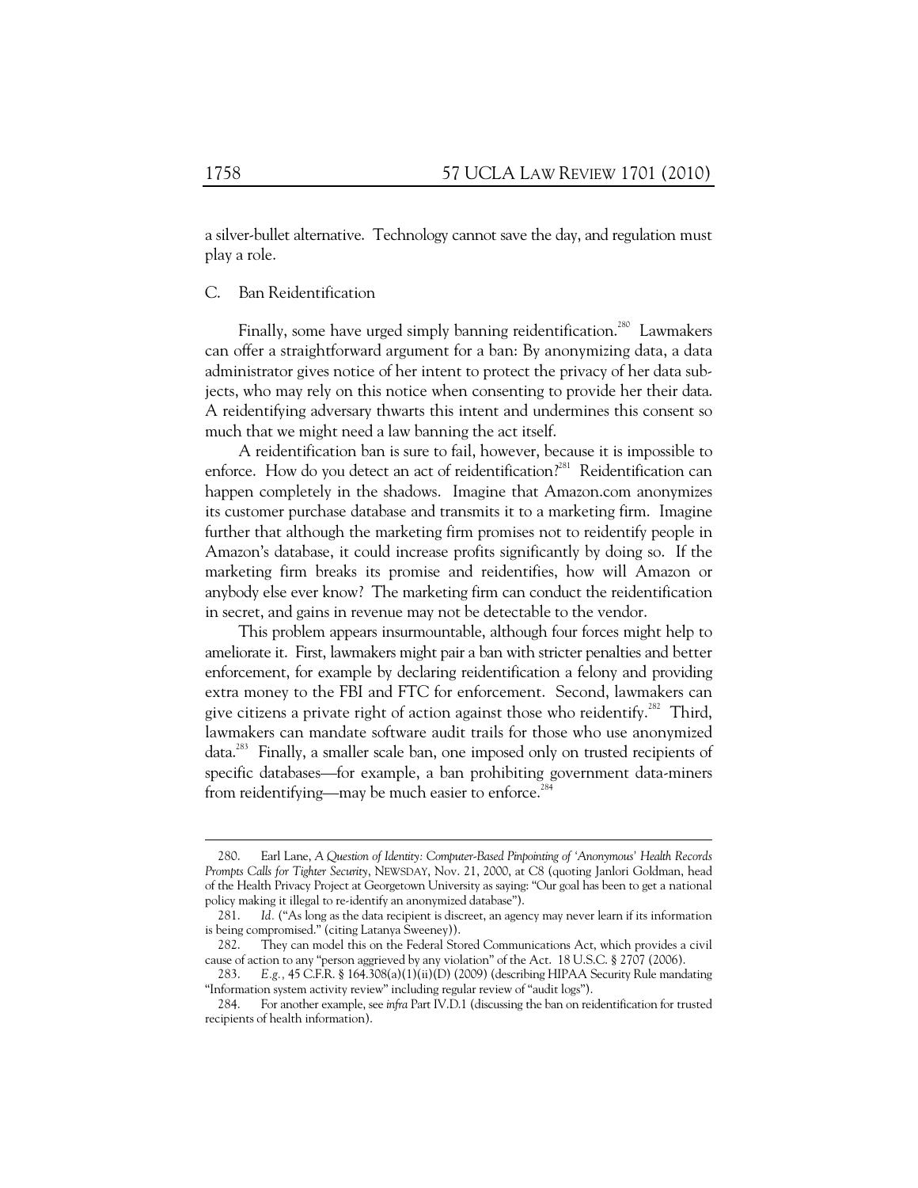a silver-bullet alternative. Technology cannot save the day, and regulation must play a role.

### C. Ban Reidentification

Finally, some have urged simply banning reidentification.[280] Lawmakers can offer a straightforward argument for a ban: By anonymizing data, a data administrator gives notice of her intent to protect the privacy of her data subjects, who may rely on this notice when consenting to provide her their data. A reidentifying adversary thwarts this intent and undermines this consent so much that we might need a law banning the act itself.

A reidentification ban is sure to fail, however, because it is impossible to enforce. How do you detect an act of reidentification?[281] Reidentification can happen completely in the shadows. Imagine that Amazon.com anonymizes its customer purchase database and transmits it to a marketing firm. Imagine further that although the marketing firm promises not to reidentify people in Amazon's database, it could increase profits significantly by doing so. If the marketing firm breaks its promise and reidentifies, how will Amazon or anybody else ever know? The marketing firm can conduct the reidentification in secret, and gains in revenue may not be detectable to the vendor.

This problem appears insurmountable, although four forces might help to ameliorate it. First, lawmakers might pair a ban with stricter penalties and better enforcement, for example by declaring reidentification a felony and providing extra money to the FBI and FTC for enforcement. Second, lawmakers can give citizens a private right of action against those who reidentify.[282] Third, lawmakers can mandate software audit trails for those who use anonymized data.[283] Finally, a smaller scale ban, one imposed only on trusted recipients of specific databases—for example, a ban prohibiting government data-miners from reidentifying—may be much easier to enforce.[284]

---

280. Earl Lane, *A Question of Identity: Computer-Based Pinpointing of 'Anonymous' Health Records Prompts Calls for Tighter Security*, NEWSDAY, Nov. 21, 2000, at C8 (quoting Janlori Goldman, head of the Health Privacy Project at Georgetown University as saying: "Our goal has been to get a national policy making it illegal to re-identify an anonymized database").

281. *Id.* ("As long as the data recipient is discreet, an agency may never learn if its information is being compromised." (citing Latanya Sweeney)).

282. They can model this on the Federal Stored Communications Act, which provides a civil cause of action to any "person aggrieved by any violation" of the Act. 18 U.S.C. § 2707 (2006).

283. *E.g.*, 45 C.F.R. § 164.308(a)(1)(ii)(D) (2009) (describing HIPAA Security Rule mandating "Information system activity review" including regular review of "audit logs").

284. For another example, see *infra* Part IV.D.1 (discussing the ban on reidentification for trusted recipients of health information).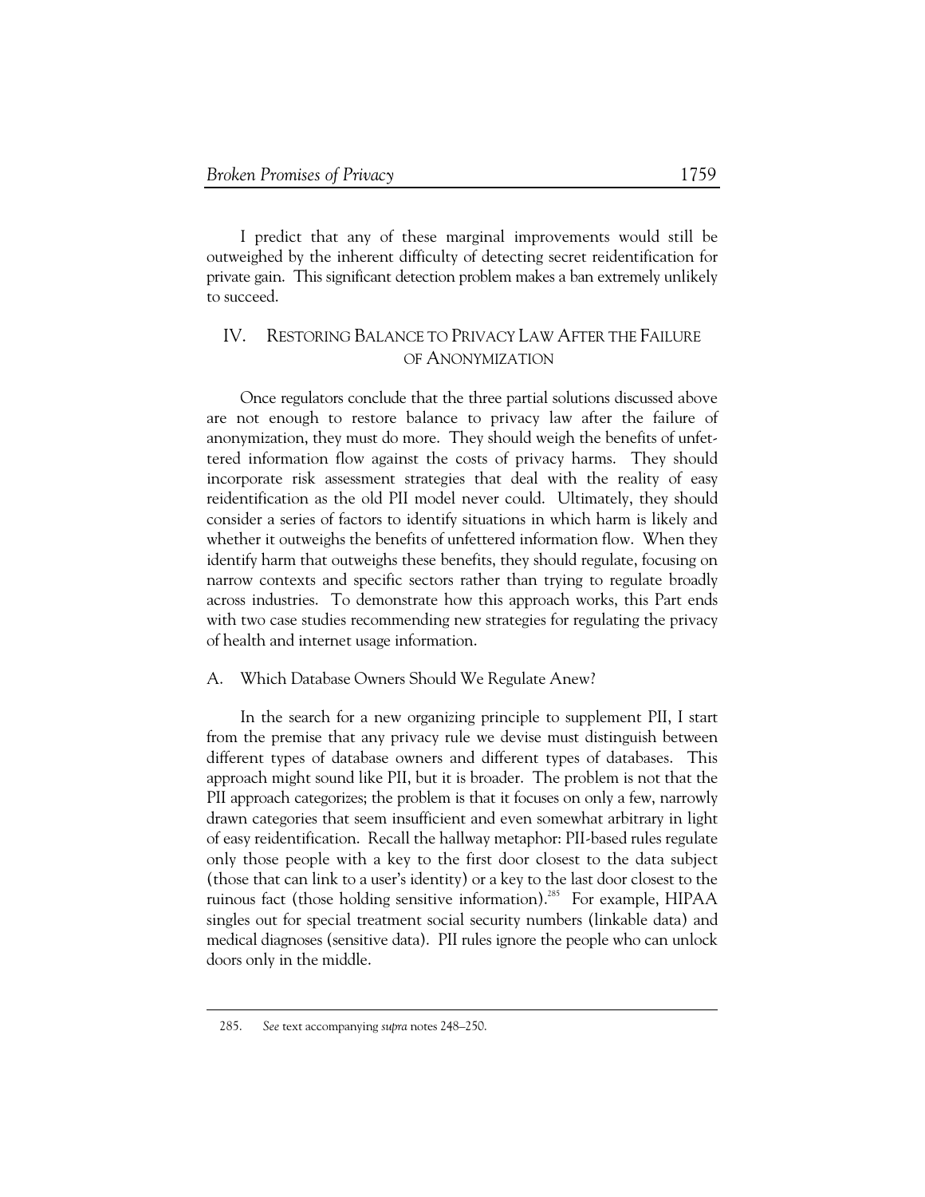I predict that any of these marginal improvements would still be outweighed by the inherent difficulty of detecting secret reidentification for private gain. This significant detection problem makes a ban extremely unlikely to succeed.

## IV. RESTORING BALANCE TO PRIVACY LAW AFTER THE FAILURE OF ANONYMIZATION

Once regulators conclude that the three partial solutions discussed above are not enough to restore balance to privacy law after the failure of anonymization, they must do more. They should weigh the benefits of unfettered information flow against the costs of privacy harms. They should incorporate risk assessment strategies that deal with the reality of easy reidentification as the old PII model never could. Ultimately, they should consider a series of factors to identify situations in which harm is likely and whether it outweighs the benefits of unfettered information flow. When they identify harm that outweighs these benefits, they should regulate, focusing on narrow contexts and specific sectors rather than trying to regulate broadly across industries. To demonstrate how this approach works, this Part ends with two case studies recommending new strategies for regulating the privacy of health and internet usage information.

### A. Which Database Owners Should We Regulate Anew?

In the search for a new organizing principle to supplement PII, I start from the premise that any privacy rule we devise must distinguish between different types of database owners and different types of databases. This approach might sound like PII, but it is broader. The problem is not that the PII approach categorizes; the problem is that it focuses on only a few, narrowly drawn categories that seem insufficient and even somewhat arbitrary in light of easy reidentification. Recall the hallway metaphor: PII-based rules regulate only those people with a key to the first door closest to the data subject (those that can link to a user's identity) or a key to the last door closest to the ruinous fact (those holding sensitive information).[285] For example, HIPAA singles out for special treatment social security numbers (linkable data) and medical diagnoses (sensitive data). PII rules ignore the people who can unlock doors only in the middle.

---

285. *See* text accompanying *supra* notes 248–250.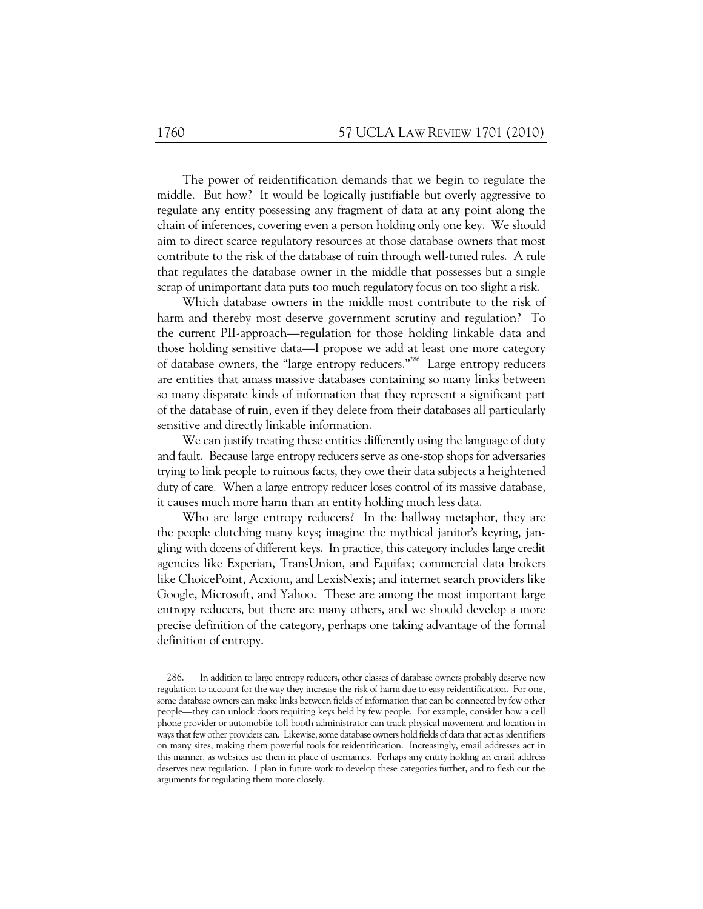The power of reidentification demands that we begin to regulate the middle. But how? It would be logically justifiable but overly aggressive to regulate any entity possessing any fragment of data at any point along the chain of inferences, covering even a person holding only one key. We should aim to direct scarce regulatory resources at those database owners that most contribute to the risk of the database of ruin through well-tuned rules. A rule that regulates the database owner in the middle that possesses but a single scrap of unimportant data puts too much regulatory focus on too slight a risk.

Which database owners in the middle most contribute to the risk of harm and thereby most deserve government scrutiny and regulation? To the current PII-approach—regulation for those holding linkable data and those holding sensitive data—I propose we add at least one more category of database owners, the "large entropy reducers."[286] Large entropy reducers are entities that amass massive databases containing so many links between so many disparate kinds of information that they represent a significant part of the database of ruin, even if they delete from their databases all particularly sensitive and directly linkable information.

We can justify treating these entities differently using the language of duty and fault. Because large entropy reducers serve as one-stop shops for adversaries trying to link people to ruinous facts, they owe their data subjects a heightened duty of care. When a large entropy reducer loses control of its massive database, it causes much more harm than an entity holding much less data.

Who are large entropy reducers? In the hallway metaphor, they are the people clutching many keys; imagine the mythical janitor's keyring, jangling with dozens of different keys. In practice, this category includes large credit agencies like Experian, TransUnion, and Equifax; commercial data brokers like ChoicePoint, Acxiom, and LexisNexis; and internet search providers like Google, Microsoft, and Yahoo. These are among the most important large entropy reducers, but there are many others, and we should develop a more precise definition of the category, perhaps one taking advantage of the formal definition of entropy.

---

286. In addition to large entropy reducers, other classes of database owners probably deserve new regulation to account for the way they increase the risk of harm due to easy reidentification. For one, some database owners can make links between fields of information that can be connected by few other people—they can unlock doors requiring keys held by few people. For example, consider how a cell phone provider or automobile toll booth administrator can track physical movement and location in ways that few other providers can. Likewise, some database owners hold fields of data that act as identifiers on many sites, making them powerful tools for reidentification. Increasingly, email addresses act in this manner, as websites use them in place of usernames. Perhaps any entity holding an email address deserves new regulation. I plan in future work to develop these categories further, and to flesh out the arguments for regulating them more closely.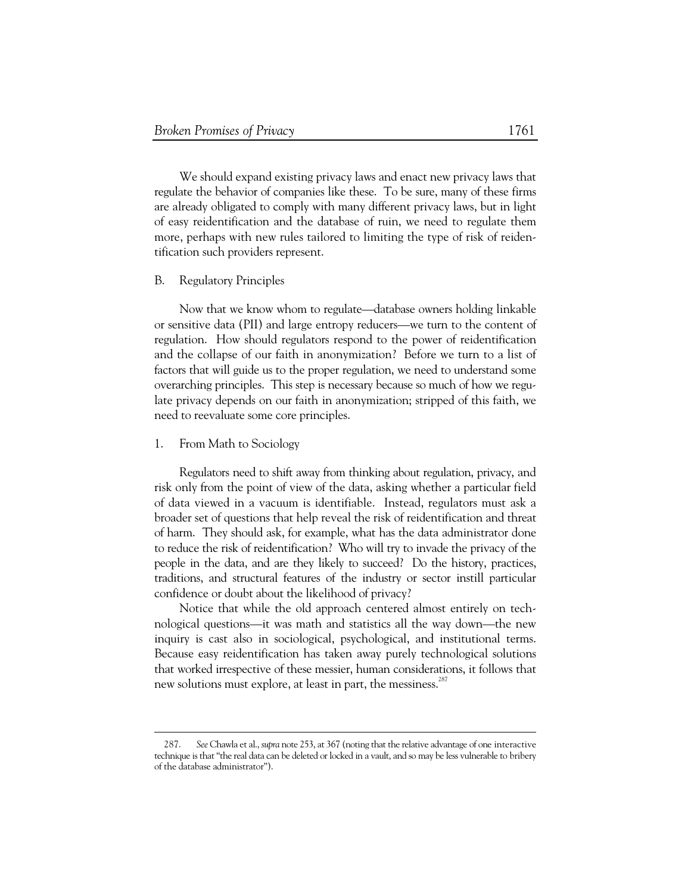We should expand existing privacy laws and enact new privacy laws that regulate the behavior of companies like these. To be sure, many of these firms are already obligated to comply with many different privacy laws, but in light of easy reidentification and the database of ruin, we need to regulate them more, perhaps with new rules tailored to limiting the type of risk of reidentification such providers represent.

## B. Regulatory Principles

Now that we know whom to regulate—database owners holding linkable or sensitive data (PII) and large entropy reducers—we turn to the content of regulation. How should regulators respond to the power of reidentification and the collapse of our faith in anonymization? Before we turn to a list of factors that will guide us to the proper regulation, we need to understand some overarching principles. This step is necessary because so much of how we regulate privacy depends on our faith in anonymization; stripped of this faith, we need to reevaluate some core principles.

### 1. From Math to Sociology

Regulators need to shift away from thinking about regulation, privacy, and risk only from the point of view of the data, asking whether a particular field of data viewed in a vacuum is identifiable. Instead, regulators must ask a broader set of questions that help reveal the risk of reidentification and threat of harm. They should ask, for example, what has the data administrator done to reduce the risk of reidentification? Who will try to invade the privacy of the people in the data, and are they likely to succeed? Do the history, practices, traditions, and structural features of the industry or sector instill particular confidence or doubt about the likelihood of privacy?

Notice that while the old approach centered almost entirely on technological questions—it was math and statistics all the way down—the new inquiry is cast also in sociological, psychological, and institutional terms. Because easy reidentification has taken away purely technological solutions that worked irrespective of these messier, human considerations, it follows that new solutions must explore, at least in part, the messiness.[287]

---

287. *See* Chawla et al., *supra* note 253, at 367 (noting that the relative advantage of one interactive technique is that "the real data can be deleted or locked in a vault, and so may be less vulnerable to bribery of the database administrator").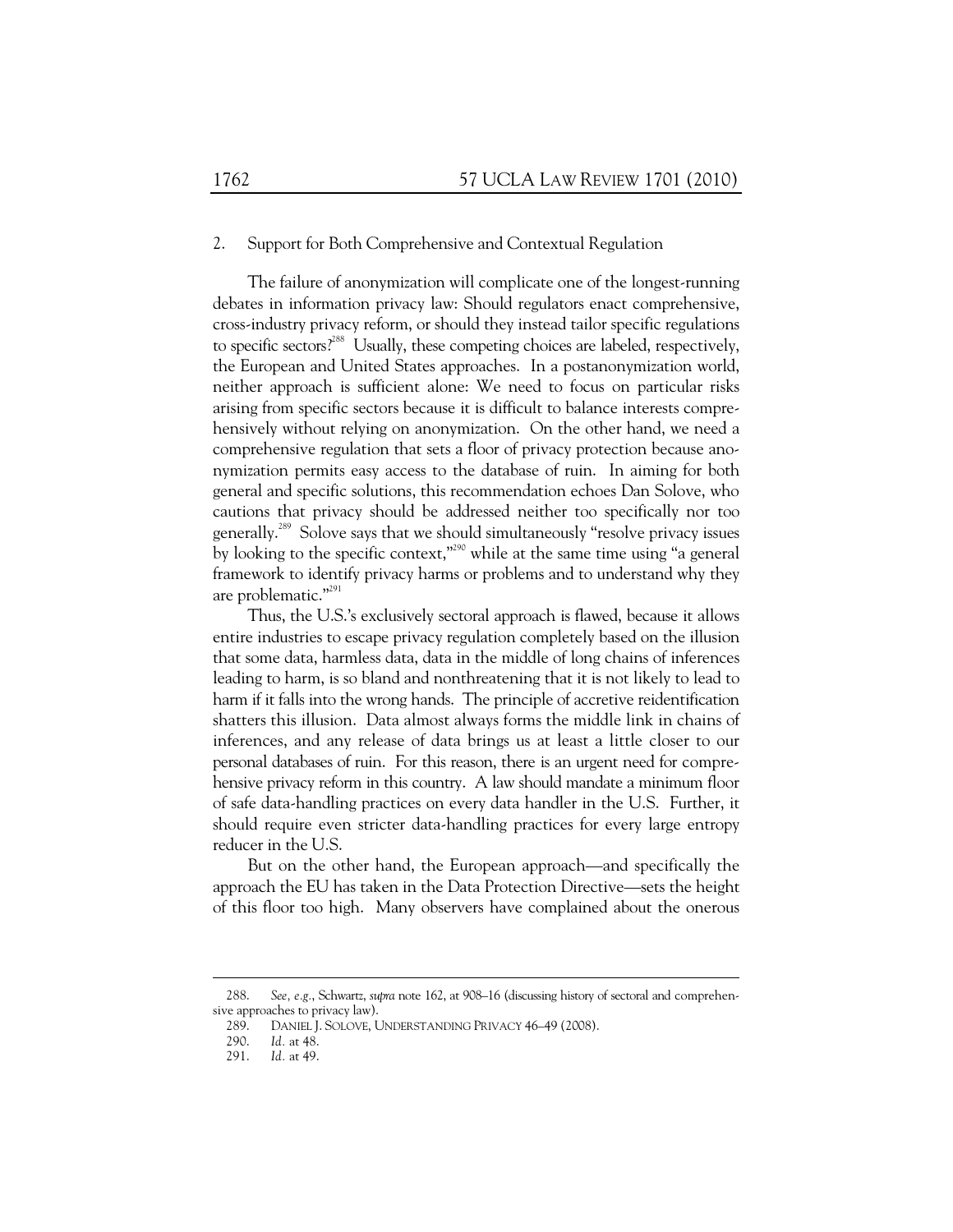### 2. Support for Both Comprehensive and Contextual Regulation

The failure of anonymization will complicate one of the longest-running debates in information privacy law: Should regulators enact comprehensive, cross-industry privacy reform, or should they instead tailor specific regulations to specific sectors?[288] Usually, these competing choices are labeled, respectively, the European and United States approaches. In a postanonymization world, neither approach is sufficient alone: We need to focus on particular risks arising from specific sectors because it is difficult to balance interests comprehensively without relying on anonymization. On the other hand, we need a comprehensive regulation that sets a floor of privacy protection because anonymization permits easy access to the database of ruin. In aiming for both general and specific solutions, this recommendation echoes Dan Solove, who cautions that privacy should be addressed neither too specifically nor too generally.[289] Solove says that we should simultaneously "resolve privacy issues by looking to the specific context,"[290] while at the same time using "a general framework to identify privacy harms or problems and to understand why they are problematic."[291]

Thus, the U.S.'s exclusively sectoral approach is flawed, because it allows entire industries to escape privacy regulation completely based on the illusion that some data, harmless data, data in the middle of long chains of inferences leading to harm, is so bland and nonthreatening that it is not likely to lead to harm if it falls into the wrong hands. The principle of accretive reidentification shatters this illusion. Data almost always forms the middle link in chains of inferences, and any release of data brings us at least a little closer to our personal databases of ruin. For this reason, there is an urgent need for comprehensive privacy reform in this country. A law should mandate a minimum floor of safe data-handling practices on every data handler in the U.S. Further, it should require even stricter data-handling practices for every large entropy reducer in the U.S.

But on the other hand, the European approach—and specifically the approach the EU has taken in the Data Protection Directive—sets the height of this floor too high. Many observers have complained about the onerous

---

288. *See, e.g.*, Schwartz, *supra* note 162, at 908–16 (discussing history of sectoral and comprehensive approaches to privacy law).

289. DANIEL J. SOLOVE, UNDERSTANDING PRIVACY 46–49 (2008).

290. *Id.* at 48.

291. *Id.* at 49.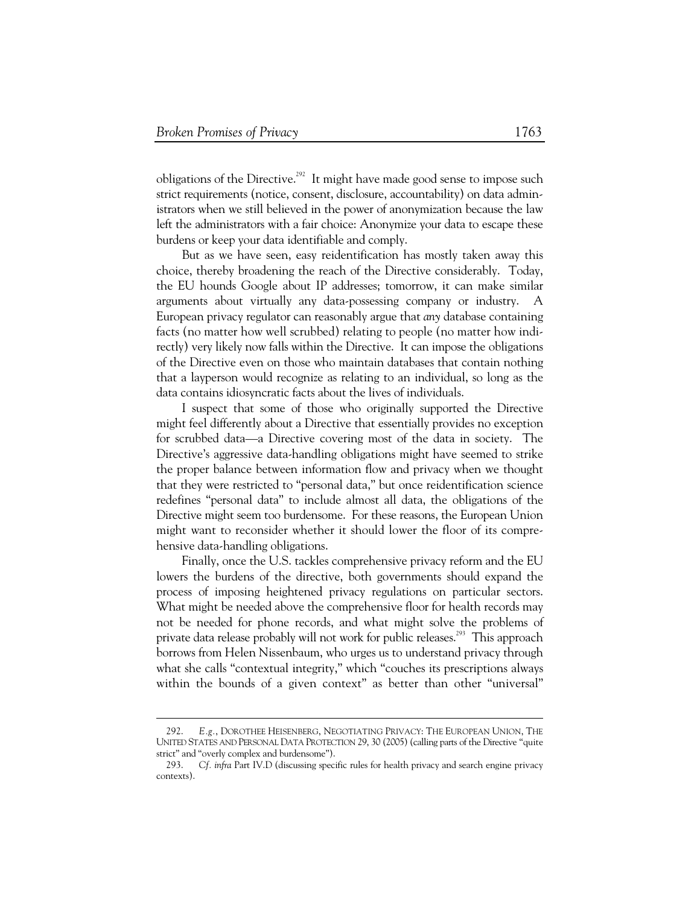obligations of the Directive.[292] It might have made good sense to impose such strict requirements (notice, consent, disclosure, accountability) on data administrators when we still believed in the power of anonymization because the law left the administrators with a fair choice: Anonymize your data to escape these burdens or keep your data identifiable and comply.

But as we have seen, easy reidentification has mostly taken away this choice, thereby broadening the reach of the Directive considerably. Today, the EU hounds Google about IP addresses; tomorrow, it can make similar arguments about virtually any data-possessing company or industry. A European privacy regulator can reasonably argue that *any* database containing facts (no matter how well scrubbed) relating to people (no matter how indirectly) very likely now falls within the Directive. It can impose the obligations of the Directive even on those who maintain databases that contain nothing that a layperson would recognize as relating to an individual, so long as the data contains idiosyncratic facts about the lives of individuals.

I suspect that some of those who originally supported the Directive might feel differently about a Directive that essentially provides no exception for scrubbed data—a Directive covering most of the data in society. The Directive's aggressive data-handling obligations might have seemed to strike the proper balance between information flow and privacy when we thought that they were restricted to "personal data," but once reidentification science redefines "personal data" to include almost all data, the obligations of the Directive might seem too burdensome. For these reasons, the European Union might want to reconsider whether it should lower the floor of its comprehensive data-handling obligations.

Finally, once the U.S. tackles comprehensive privacy reform and the EU lowers the burdens of the directive, both governments should expand the process of imposing heightened privacy regulations on particular sectors. What might be needed above the comprehensive floor for health records may not be needed for phone records, and what might solve the problems of private data release probably will not work for public releases.[293] This approach borrows from Helen Nissenbaum, who urges us to understand privacy through what she calls "contextual integrity," which "couches its prescriptions always within the bounds of a given context" as better than other "universal"

---

292. *E.g.*, DOROTHEE HEISENBERG, NEGOTIATING PRIVACY: THE EUROPEAN UNION, THE UNITED STATES AND PERSONAL DATA PROTECTION 29, 30 (2005) (calling parts of the Directive "quite strict" and "overly complex and burdensome").

293. *Cf. infra* Part IV.D (discussing specific rules for health privacy and search engine privacy contexts).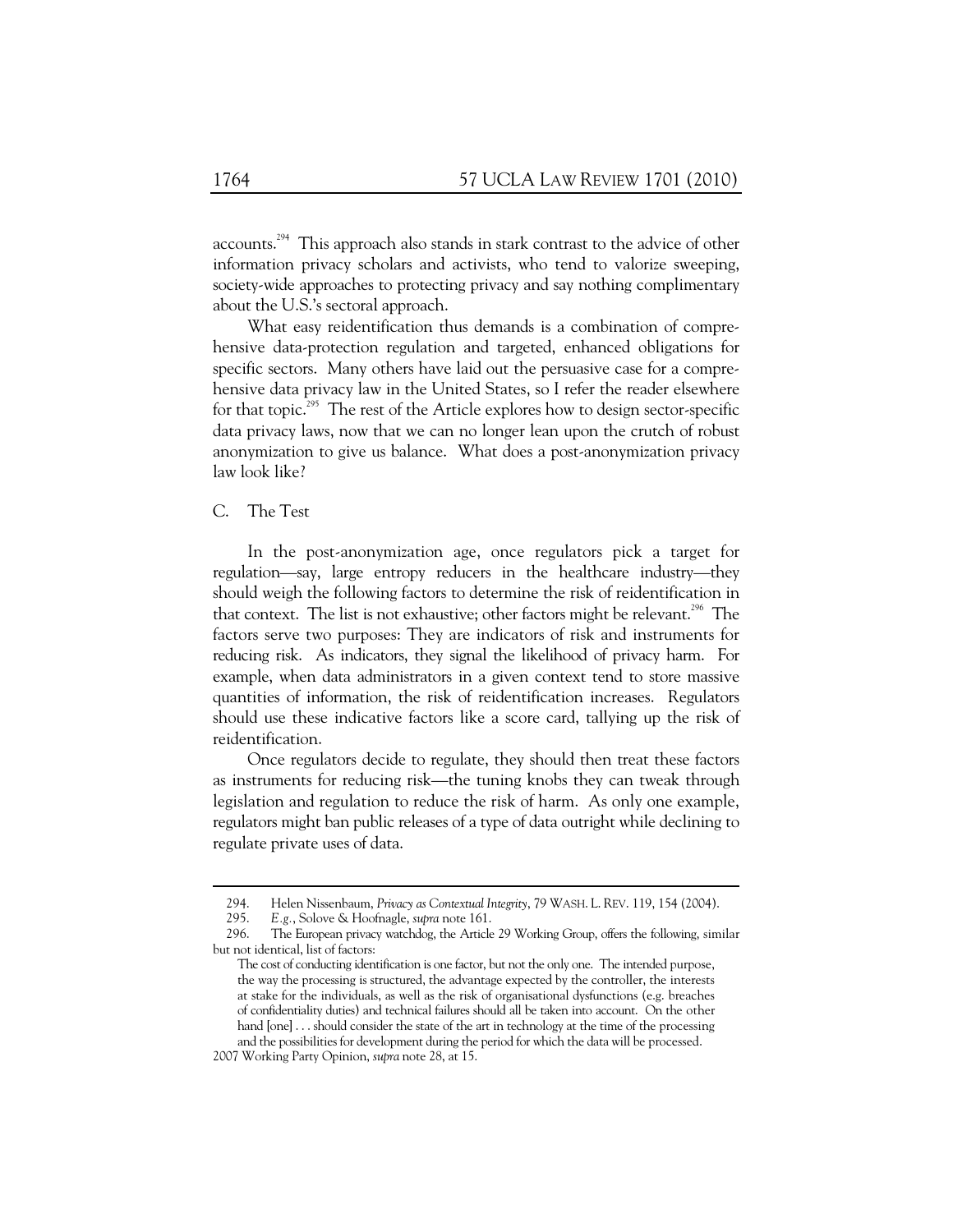accounts.[294] This approach also stands in stark contrast to the advice of other information privacy scholars and activists, who tend to valorize sweeping, society-wide approaches to protecting privacy and say nothing complimentary about the U.S.'s sectoral approach.

What easy reidentification thus demands is a combination of comprehensive data-protection regulation and targeted, enhanced obligations for specific sectors. Many others have laid out the persuasive case for a comprehensive data privacy law in the United States, so I refer the reader elsewhere for that topic.[295] The rest of the Article explores how to design sector-specific data privacy laws, now that we can no longer lean upon the crutch of robust anonymization to give us balance. What does a post-anonymization privacy law look like?

### C. The Test

In the post-anonymization age, once regulators pick a target for regulation—say, large entropy reducers in the healthcare industry—they should weigh the following factors to determine the risk of reidentification in that context. The list is not exhaustive; other factors might be relevant.[296] The factors serve two purposes: They are indicators of risk and instruments for reducing risk. As indicators, they signal the likelihood of privacy harm. For example, when data administrators in a given context tend to store massive quantities of information, the risk of reidentification increases. Regulators should use these indicative factors like a score card, tallying up the risk of reidentification.

Once regulators decide to regulate, they should then treat these factors as instruments for reducing risk—the tuning knobs they can tweak through legislation and regulation to reduce the risk of harm. As only one example, regulators might ban public releases of a type of data outright while declining to regulate private uses of data.

---

294. Helen Nissenbaum, *Privacy as Contextual Integrity*, 79 WASH. L. REV. 119, 154 (2004).

295. *E.g.*, Solove & Hoofnagle, *supra* note 161.

296. The European privacy watchdog, the Article 29 Working Group, offers the following, similar but not identical, list of factors:

> The cost of conducting identification is one factor, but not the only one. The intended purpose, the way the processing is structured, the advantage expected by the controller, the interests at stake for the individuals, as well as the risk of organisational dysfunctions (e.g. breaches of confidentiality duties) and technical failures should all be taken into account. On the other hand [one] . . . should consider the state of the art in technology at the time of the processing and the possibilities for development during the period for which the data will be processed.

2007 Working Party Opinion, *supra* note 28, at 15.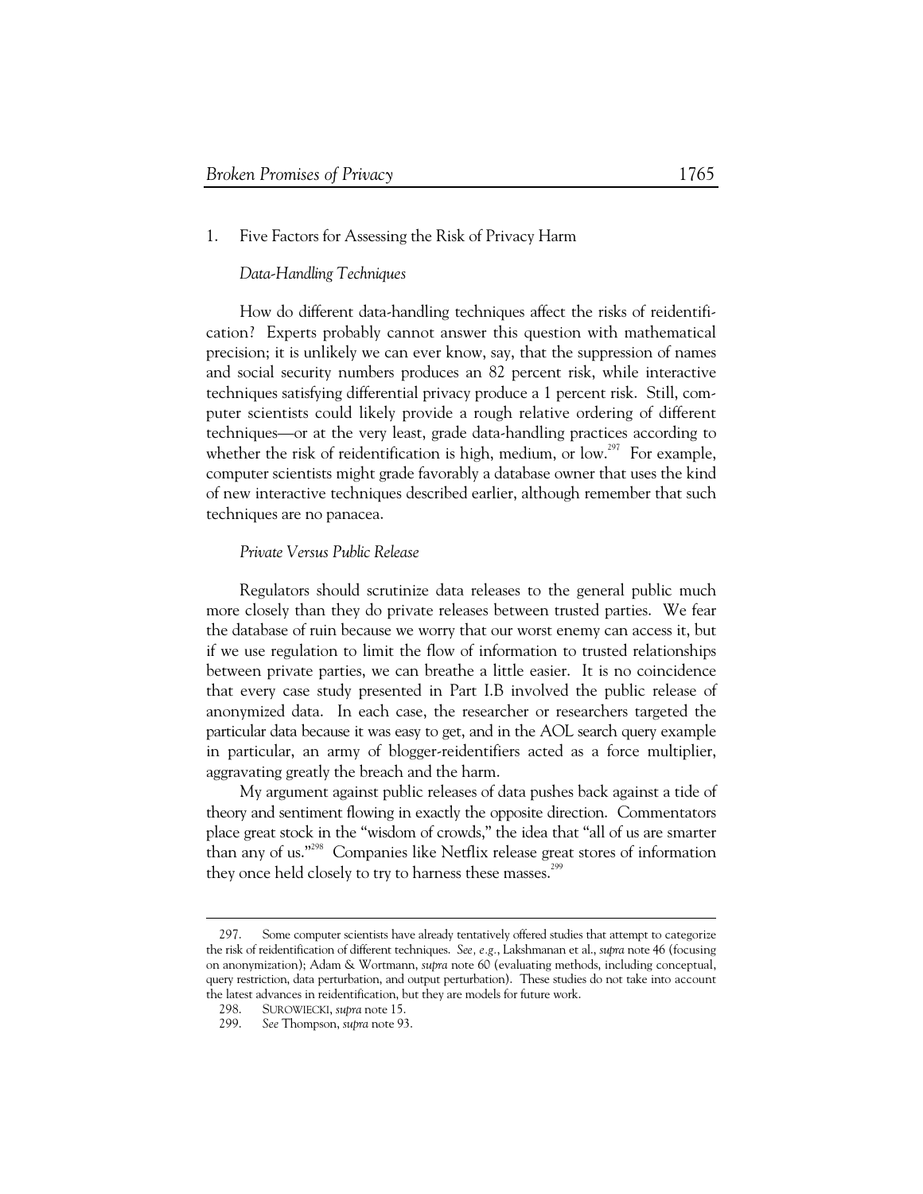### 1. Five Factors for Assessing the Risk of Privacy Harm

*Data-Handling Techniques*

How do different data-handling techniques affect the risks of reidentification? Experts probably cannot answer this question with mathematical precision; it is unlikely we can ever know, say, that the suppression of names and social security numbers produces an 82 percent risk, while interactive techniques satisfying differential privacy produce a 1 percent risk. Still, computer scientists could likely provide a rough relative ordering of different techniques—or at the very least, grade data-handling practices according to whether the risk of reidentification is high, medium, or low.[297] For example, computer scientists might grade favorably a database owner that uses the kind of new interactive techniques described earlier, although remember that such techniques are no panacea.

*Private Versus Public Release*

Regulators should scrutinize data releases to the general public much more closely than they do private releases between trusted parties. We fear the database of ruin because we worry that our worst enemy can access it, but if we use regulation to limit the flow of information to trusted relationships between private parties, we can breathe a little easier. It is no coincidence that every case study presented in Part I.B involved the public release of anonymized data. In each case, the researcher or researchers targeted the particular data because it was easy to get, and in the AOL search query example in particular, an army of blogger-reidentifiers acted as a force multiplier, aggravating greatly the breach and the harm.

My argument against public releases of data pushes back against a tide of theory and sentiment flowing in exactly the opposite direction. Commentators place great stock in the "wisdom of crowds," the idea that "all of us are smarter than any of us."[298] Companies like Netflix release great stores of information they once held closely to try to harness these masses.[299]

---

297. Some computer scientists have already tentatively offered studies that attempt to categorize the risk of reidentification of different techniques. *See, e.g.*, Lakshmanan et al., *supra* note 46 (focusing on anonymization); Adam & Wortmann, *supra* note 60 (evaluating methods, including conceptual, query restriction, data perturbation, and output perturbation). These studies do not take into account the latest advances in reidentification, but they are models for future work.

298. SUROWIECKI, *supra* note 15.

299. *See* Thompson, *supra* note 93.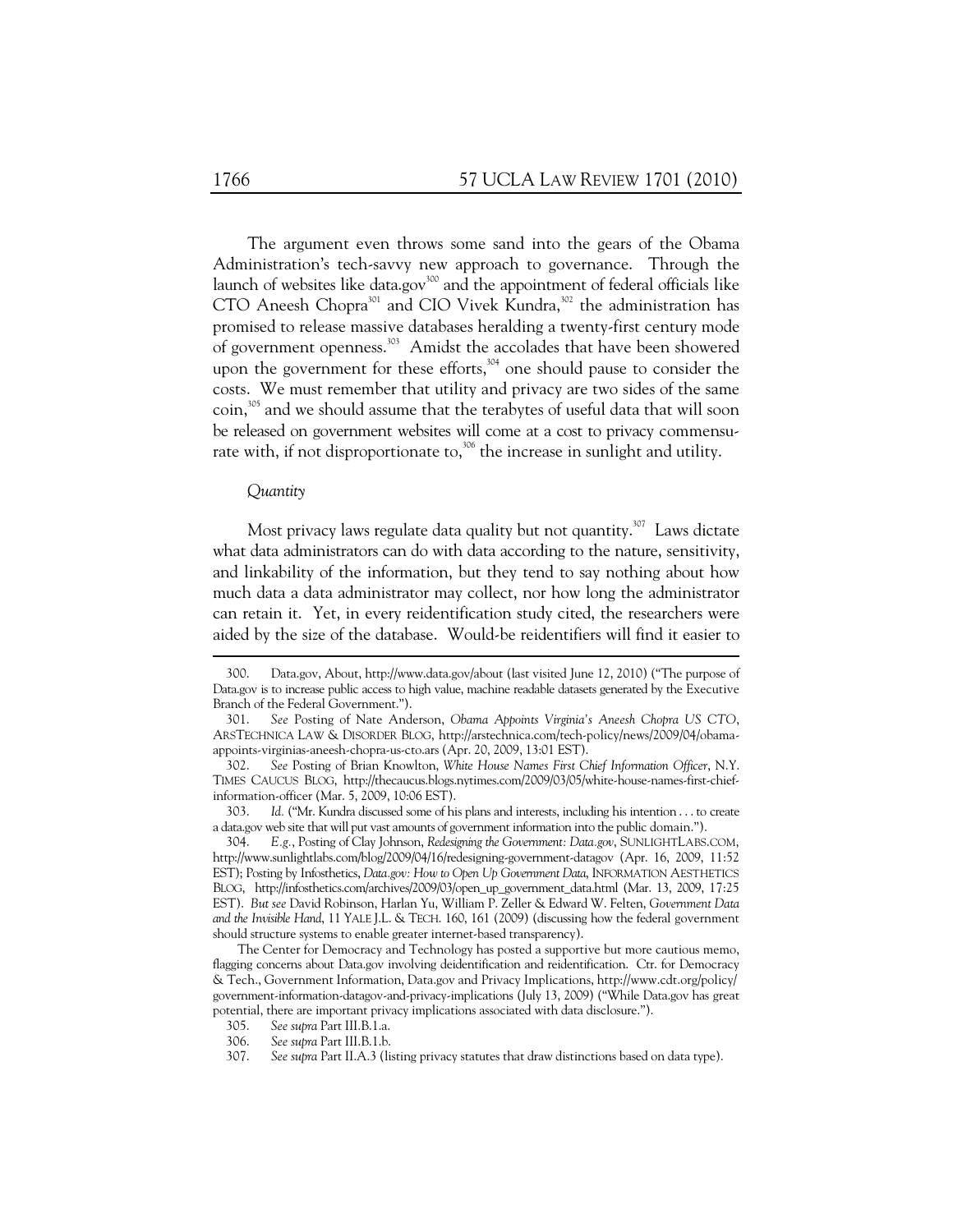The argument even throws some sand into the gears of the Obama Administration's tech-savvy new approach to governance. Through the launch of websites like data.gov[300] and the appointment of federal officials like CTO Aneesh Chopra[301] and CIO Vivek Kundra,[302] the administration has promised to release massive databases heralding a twenty-first century mode of government openness.[303] Amidst the accolades that have been showered upon the government for these efforts,[304] one should pause to consider the costs. We must remember that utility and privacy are two sides of the same coin,[305] and we should assume that the terabytes of useful data that will soon be released on government websites will come at a cost to privacy commensurate with, if not disproportionate to,[306] the increase in sunlight and utility.

*Quantity*

Most privacy laws regulate data quality but not quantity.[307] Laws dictate what data administrators can do with data according to the nature, sensitivity, and linkability of the information, but they tend to say nothing about how much data a data administrator may collect, nor how long the administrator can retain it. Yet, in every reidentification study cited, the researchers were aided by the size of the database. Would-be reidentifiers will find it easier to

---

300. Data.gov, About, http://www.data.gov/about (last visited June 12, 2010) ("The purpose of Data.gov is to increase public access to high value, machine readable datasets generated by the Executive Branch of the Federal Government.").

301. *See* Posting of Nate Anderson, *Obama Appoints Virginia's Aneesh Chopra US CTO*, ARSTECHNICA LAW & DISORDER BLOG, http://arstechnica.com/tech-policy/news/2009/04/obama-appoints-virginias-aneesh-chopra-us-cto.ars (Apr. 20, 2009, 13:01 EST).

302. *See* Posting of Brian Knowlton, *White House Names First Chief Information Officer*, N.Y. TIMES CAUCUS BLOG, http://thecaucus.blogs.nytimes.com/2009/03/05/white-house-names-first-chief-information-officer (Mar. 5, 2009, 10:06 EST).

303. *Id.* ("Mr. Kundra discussed some of his plans and interests, including his intention . . . to create a data.gov web site that will put vast amounts of government information into the public domain.").

304. *E.g.*, Posting of Clay Johnson, *Redesigning the Government: Data.gov*, SUNLIGHTLABS.COM, http://www.sunlightlabs.com/blog/2009/04/16/redesigning-government-datagov (Apr. 16, 2009, 11:52 EST); Posting by Infosthetics, *Data.gov: How to Open Up Government Data*, INFORMATION AESTHETICS BLOG, http://infosthetics.com/archives/2009/03/open_up_government_data.html (Mar. 13, 2009, 17:25 EST). *But see* David Robinson, Harlan Yu, William P. Zeller & Edward W. Felten, *Government Data and the Invisible Hand*, 11 YALE J.L. & TECH. 160, 161 (2009) (discussing how the federal government should structure systems to enable greater internet-based transparency).

The Center for Democracy and Technology has posted a supportive but more cautious memo, flagging concerns about Data.gov involving deidentification and reidentification. Ctr. for Democracy & Tech., Government Information, Data.gov and Privacy Implications, http://www.cdt.org/policy/government-information-datagov-and-privacy-implications (July 13, 2009) ("While Data.gov has great potential, there are important privacy implications associated with data disclosure.").

305. *See supra* Part III.B.1.a.

306. *See supra* Part III.B.1.b.

307. *See supra* Part II.A.3 (listing privacy statutes that draw distinctions based on data type).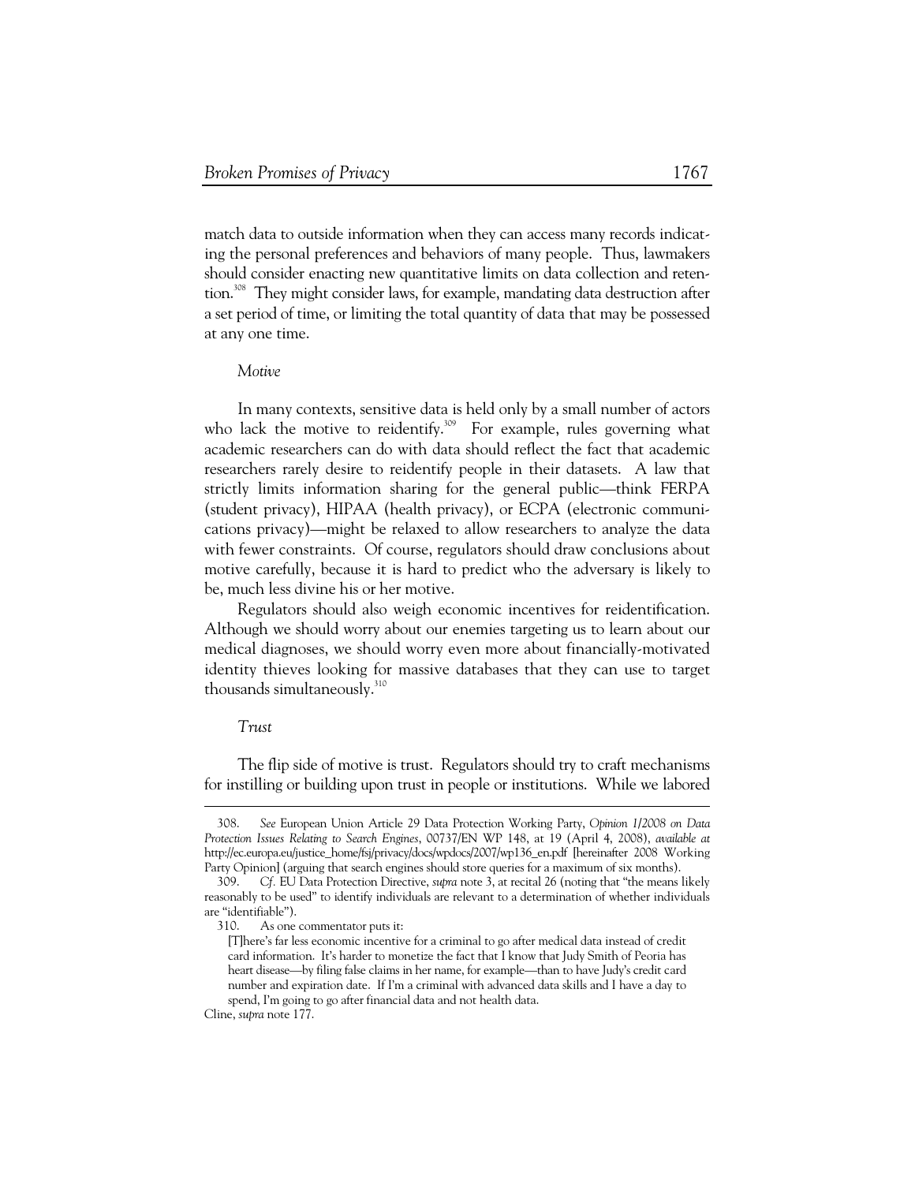match data to outside information when they can access many records indicating the personal preferences and behaviors of many people. Thus, lawmakers should consider enacting new quantitative limits on data collection and retention.[308] They might consider laws, for example, mandating data destruction after a set period of time, or limiting the total quantity of data that may be possessed at any one time.

*Motive*

In many contexts, sensitive data is held only by a small number of actors who lack the motive to reidentify.[309] For example, rules governing what academic researchers can do with data should reflect the fact that academic researchers rarely desire to reidentify people in their datasets. A law that strictly limits information sharing for the general public—think FERPA (student privacy), HIPAA (health privacy), or ECPA (electronic communications privacy)—might be relaxed to allow researchers to analyze the data with fewer constraints. Of course, regulators should draw conclusions about motive carefully, because it is hard to predict who the adversary is likely to be, much less divine his or her motive.

Regulators should also weigh economic incentives for reidentification. Although we should worry about our enemies targeting us to learn about our medical diagnoses, we should worry even more about financially-motivated identity thieves looking for massive databases that they can use to target thousands simultaneously.[310]

*Trust*

The flip side of motive is trust. Regulators should try to craft mechanisms for instilling or building upon trust in people or institutions. While we labored

---

308. *See* European Union Article 29 Data Protection Working Party, *Opinion 1/2008 on Data Protection Issues Relating to Search Engines*, 00737/EN WP 148, at 19 (April 4, 2008), *available at* http://ec.europa.eu/justice_home/fsj/privacy/docs/wpdocs/2007/wp136_en.pdf [hereinafter 2008 Working Party Opinion] (arguing that search engines should store queries for a maximum of six months).

309. *Cf.* EU Data Protection Directive, *supra* note 3, at recital 26 (noting that "the means likely reasonably to be used" to identify individuals are relevant to a determination of whether individuals are "identifiable").

310. As one commentator puts it:

> [T]here's far less economic incentive for a criminal to go after medical data instead of credit card information. It's harder to monetize the fact that I know that Judy Smith of Peoria has heart disease—by filing false claims in her name, for example—than to have Judy's credit card number and expiration date. If I'm a criminal with advanced data skills and I have a day to spend, I'm going to go after financial data and not health data.

Cline, *supra* note 177.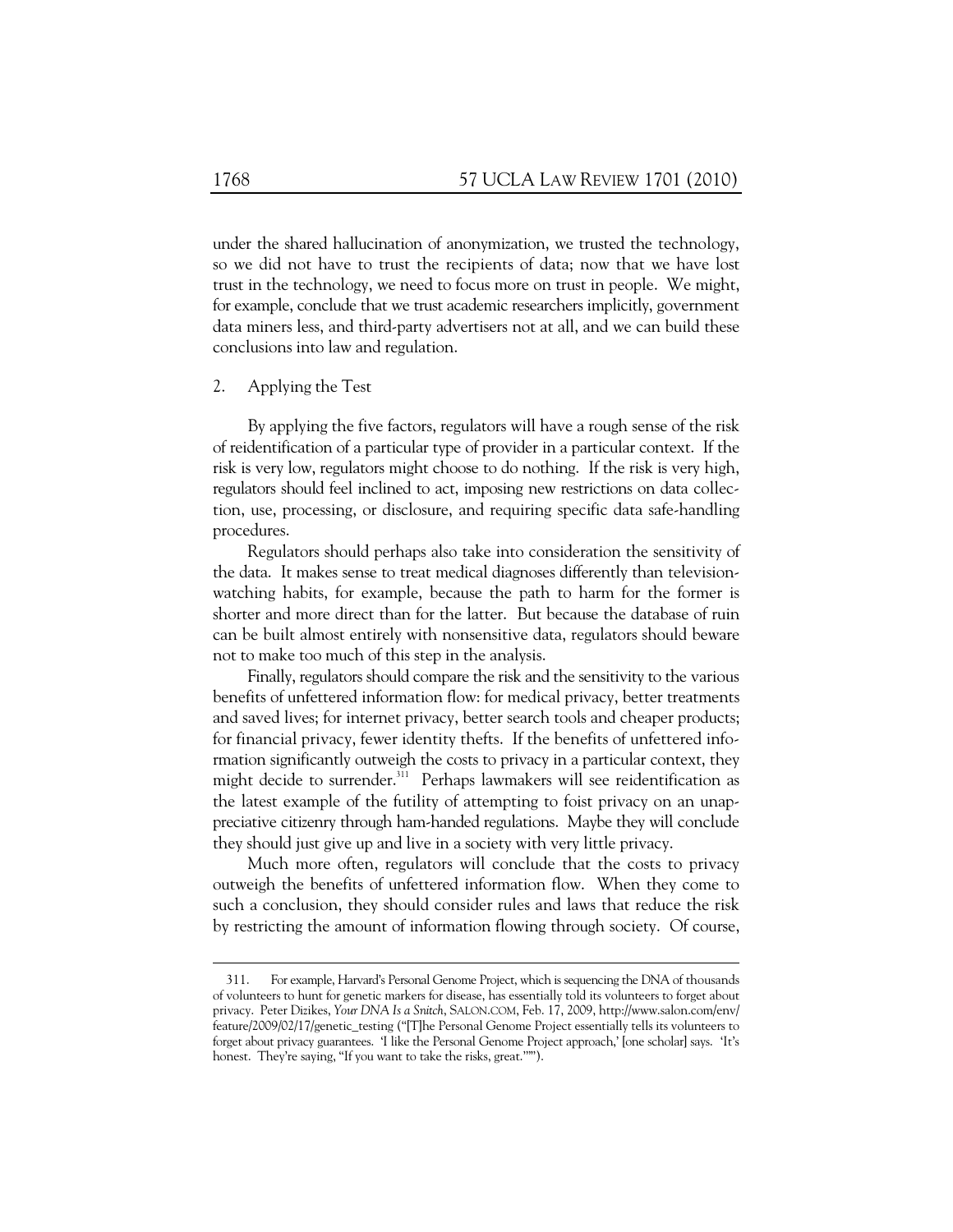under the shared hallucination of anonymization, we trusted the technology, so we did not have to trust the recipients of data; now that we have lost trust in the technology, we need to focus more on trust in people. We might, for example, conclude that we trust academic researchers implicitly, government data miners less, and third-party advertisers not at all, and we can build these conclusions into law and regulation.

### 2. Applying the Test

By applying the five factors, regulators will have a rough sense of the risk of reidentification of a particular type of provider in a particular context. If the risk is very low, regulators might choose to do nothing. If the risk is very high, regulators should feel inclined to act, imposing new restrictions on data collection, use, processing, or disclosure, and requiring specific data safe-handling procedures.

Regulators should perhaps also take into consideration the sensitivity of the data. It makes sense to treat medical diagnoses differently than television-watching habits, for example, because the path to harm for the former is shorter and more direct than for the latter. But because the database of ruin can be built almost entirely with nonsensitive data, regulators should beware not to make too much of this step in the analysis.

Finally, regulators should compare the risk and the sensitivity to the various benefits of unfettered information flow: for medical privacy, better treatments and saved lives; for internet privacy, better search tools and cheaper products; for financial privacy, fewer identity thefts. If the benefits of unfettered information significantly outweigh the costs to privacy in a particular context, they might decide to surrender.[311] Perhaps lawmakers will see reidentification as the latest example of the futility of attempting to foist privacy on an unappreciative citizenry through ham-handed regulations. Maybe they will conclude they should just give up and live in a society with very little privacy.

Much more often, regulators will conclude that the costs to privacy outweigh the benefits of unfettered information flow. When they come to such a conclusion, they should consider rules and laws that reduce the risk by restricting the amount of information flowing through society. Of course,

---

311. For example, Harvard's Personal Genome Project, which is sequencing the DNA of thousands of volunteers to hunt for genetic markers for disease, has essentially told its volunteers to forget about privacy. Peter Dizikes, *Your DNA Is a Snitch*, SALON.COM, Feb. 17, 2009, http://www.salon.com/env/feature/2009/02/17/genetic_testing ("[T]he Personal Genome Project essentially tells its volunteers to forget about privacy guarantees. 'I like the Personal Genome Project approach,' [one scholar] says. 'It's honest. They're saying, "If you want to take the risks, great."'").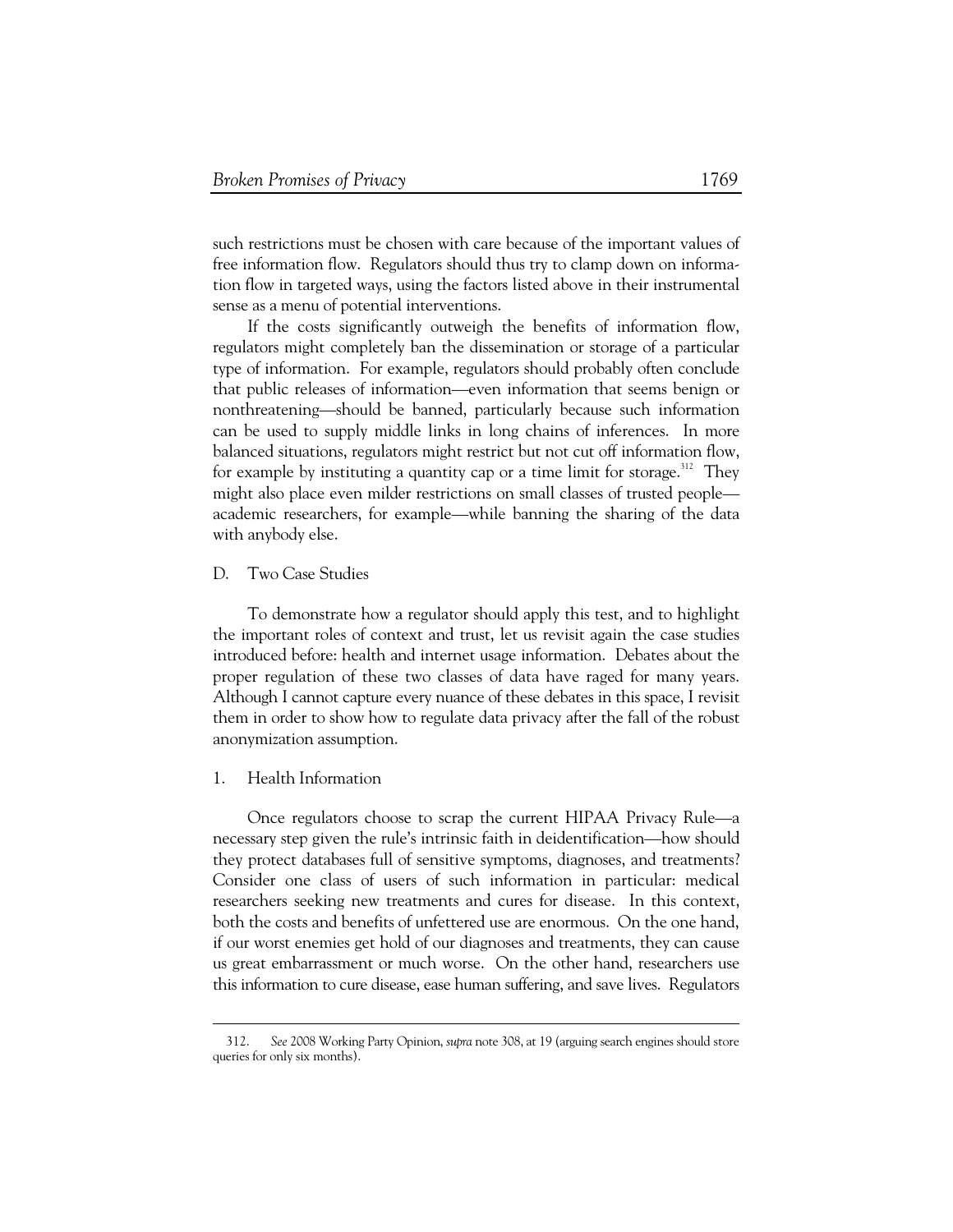such restrictions must be chosen with care because of the important values of free information flow. Regulators should thus try to clamp down on information flow in targeted ways, using the factors listed above in their instrumental sense as a menu of potential interventions.

If the costs significantly outweigh the benefits of information flow, regulators might completely ban the dissemination or storage of a particular type of information. For example, regulators should probably often conclude that public releases of information—even information that seems benign or nonthreatening—should be banned, particularly because such information can be used to supply middle links in long chains of inferences. In more balanced situations, regulators might restrict but not cut off information flow, for example by instituting a quantity cap or a time limit for storage.[312] They might also place even milder restrictions on small classes of trusted people—academic researchers, for example—while banning the sharing of the data with anybody else.

### D. Two Case Studies

To demonstrate how a regulator should apply this test, and to highlight the important roles of context and trust, let us revisit again the case studies introduced before: health and internet usage information. Debates about the proper regulation of these two classes of data have raged for many years. Although I cannot capture every nuance of these debates in this space, I revisit them in order to show how to regulate data privacy after the fall of the robust anonymization assumption.

#### 1. Health Information

Once regulators choose to scrap the current HIPAA Privacy Rule—a necessary step given the rule's intrinsic faith in deidentification—how should they protect databases full of sensitive symptoms, diagnoses, and treatments? Consider one class of users of such information in particular: medical researchers seeking new treatments and cures for disease. In this context, both the costs and benefits of unfettered use are enormous. On the one hand, if our worst enemies get hold of our diagnoses and treatments, they can cause us great embarrassment or much worse. On the other hand, researchers use this information to cure disease, ease human suffering, and save lives. Regulators

---

312. *See* 2008 Working Party Opinion, *supra* note 308, at 19 (arguing search engines should store queries for only six months).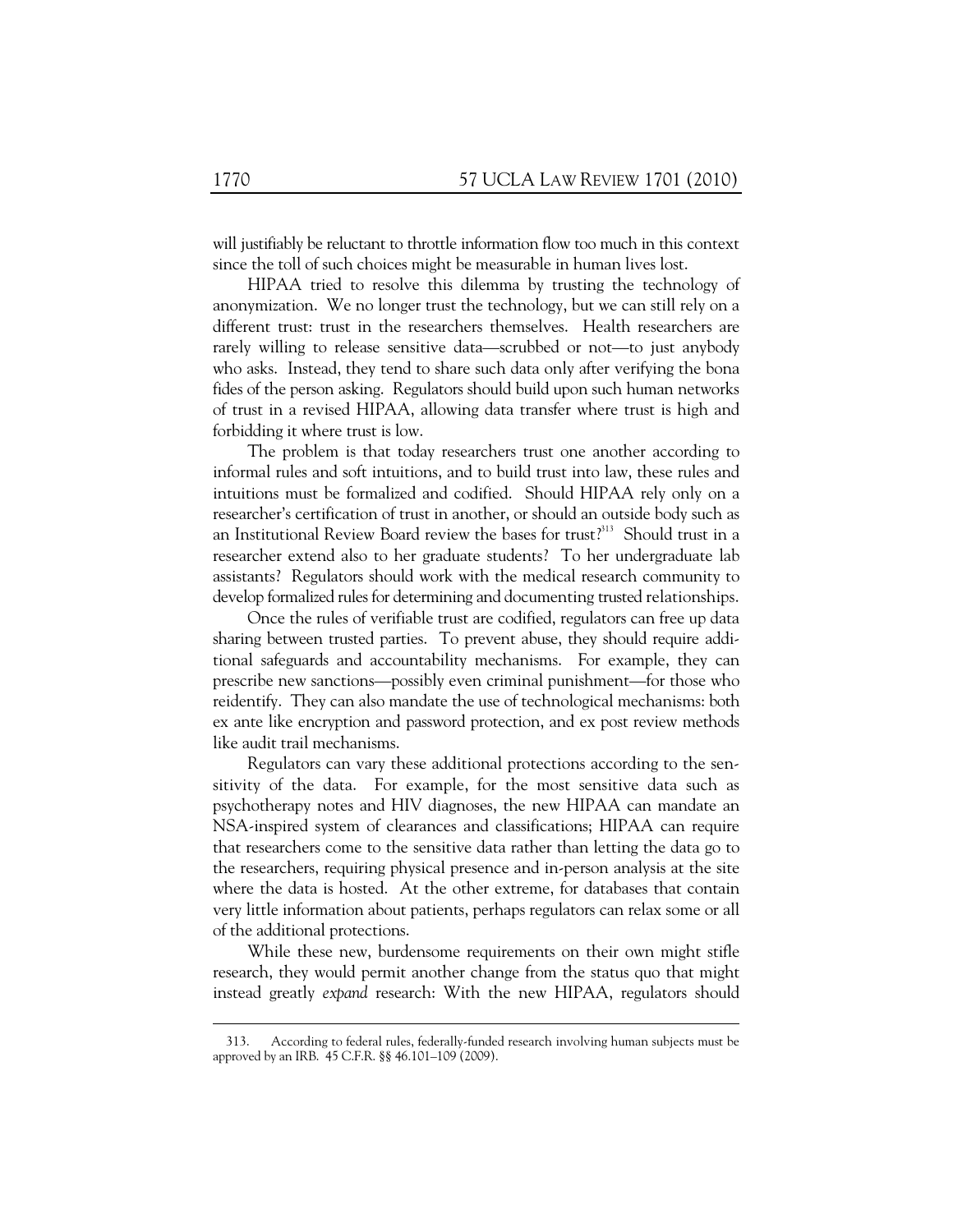will justifiably be reluctant to throttle information flow too much in this context since the toll of such choices might be measurable in human lives lost.

HIPAA tried to resolve this dilemma by trusting the technology of anonymization. We no longer trust the technology, but we can still rely on a different trust: trust in the researchers themselves. Health researchers are rarely willing to release sensitive data—scrubbed or not—to just anybody who asks. Instead, they tend to share such data only after verifying the bona fides of the person asking. Regulators should build upon such human networks of trust in a revised HIPAA, allowing data transfer where trust is high and forbidding it where trust is low.

The problem is that today researchers trust one another according to informal rules and soft intuitions, and to build trust into law, these rules and intuitions must be formalized and codified. Should HIPAA rely only on a researcher's certification of trust in another, or should an outside body such as an Institutional Review Board review the bases for trust?[313] Should trust in a researcher extend also to her graduate students? To her undergraduate lab assistants? Regulators should work with the medical research community to develop formalized rules for determining and documenting trusted relationships.

Once the rules of verifiable trust are codified, regulators can free up data sharing between trusted parties. To prevent abuse, they should require additional safeguards and accountability mechanisms. For example, they can prescribe new sanctions—possibly even criminal punishment—for those who reidentify. They can also mandate the use of technological mechanisms: both ex ante like encryption and password protection, and ex post review methods like audit trail mechanisms.

Regulators can vary these additional protections according to the sensitivity of the data. For example, for the most sensitive data such as psychotherapy notes and HIV diagnoses, the new HIPAA can mandate an NSA-inspired system of clearances and classifications; HIPAA can require that researchers come to the sensitive data rather than letting the data go to the researchers, requiring physical presence and in-person analysis at the site where the data is hosted. At the other extreme, for databases that contain very little information about patients, perhaps regulators can relax some or all of the additional protections.

While these new, burdensome requirements on their own might stifle research, they would permit another change from the status quo that might instead greatly *expand* research: With the new HIPAA, regulators should

313. According to federal rules, federally-funded research involving human subjects must be approved by an IRB. 45 C.F.R. §§ 46.101–109 (2009).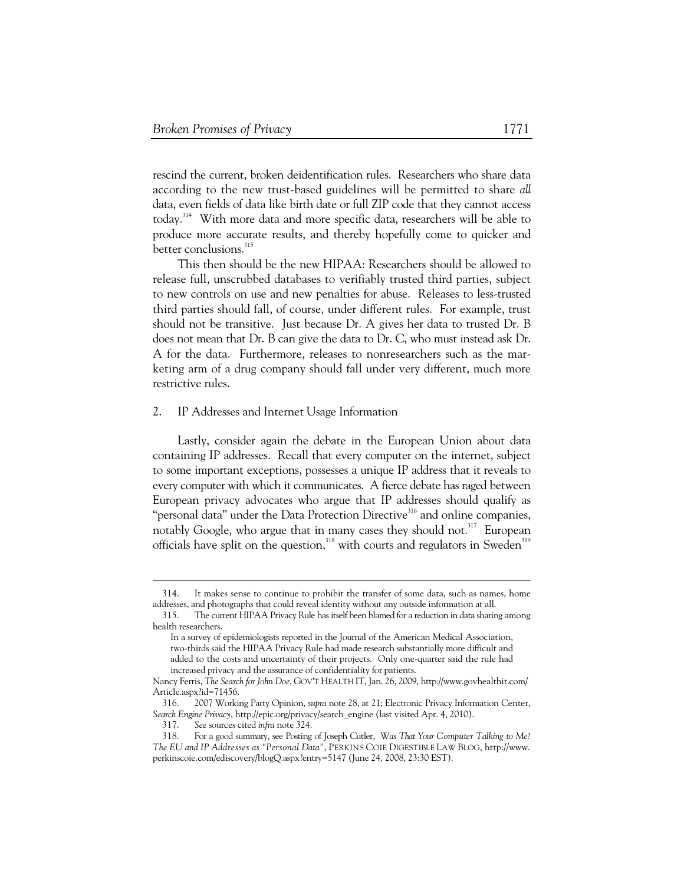rescind the current, broken deidentification rules. Researchers who share data according to the new trust-based guidelines will be permitted to share *all* data, even fields of data like birth date or full ZIP code that they cannot access today.[314] With more data and more specific data, researchers will be able to produce more accurate results, and thereby hopefully come to quicker and better conclusions.[315]

This then should be the new HIPAA: Researchers should be allowed to release full, unscrubbed databases to verifiably trusted third parties, subject to new controls on use and new penalties for abuse. Releases to less-trusted third parties should fall, of course, under different rules. For example, trust should not be transitive. Just because Dr. A gives her data to trusted Dr. B does not mean that Dr. B can give the data to Dr. C, who must instead ask Dr. A for the data. Furthermore, releases to nonresearchers such as the marketing arm of a drug company should fall under very different, much more restrictive rules.

### 2. IP Addresses and Internet Usage Information

Lastly, consider again the debate in the European Union about data containing IP addresses. Recall that every computer on the internet, subject to some important exceptions, possesses a unique IP address that it reveals to every computer with which it communicates. A fierce debate has raged between European privacy advocates who argue that IP addresses should qualify as "personal data" under the Data Protection Directive[316] and online companies, notably Google, who argue that in many cases they should not.[317] European officials have split on the question,[318] with courts and regulators in Sweden[319]

---

314. It makes sense to continue to prohibit the transfer of some data, such as names, home addresses, and photographs that could reveal identity without any outside information at all.

315. The current HIPAA Privacy Rule has itself been blamed for a reduction in data sharing among health researchers.

> In a survey of epidemiologists reported in the Journal of the American Medical Association, two-thirds said the HIPAA Privacy Rule had made research substantially more difficult and added to the costs and uncertainty of their projects. Only one-quarter said the rule had increased privacy and the assurance of confidentiality for patients.

Nancy Ferris, *The Search for John Doe*, GOV'T HEALTH IT, Jan. 26, 2009, http://www.govhealthit.com/Article.aspx?id=71456.

316. 2007 Working Party Opinion, *supra* note 28, at 21; Electronic Privacy Information Center, *Search Engine Privacy*, http://epic.org/privacy/search_engine (last visited Apr. 4, 2010).

317. *See* sources cited *infra* note 324.

318. For a good summary, see Posting of Joseph Cutler, *Was That Your Computer Talking to Me? The EU and IP Addresses as "Personal Data"*, PERKINS COIE DIGESTIBLE LAW BLOG, http://www.perkinscoie.com/ediscovery/blogQ.aspx?entry=5147 (June 24, 2008, 23:30 EST).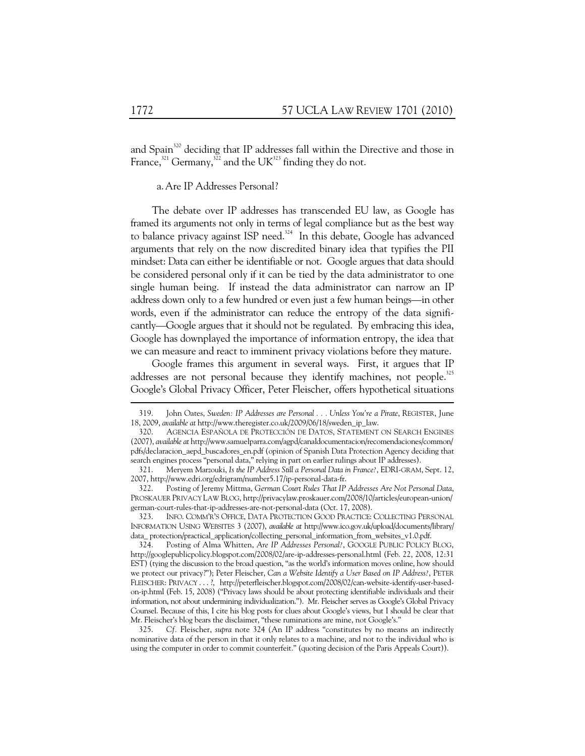and Spain[320] deciding that IP addresses fall within the Directive and those in France,[321] Germany,[322] and the UK[323] finding they do not.

a. Are IP Addresses Personal?

The debate over IP addresses has transcended EU law, as Google has framed its arguments not only in terms of legal compliance but as the best way to balance privacy against ISP need.[324] In this debate, Google has advanced arguments that rely on the now discredited binary idea that typifies the PII mindset: Data can either be identifiable or not. Google argues that data should be considered personal only if it can be tied by the data administrator to one single human being. If instead the data administrator can narrow an IP address down only to a few hundred or even just a few human beings—in other words, even if the administrator can reduce the entropy of the data significantly—Google argues that it should not be regulated. By embracing this idea, Google has downplayed the importance of information entropy, the idea that we can measure and react to imminent privacy violations before they mature.

Google frames this argument in several ways. First, it argues that IP addresses are not personal because they identify machines, not people.[325] Google's Global Privacy Officer, Peter Fleischer, offers hypothetical situations

---

319. John Oates, *Sweden: IP Addresses are Personal . . . Unless You're a Pirate*, REGISTER, June 18, 2009, *available at* http://www.theregister.co.uk/2009/06/18/sweden_ip_law.

320. AGENCIA ESPAÑOLA DE PROTECCIÓN DE DATOS, STATEMENT ON SEARCH ENGINES (2007), *available at* http://www.samuelparra.com/agpd/canaldocumentacion/recomendaciones/common/pdfs/declaracion_aepd_buscadores_en.pdf (opinion of Spanish Data Protection Agency deciding that search engines process "personal data," relying in part on earlier rulings about IP addresses).

321. Meryem Marzouki, *Is the IP Address Still a Personal Data in France?*, EDRI-GRAM, Sept. 12, 2007, http://www.edri.org/edrigram/number5.17/ip-personal-data-fr.

322. Posting of Jeremy Mittma, *German Court Rules That IP Addresses Are Not Personal Data*, PROSKAUER PRIVACY LAW BLOG, http://privacylaw.proskauer.com/2008/10/articles/european-union/german-court-rules-that-ip-addresses-are-not-personal-data (Oct. 17, 2008).

323. INFO. COMM'R'S OFFICE, DATA PROTECTION GOOD PRACTICE: COLLECTING PERSONAL INFORMATION USING WEBSITES 3 (2007), *available at* http://www.ico.gov.uk/upload/documents/library/data_ protection/practical_application/collecting_personal_information_from_websites_v1.0.pdf.

324. Posting of Alma Whitten, *Are IP Addresses Personal?*, GOOGLE PUBLIC POLICY BLOG, http://googlepublicpolicy.blogspot.com/2008/02/are-ip-addresses-personal.html (Feb. 22, 2008, 12:31 EST) (tying the discussion to the broad question, "as the world's information moves online, how should we protect our privacy?"); Peter Fleischer, *Can a Website Identify a User Based on IP Address?*, PETER FLEISCHER: PRIVACY . . . ?, http://peterfleischer.blogspot.com/2008/02/can-website-identify-user-based-on-ip.html (Feb. 15, 2008) ("Privacy laws should be about protecting identifiable individuals and their information, not about undermining individualization."). Mr. Fleischer serves as Google's Global Privacy Counsel. Because of this, I cite his blog posts for clues about Google's views, but I should be clear that Mr. Fleischer's blog bears the disclaimer, "these ruminations are mine, not Google's."

325. *Cf.* Fleischer, *supra* note 324 (An IP address "constitutes by no means an indirectly nominative data of the person in that it only relates to a machine, and not to the individual who is using the computer in order to commit counterfeit." (quoting decision of the Paris Appeals Court)).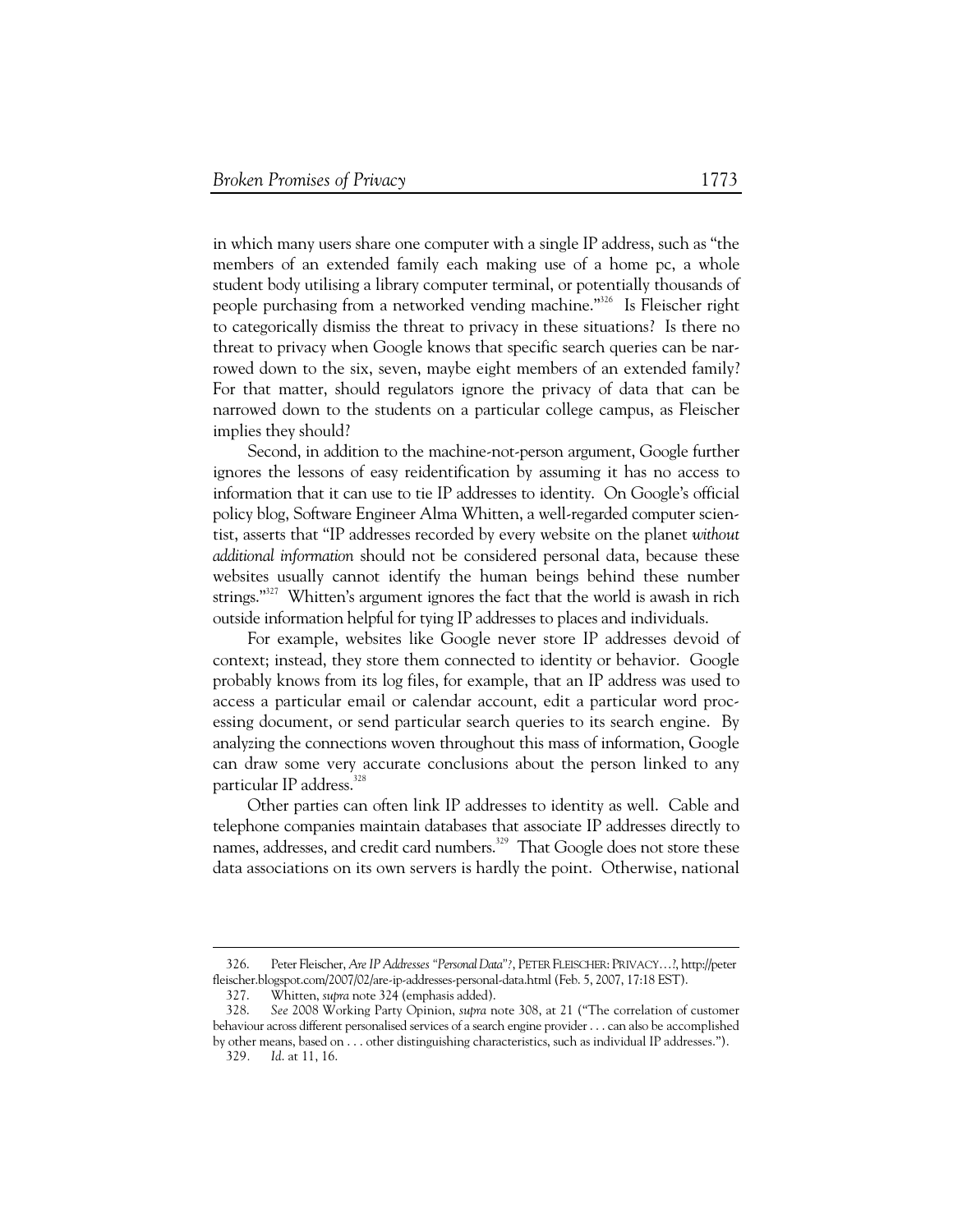in which many users share one computer with a single IP address, such as "the members of an extended family each making use of a home pc, a whole student body utilising a library computer terminal, or potentially thousands of people purchasing from a networked vending machine."[326] Is Fleischer right to categorically dismiss the threat to privacy in these situations? Is there no threat to privacy when Google knows that specific search queries can be narrowed down to the six, seven, maybe eight members of an extended family? For that matter, should regulators ignore the privacy of data that can be narrowed down to the students on a particular college campus, as Fleischer implies they should?

Second, in addition to the machine-not-person argument, Google further ignores the lessons of easy reidentification by assuming it has no access to information that it can use to tie IP addresses to identity. On Google's official policy blog, Software Engineer Alma Whitten, a well-regarded computer scientist, asserts that "IP addresses recorded by every website on the planet *without additional information* should not be considered personal data, because these websites usually cannot identify the human beings behind these number strings."[327] Whitten's argument ignores the fact that the world is awash in rich outside information helpful for tying IP addresses to places and individuals.

For example, websites like Google never store IP addresses devoid of context; instead, they store them connected to identity or behavior. Google probably knows from its log files, for example, that an IP address was used to access a particular email or calendar account, edit a particular word processing document, or send particular search queries to its search engine. By analyzing the connections woven throughout this mass of information, Google can draw some very accurate conclusions about the person linked to any particular IP address.[328]

Other parties can often link IP addresses to identity as well. Cable and telephone companies maintain databases that associate IP addresses directly to names, addresses, and credit card numbers.[329] That Google does not store these data associations on its own servers is hardly the point. Otherwise, national

---

326. Peter Fleischer, *Are IP Addresses "Personal Data"?*, PETER FLEISCHER: PRIVACY…?, http://peterfleischer.blogspot.com/2007/02/are-ip-addresses-personal-data.html (Feb. 5, 2007, 17:18 EST).

327. Whitten, *supra* note 324 (emphasis added).

328. *See* 2008 Working Party Opinion, *supra* note 308, at 21 ("The correlation of customer behaviour across different personalised services of a search engine provider . . . can also be accomplished by other means, based on . . . other distinguishing characteristics, such as individual IP addresses.").

329. *Id.* at 11, 16.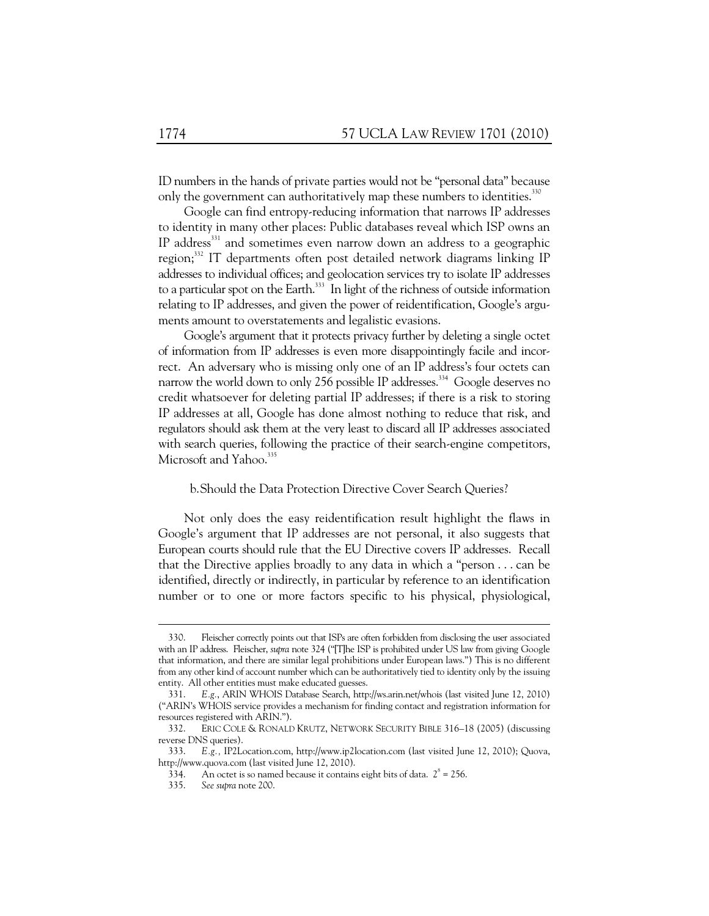ID numbers in the hands of private parties would not be "personal data" because only the government can authoritatively map these numbers to identities.[330]

Google can find entropy-reducing information that narrows IP addresses to identity in many other places: Public databases reveal which ISP owns an IP address[331] and sometimes even narrow down an address to a geographic region;[332] IT departments often post detailed network diagrams linking IP addresses to individual offices; and geolocation services try to isolate IP addresses to a particular spot on the Earth.[333] In light of the richness of outside information relating to IP addresses, and given the power of reidentification, Google's arguments amount to overstatements and legalistic evasions.

Google's argument that it protects privacy further by deleting a single octet of information from IP addresses is even more disappointingly facile and incorrect. An adversary who is missing only one of an IP address's four octets can narrow the world down to only 256 possible IP addresses.[334] Google deserves no credit whatsoever for deleting partial IP addresses; if there is a risk to storing IP addresses at all, Google has done almost nothing to reduce that risk, and regulators should ask them at the very least to discard all IP addresses associated with search queries, following the practice of their search-engine competitors, Microsoft and Yahoo.[335]

### b. Should the Data Protection Directive Cover Search Queries?

Not only does the easy reidentification result highlight the flaws in Google's argument that IP addresses are not personal, it also suggests that European courts should rule that the EU Directive covers IP addresses. Recall that the Directive applies broadly to any data in which a "person . . . can be identified, directly or indirectly, in particular by reference to an identification number or to one or more factors specific to his physical, physiological,

---

330. Fleischer correctly points out that ISPs are often forbidden from disclosing the user associated with an IP address. Fleischer, *supra* note 324 ("[T]he ISP is prohibited under US law from giving Google that information, and there are similar legal prohibitions under European laws.") This is no different from any other kind of account number which can be authoritatively tied to identity only by the issuing entity. All other entities must make educated guesses.

331. *E.g.*, ARIN WHOIS Database Search, http://ws.arin.net/whois (last visited June 12, 2010) ("ARIN's WHOIS service provides a mechanism for finding contact and registration information for resources registered with ARIN.").

332. ERIC COLE & RONALD KRUTZ, NETWORK SECURITY BIBLE 316–18 (2005) (discussing reverse DNS queries).

333. *E.g.*, IP2Location.com, http://www.ip2location.com (last visited June 12, 2010); Quova, http://www.quova.com (last visited June 12, 2010).

334. An octet is so named because it contains eight bits of data. $2^8 = 256$.

335. *See supra* note 200.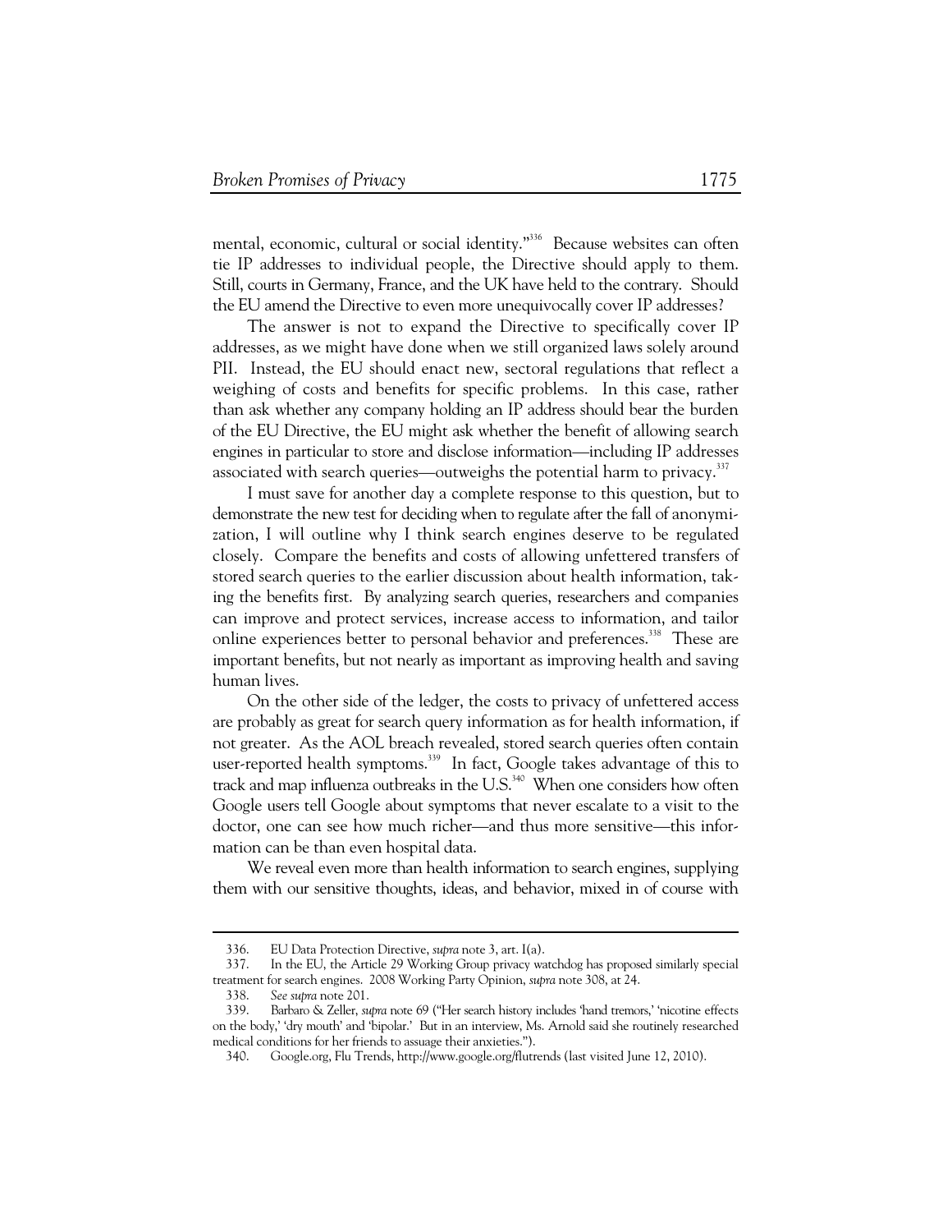mental, economic, cultural or social identity."[336] Because websites can often tie IP addresses to individual people, the Directive should apply to them. Still, courts in Germany, France, and the UK have held to the contrary. Should the EU amend the Directive to even more unequivocally cover IP addresses?

The answer is not to expand the Directive to specifically cover IP addresses, as we might have done when we still organized laws solely around PII. Instead, the EU should enact new, sectoral regulations that reflect a weighing of costs and benefits for specific problems. In this case, rather than ask whether any company holding an IP address should bear the burden of the EU Directive, the EU might ask whether the benefit of allowing search engines in particular to store and disclose information—including IP addresses associated with search queries—outweighs the potential harm to privacy.[337]

I must save for another day a complete response to this question, but to demonstrate the new test for deciding when to regulate after the fall of anonymization, I will outline why I think search engines deserve to be regulated closely. Compare the benefits and costs of allowing unfettered transfers of stored search queries to the earlier discussion about health information, taking the benefits first. By analyzing search queries, researchers and companies can improve and protect services, increase access to information, and tailor online experiences better to personal behavior and preferences.[338] These are important benefits, but not nearly as important as improving health and saving human lives.

On the other side of the ledger, the costs to privacy of unfettered access are probably as great for search query information as for health information, if not greater. As the AOL breach revealed, stored search queries often contain user-reported health symptoms.[339] In fact, Google takes advantage of this to track and map influenza outbreaks in the U.S.[340] When one considers how often Google users tell Google about symptoms that never escalate to a visit to the doctor, one can see how much richer—and thus more sensitive—this information can be than even hospital data.

We reveal even more than health information to search engines, supplying them with our sensitive thoughts, ideas, and behavior, mixed in of course with

---

336. EU Data Protection Directive, *supra* note 3, art. 1(a).

337. In the EU, the Article 29 Working Group privacy watchdog has proposed similarly special treatment for search engines. 2008 Working Party Opinion, *supra* note 308, at 24.

338. *See supra* note 201.

339. Barbaro & Zeller, *supra* note 69 ("Her search history includes 'hand tremors,' 'nicotine effects on the body,' 'dry mouth' and 'bipolar.' But in an interview, Ms. Arnold said she routinely researched medical conditions for her friends to assuage their anxieties.").

340. Google.org, Flu Trends, http://www.google.org/flutrends (last visited June 12, 2010).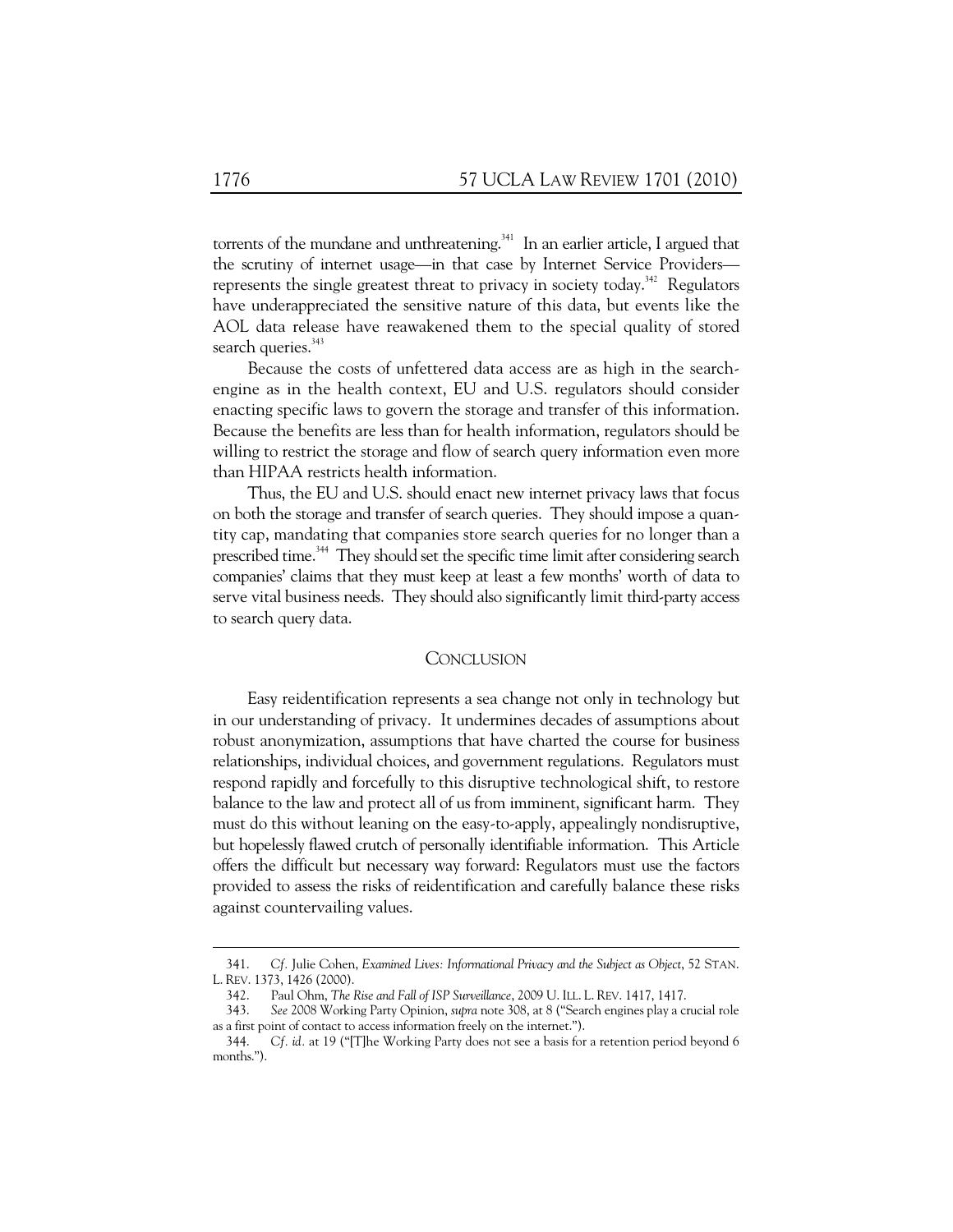torrents of the mundane and unthreatening.[341] In an earlier article, I argued that the scrutiny of internet usage—in that case by Internet Service Providers—represents the single greatest threat to privacy in society today.[342] Regulators have underappreciated the sensitive nature of this data, but events like the AOL data release have reawakened them to the special quality of stored search queries.[343]

Because the costs of unfettered data access are as high in the search-engine as in the health context, EU and U.S. regulators should consider enacting specific laws to govern the storage and transfer of this information. Because the benefits are less than for health information, regulators should be willing to restrict the storage and flow of search query information even more than HIPAA restricts health information.

Thus, the EU and U.S. should enact new internet privacy laws that focus on both the storage and transfer of search queries. They should impose a quantity cap, mandating that companies store search queries for no longer than a prescribed time.[344] They should set the specific time limit after considering search companies' claims that they must keep at least a few months' worth of data to serve vital business needs. They should also significantly limit third-party access to search query data.

## CONCLUSION

Easy reidentification represents a sea change not only in technology but in our understanding of privacy. It undermines decades of assumptions about robust anonymization, assumptions that have charted the course for business relationships, individual choices, and government regulations. Regulators must respond rapidly and forcefully to this disruptive technological shift, to restore balance to the law and protect all of us from imminent, significant harm. They must do this without leaning on the easy-to-apply, appealingly nondisruptive, but hopelessly flawed crutch of personally identifiable information. This Article offers the difficult but necessary way forward: Regulators must use the factors provided to assess the risks of reidentification and carefully balance these risks against countervailing values.

---

341. *Cf.* Julie Cohen, *Examined Lives: Informational Privacy and the Subject as Object*, 52 STAN. L. REV. 1373, 1426 (2000).

342. Paul Ohm, *The Rise and Fall of ISP Surveillance*, 2009 U. ILL. L. REV. 1417, 1417.

343. *See* 2008 Working Party Opinion, *supra* note 308, at 8 ("Search engines play a crucial role as a first point of contact to access information freely on the internet.").

344. *Cf. id.* at 19 ("[T]he Working Party does not see a basis for a retention period beyond 6 months.").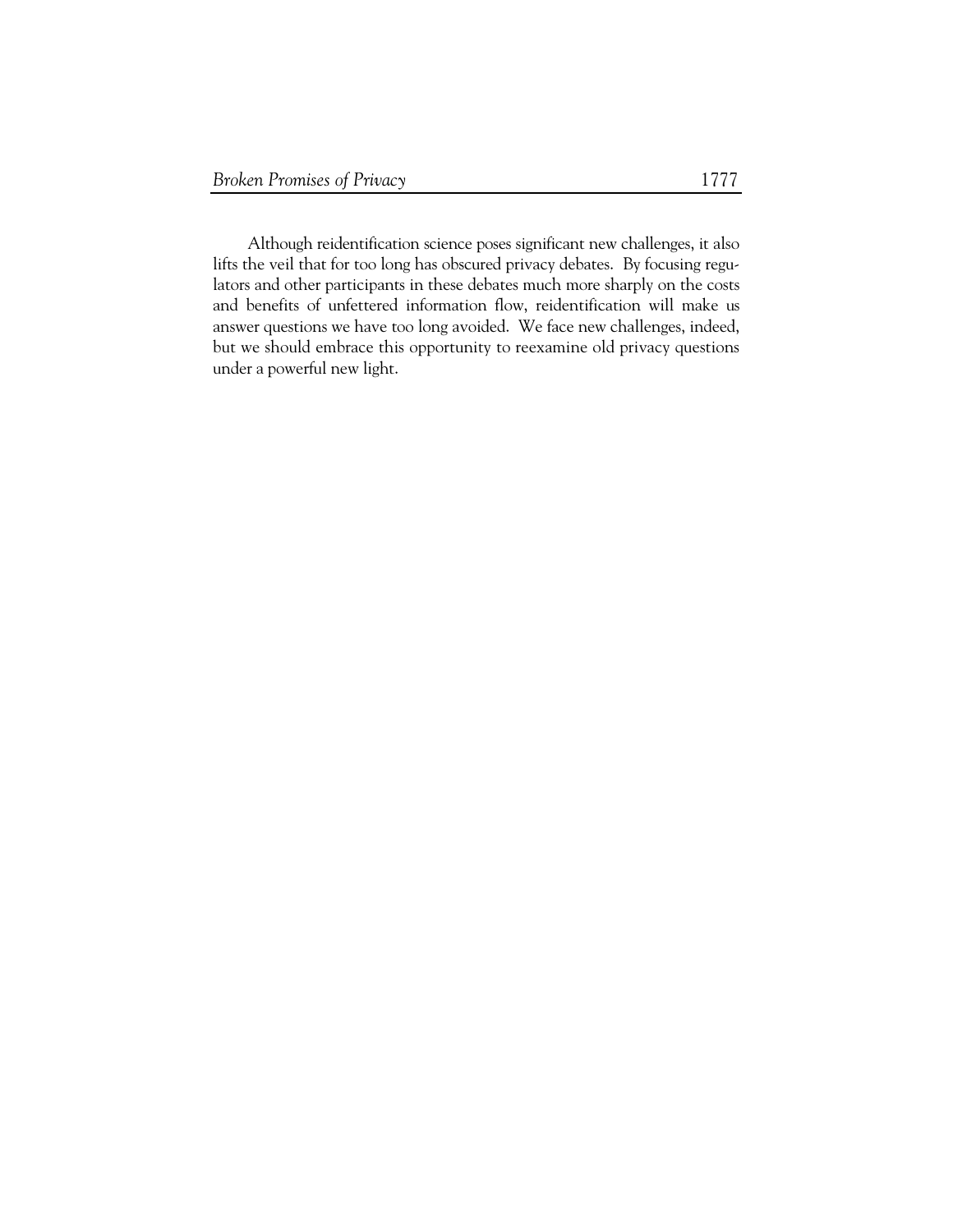Although reidentification science poses significant new challenges, it also lifts the veil that for too long has obscured privacy debates. By focusing regulators and other participants in these debates much more sharply on the costs and benefits of unfettered information flow, reidentification will make us answer questions we have too long avoided. We face new challenges, indeed, but we should embrace this opportunity to reexamine old privacy questions under a powerful new light.